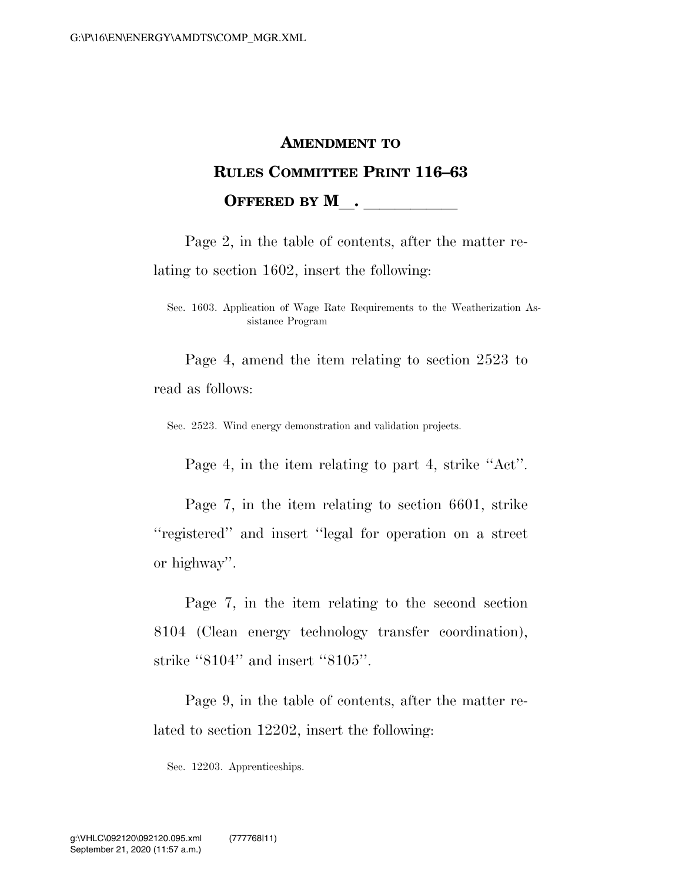# AMENDMENT TO RULES COMMITTEE PRINT 116–63

## OFFERED BY M__. ___________

Page 2, in the table of contents, after the matter relating to section 1602, insert the following:

Sec. 1603. Application of Wage Rate Requirements to the Weatherization Assistance Program

Page 4, amend the item relating to section 2523 to read as follows:

Sec. 2523. Wind energy demonstration and validation projects.

Page 4, in the item relating to part 4, strike ''Act''.

Page 7, in the item relating to section 6601, strike ''registered'' and insert ''legal for operation on a street or highway''.

Page 7, in the item relating to the second section 8104 (Clean energy technology transfer coordination), strike ''8104'' and insert ''8105''.

Page 9, in the table of contents, after the matter related to section 12202, insert the following:

Sec. 12203. Apprenticeships.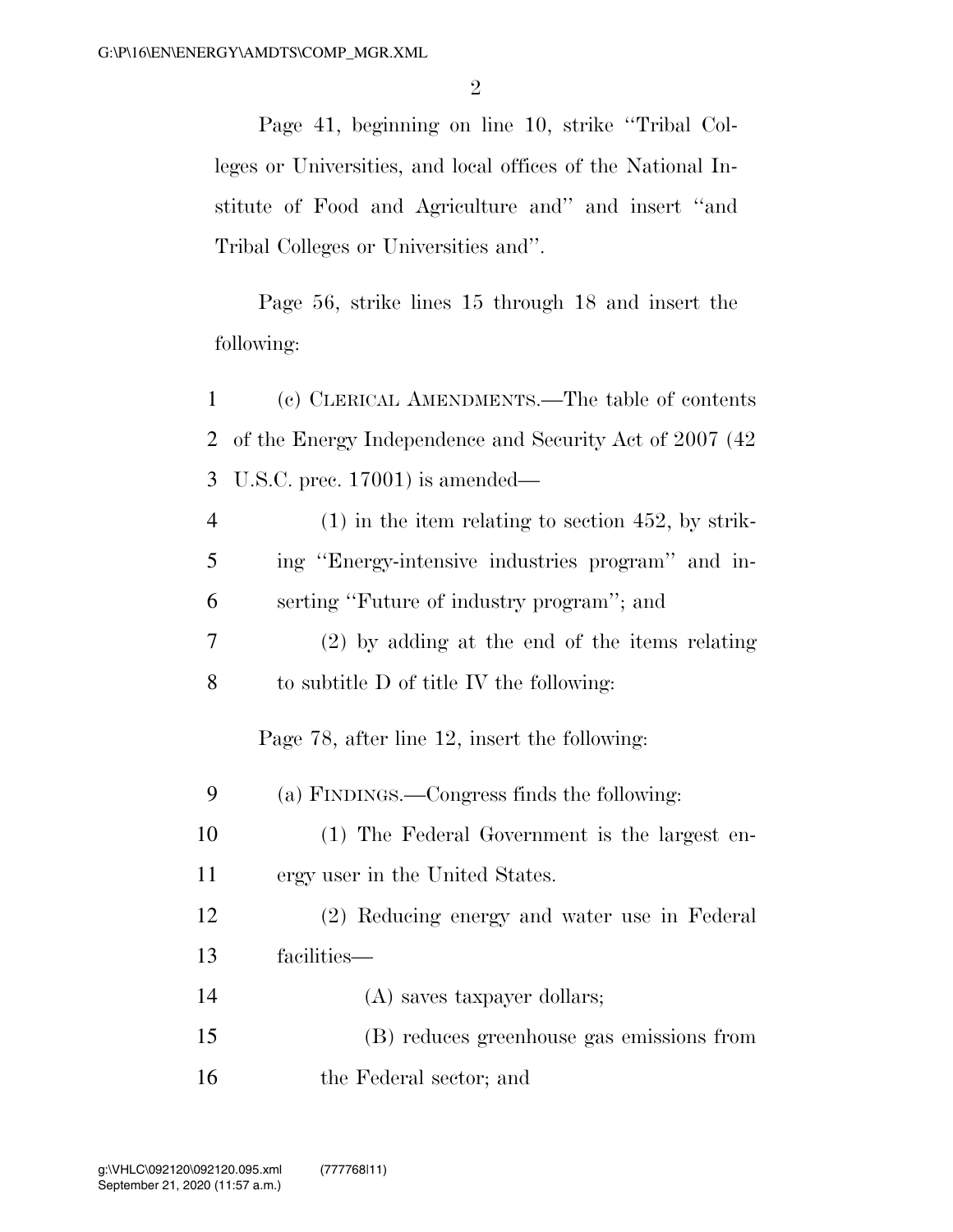Page 41, beginning on line 10, strike "Tribal Colleges or Universities, and local offices of the National Institute of Food and Agriculture and" and insert "and Tribal Colleges or Universities and".

Page 56, strike lines 15 through 18 and insert the following:

1 (c) CLERICAL AMENDMENTS.—The table of contents
2 of the Energy Independence and Security Act of 2007 (42
3 U.S.C. prec. 17001) is amended—

4 (1) in the item relating to section 452, by strik-
5 ing "Energy-intensive industries program" and in-
6 serting "Future of industry program"; and

7 (2) by adding at the end of the items relating
8 to subtitle D of title IV the following:

Page 78, after line 12, insert the following:

9 (a) FINDINGS.—Congress finds the following:

10 (1) The Federal Government is the largest en-
11 ergy user in the United States.

12 (2) Reducing energy and water use in Federal
13 facilities—

14 (A) saves taxpayer dollars;

15 (B) reduces greenhouse gas emissions from
16 the Federal sector; and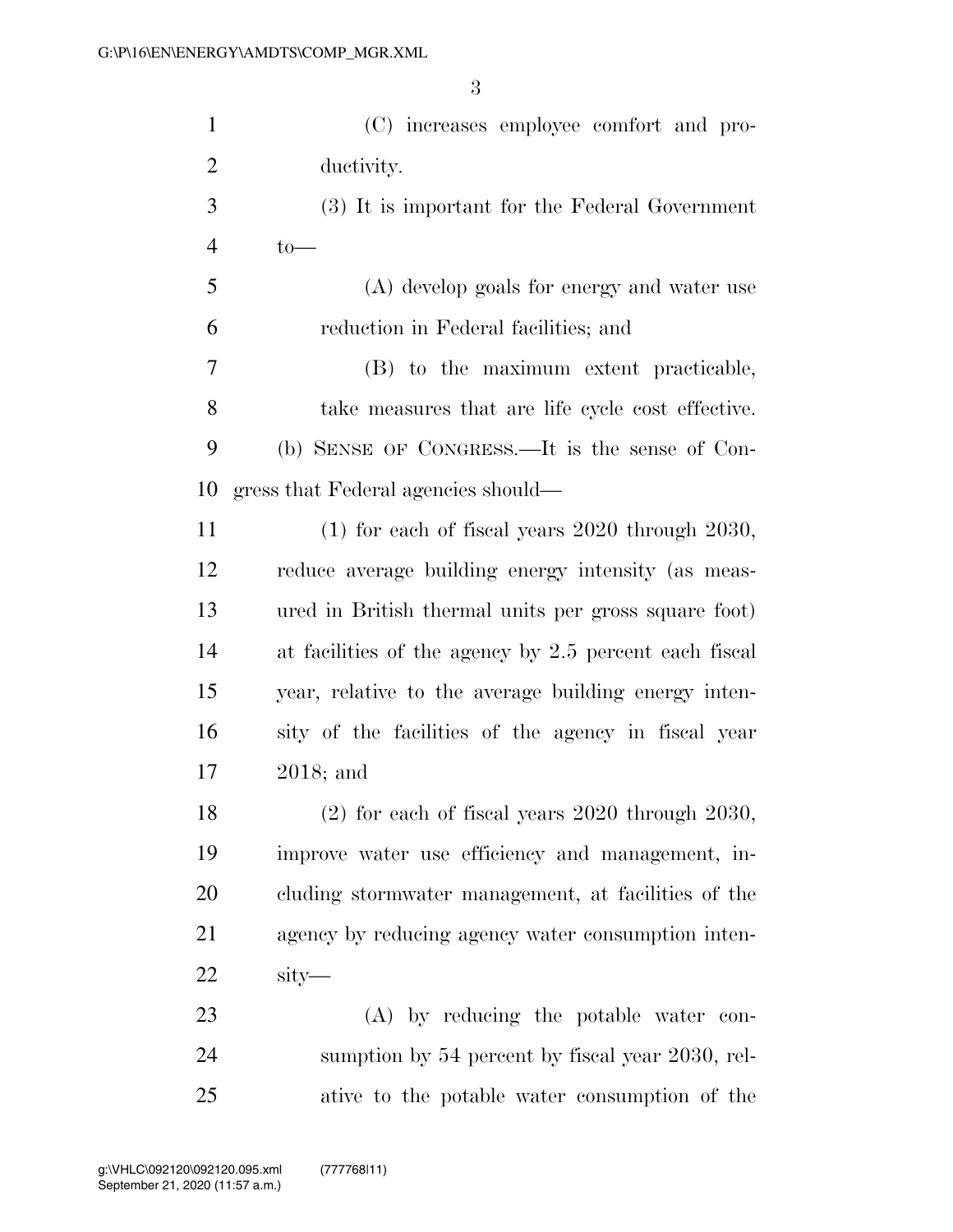(C) increases employee comfort and productivity.

(3) It is important for the Federal Government to—

(A) develop goals for energy and water use reduction in Federal facilities; and

(B) to the maximum extent practicable, take measures that are life cycle cost effective.

(b) SENSE OF CONGRESS.—It is the sense of Congress that Federal agencies should—

(1) for each of fiscal years 2020 through 2030, reduce average building energy intensity (as measured in British thermal units per gross square foot) at facilities of the agency by 2.5 percent each fiscal year, relative to the average building energy intensity of the facilities of the agency in fiscal year 2018; and

(2) for each of fiscal years 2020 through 2030, improve water use efficiency and management, including stormwater management, at facilities of the agency by reducing agency water consumption intensity—

(A) by reducing the potable water consumption by 54 percent by fiscal year 2030, relative to the potable water consumption of the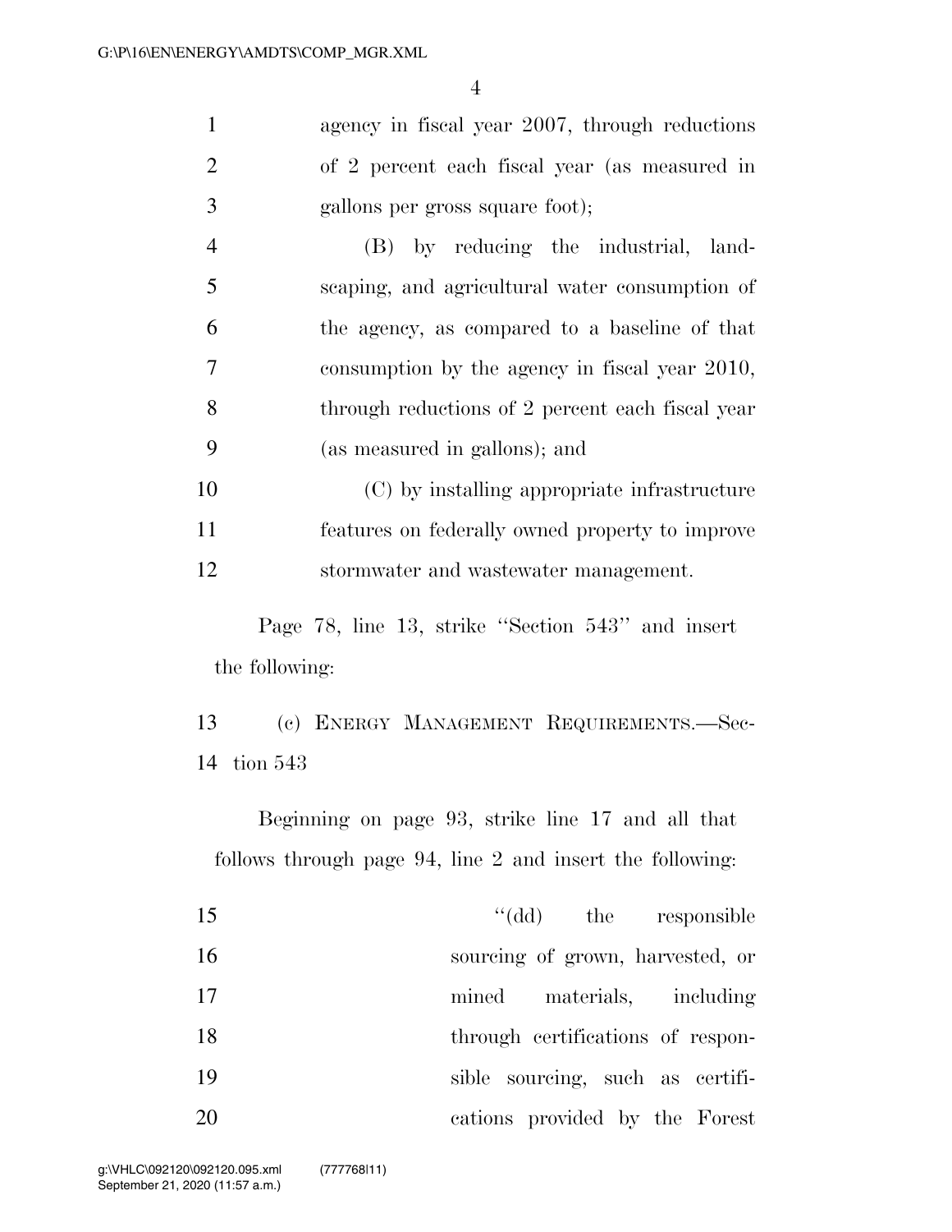agency in fiscal year 2007, through reductions of 2 percent each fiscal year (as measured in gallons per gross square foot);

(B) by reducing the industrial, landscaping, and agricultural water consumption of the agency, as compared to a baseline of that consumption by the agency in fiscal year 2010, through reductions of 2 percent each fiscal year (as measured in gallons); and

(C) by installing appropriate infrastructure features on federally owned property to improve stormwater and wastewater management.

Page 78, line 13, strike "Section 543" and insert the following:

(c) ENERGY MANAGEMENT REQUIREMENTS.—Section 543

Beginning on page 93, strike line 17 and all that follows through page 94, line 2 and insert the following:

"(dd) the responsible sourcing of grown, harvested, or mined materials, including through certifications of responsible sourcing, such as certifications provided by the Forest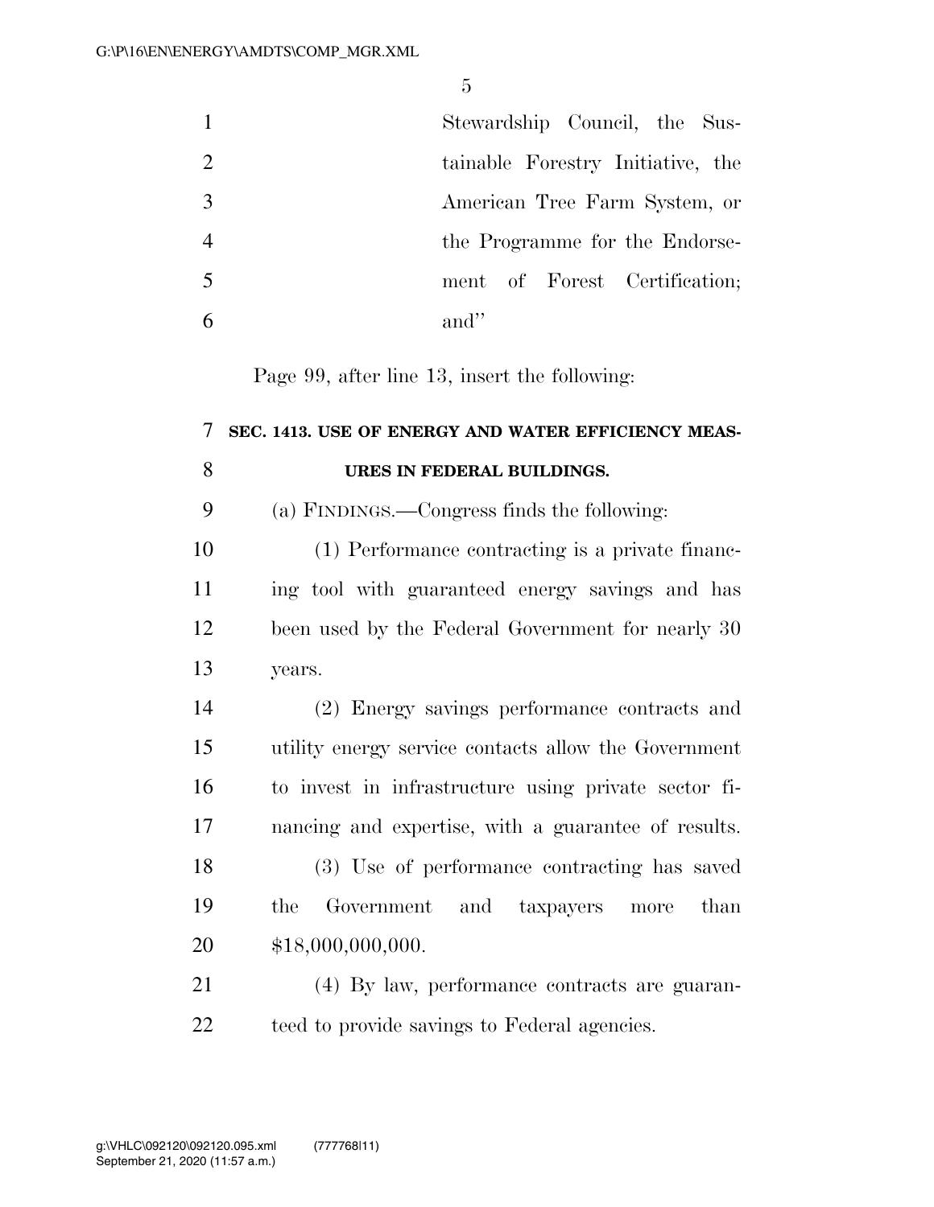Stewardship Council, the Sustainable Forestry Initiative, the American Tree Farm System, or the Programme for the Endorsement of Forest Certification; and''

Page 99, after line 13, insert the following:

**SEC. 1413. USE OF ENERGY AND WATER EFFICIENCY MEASURES IN FEDERAL BUILDINGS.**

(a) FINDINGS.—Congress finds the following:

(1) Performance contracting is a private financing tool with guaranteed energy savings and has been used by the Federal Government for nearly 30 years.

(2) Energy savings performance contracts and utility energy service contacts allow the Government to invest in infrastructure using private sector financing and expertise, with a guarantee of results.

(3) Use of performance contracting has saved the Government and taxpayers more than $18,000,000,000.

(4) By law, performance contracts are guaranteed to provide savings to Federal agencies.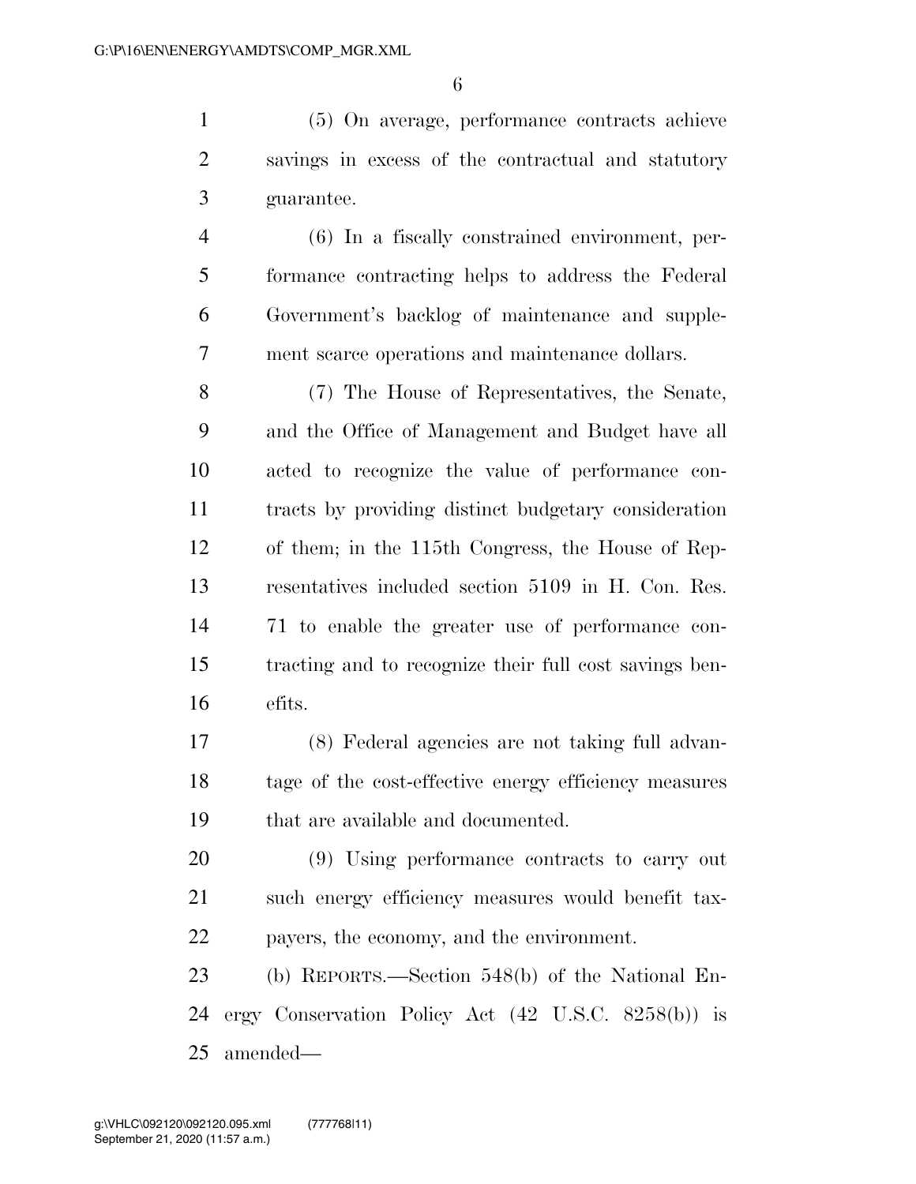(5) On average, performance contracts achieve savings in excess of the contractual and statutory guarantee.

(6) In a fiscally constrained environment, performance contracting helps to address the Federal Government's backlog of maintenance and supplement scarce operations and maintenance dollars.

(7) The House of Representatives, the Senate, and the Office of Management and Budget have all acted to recognize the value of performance contracts by providing distinct budgetary consideration of them; in the 115th Congress, the House of Representatives included section 5109 in H. Con. Res. 71 to enable the greater use of performance contracting and to recognize their full cost savings benefits.

(8) Federal agencies are not taking full advantage of the cost-effective energy efficiency measures that are available and documented.

(9) Using performance contracts to carry out such energy efficiency measures would benefit taxpayers, the economy, and the environment.

(b) REPORTS.—Section 548(b) of the National Energy Conservation Policy Act (42 U.S.C. 8258(b)) is amended—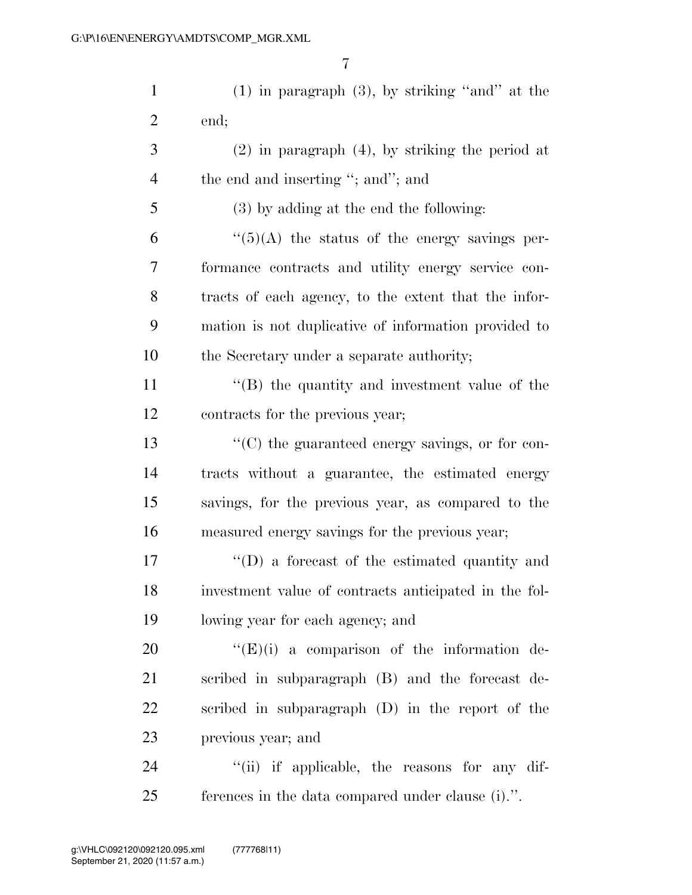(1) in paragraph (3), by striking "and" at the end;

(2) in paragraph (4), by striking the period at the end and inserting "; and"; and

(3) by adding at the end the following:

"(5)(A) the status of the energy savings performance contracts and utility energy service contracts of each agency, to the extent that the information is not duplicative of information provided to the Secretary under a separate authority;

"(B) the quantity and investment value of the contracts for the previous year;

"(C) the guaranteed energy savings, or for contracts without a guarantee, the estimated energy savings, for the previous year, as compared to the measured energy savings for the previous year;

"(D) a forecast of the estimated quantity and investment value of contracts anticipated in the following year for each agency; and

"(E)(i) a comparison of the information described in subparagraph (B) and the forecast described in subparagraph (D) in the report of the previous year; and

"(ii) if applicable, the reasons for any differences in the data compared under clause (i).".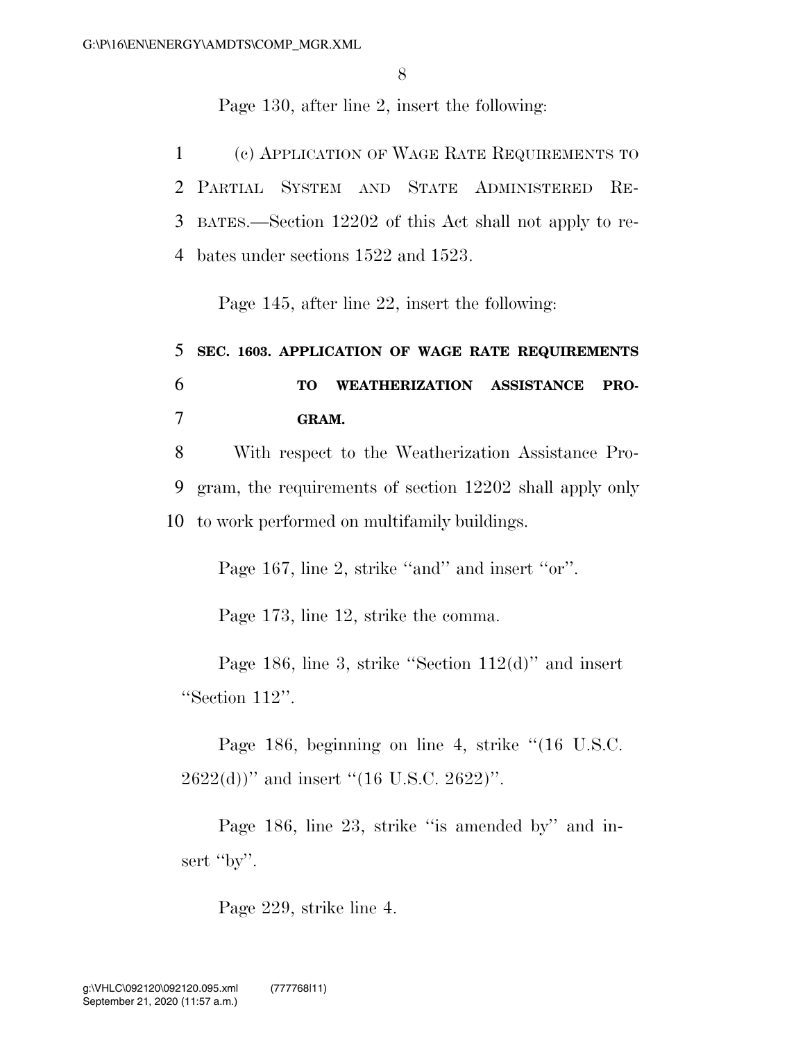Page 130, after line 2, insert the following:

(c) APPLICATION OF WAGE RATE REQUIREMENTS TO PARTIAL SYSTEM AND STATE ADMINISTERED REBATES.—Section 12202 of this Act shall not apply to rebates under sections 1522 and 1523.

Page 145, after line 22, insert the following:

**SEC. 1603. APPLICATION OF WAGE RATE REQUIREMENTS TO WEATHERIZATION ASSISTANCE PROGRAM.**

With respect to the Weatherization Assistance Program, the requirements of section 12202 shall apply only to work performed on multifamily buildings.

Page 167, line 2, strike ''and'' and insert ''or''.

Page 173, line 12, strike the comma.

Page 186, line 3, strike ''Section 112(d)'' and insert ''Section 112''.

Page 186, beginning on line 4, strike ''(16 U.S.C. 2622(d))'' and insert ''(16 U.S.C. 2622)''.

Page 186, line 23, strike ''is amended by'' and insert ''by''.

Page 229, strike line 4.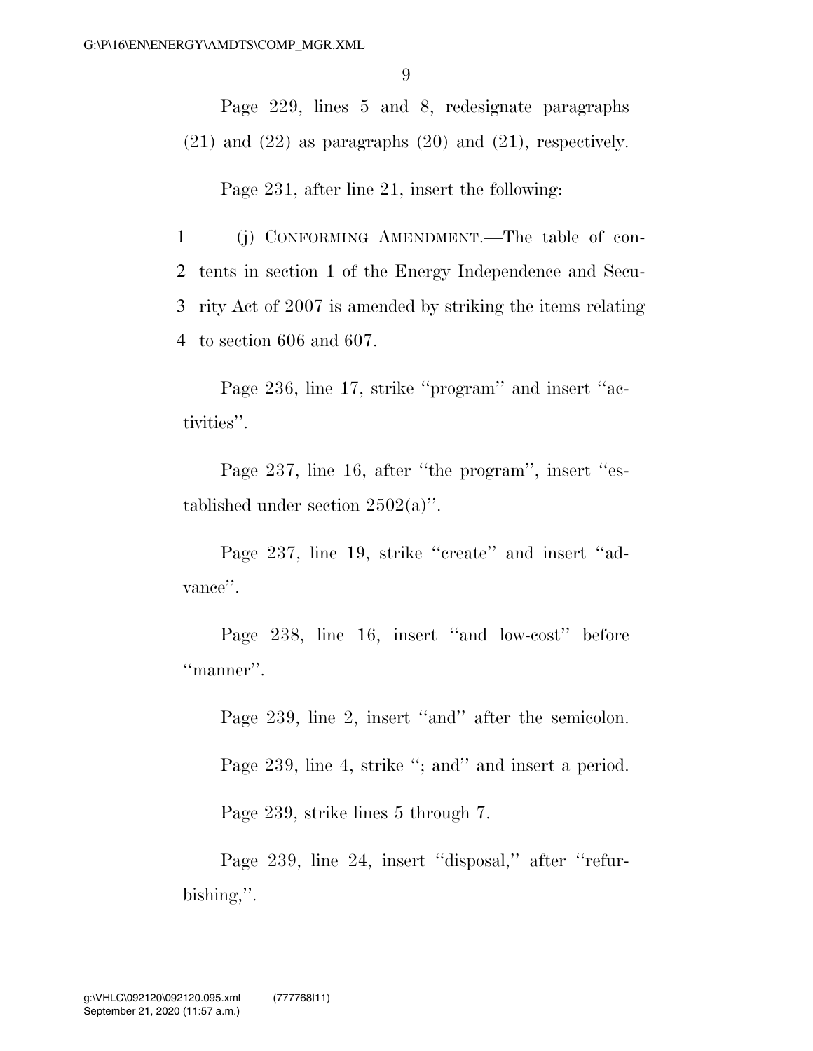Page 229, lines 5 and 8, redesignate paragraphs (21) and (22) as paragraphs (20) and (21), respectively.

Page 231, after line 21, insert the following:

1 (j) CONFORMING AMENDMENT.—The table of con-
2 tents in section 1 of the Energy Independence and Secu-
3 rity Act of 2007 is amended by striking the items relating
4 to section 606 and 607.

Page 236, line 17, strike "program" and insert "activities".

Page 237, line 16, after "the program", insert "established under section 2502(a)".

Page 237, line 19, strike "create" and insert "advance".

Page 238, line 16, insert "and low-cost" before "manner".

Page 239, line 2, insert "and" after the semicolon.

Page 239, line 4, strike "; and" and insert a period.

Page 239, strike lines 5 through 7.

Page 239, line 24, insert "disposal," after "refurbishing,".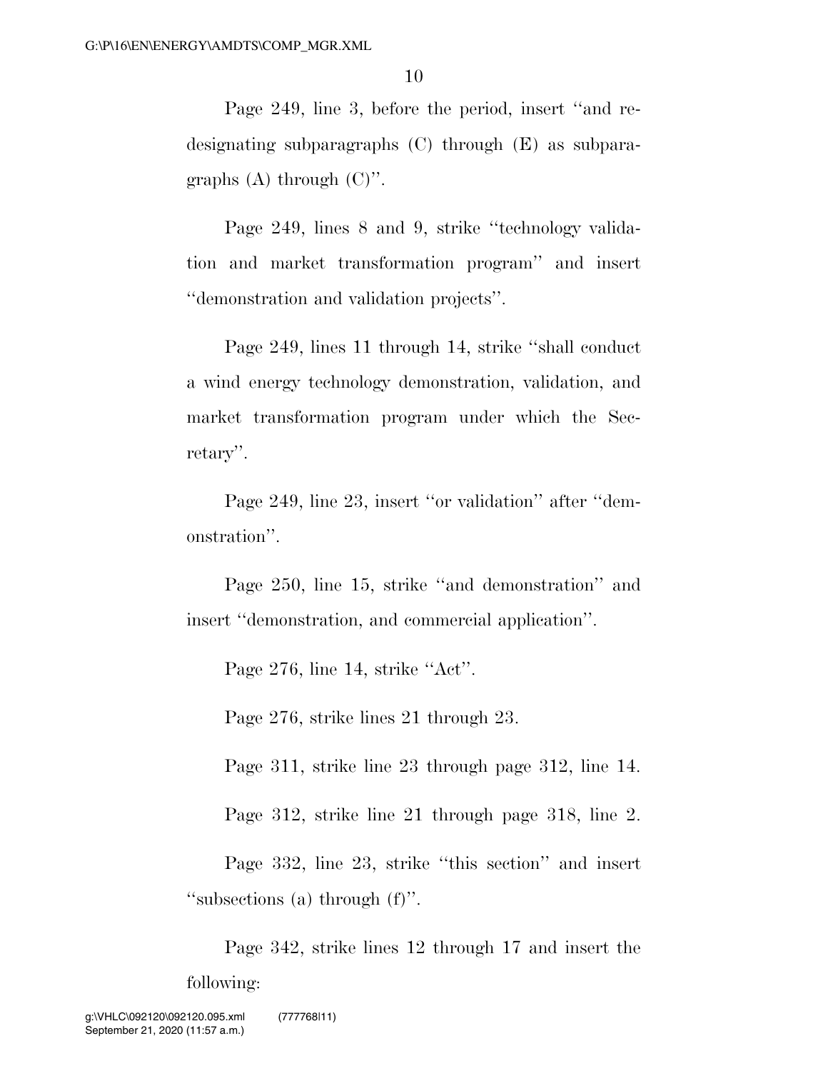Page 249, line 3, before the period, insert ''and redesignating subparagraphs (C) through (E) as subparagraphs (A) through (C)''.

Page 249, lines 8 and 9, strike ''technology validation and market transformation program'' and insert ''demonstration and validation projects''.

Page 249, lines 11 through 14, strike ''shall conduct a wind energy technology demonstration, validation, and market transformation program under which the Secretary''.

Page 249, line 23, insert ''or validation'' after ''demonstration''.

Page 250, line 15, strike ''and demonstration'' and insert ''demonstration, and commercial application''.

Page 276, line 14, strike ''Act''.

Page 276, strike lines 21 through 23.

Page 311, strike line 23 through page 312, line 14.

Page 312, strike line 21 through page 318, line 2.

Page 332, line 23, strike ''this section'' and insert ''subsections (a) through (f)''.

Page 342, strike lines 12 through 17 and insert the following: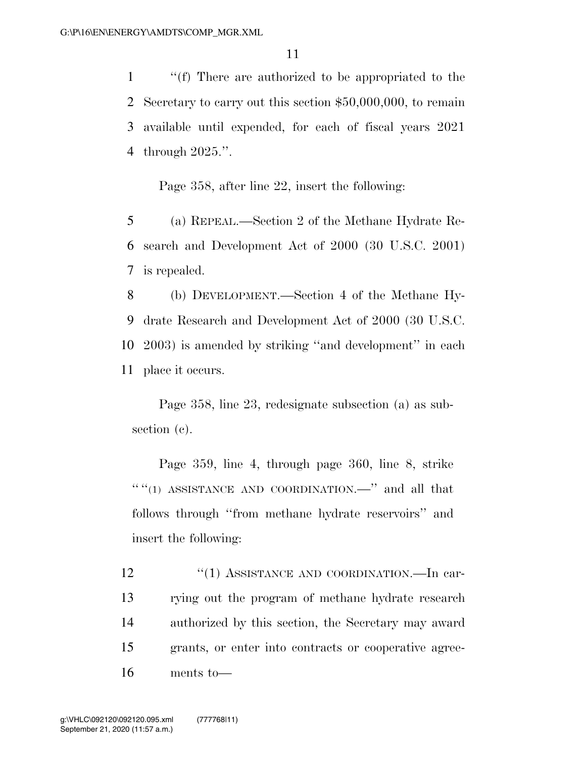"(f) There are authorized to be appropriated to the Secretary to carry out this section $50,000,000, to remain available until expended, for each of fiscal years 2021 through 2025.".

Page 358, after line 22, insert the following:

(a) REPEAL.—Section 2 of the Methane Hydrate Research and Development Act of 2000 (30 U.S.C. 2001) is repealed.

(b) DEVELOPMENT.—Section 4 of the Methane Hydrate Research and Development Act of 2000 (30 U.S.C. 2003) is amended by striking "and development" in each place it occurs.

Page 358, line 23, redesignate subsection (a) as subsection (c).

Page 359, line 4, through page 360, line 8, strike ""(1) ASSISTANCE AND COORDINATION.—" and all that follows through "from methane hydrate reservoirs" and insert the following:

"(1) ASSISTANCE AND COORDINATION.—In carrying out the program of methane hydrate research authorized by this section, the Secretary may award grants, or enter into contracts or cooperative agreements to—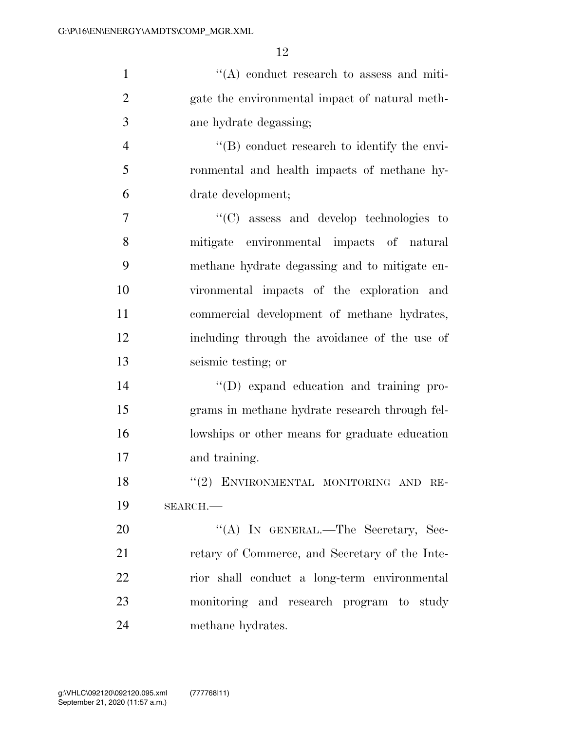''(A) conduct research to assess and mitigate the environmental impact of natural methane hydrate degassing;

''(B) conduct research to identify the environmental and health impacts of methane hydrate development;

''(C) assess and develop technologies to mitigate environmental impacts of natural methane hydrate degassing and to mitigate environmental impacts of the exploration and commercial development of methane hydrates, including through the avoidance of the use of seismic testing; or

''(D) expand education and training programs in methane hydrate research through fellowships or other means for graduate education and training.

''(2) ENVIRONMENTAL MONITORING AND RESEARCH.—

''(A) IN GENERAL.—The Secretary, Secretary of Commerce, and Secretary of the Interior shall conduct a long-term environmental monitoring and research program to study methane hydrates.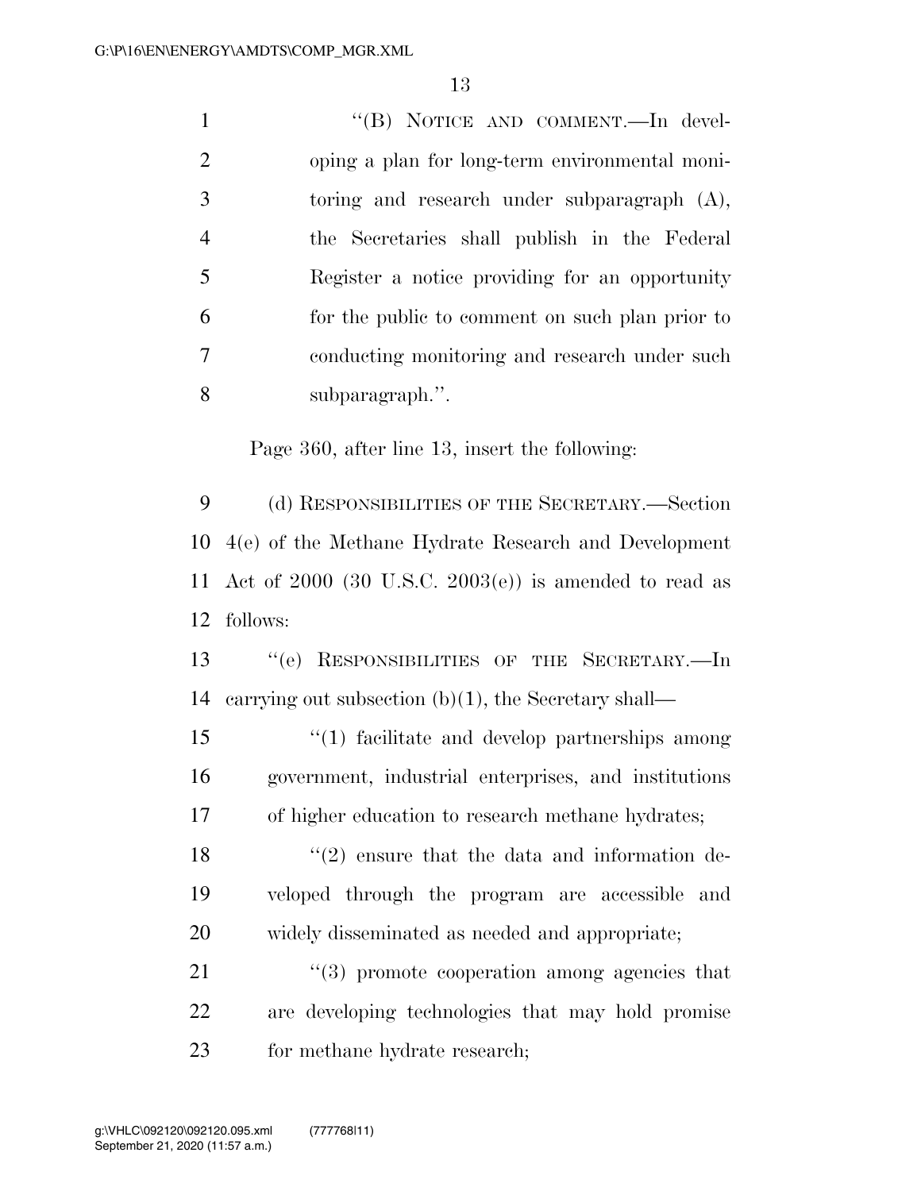"(B) NOTICE AND COMMENT.—In developing a plan for long-term environmental monitoring and research under subparagraph (A), the Secretaries shall publish in the Federal Register a notice providing for an opportunity for the public to comment on such plan prior to conducting monitoring and research under such subparagraph.".

Page 360, after line 13, insert the following:

(d) RESPONSIBILITIES OF THE SECRETARY.—Section 4(e) of the Methane Hydrate Research and Development Act of 2000 (30 U.S.C. 2003(e)) is amended to read as follows:

"(e) RESPONSIBILITIES OF THE SECRETARY.—In carrying out subsection (b)(1), the Secretary shall—

"(1) facilitate and develop partnerships among government, industrial enterprises, and institutions of higher education to research methane hydrates;

"(2) ensure that the data and information developed through the program are accessible and widely disseminated as needed and appropriate;

"(3) promote cooperation among agencies that are developing technologies that may hold promise for methane hydrate research;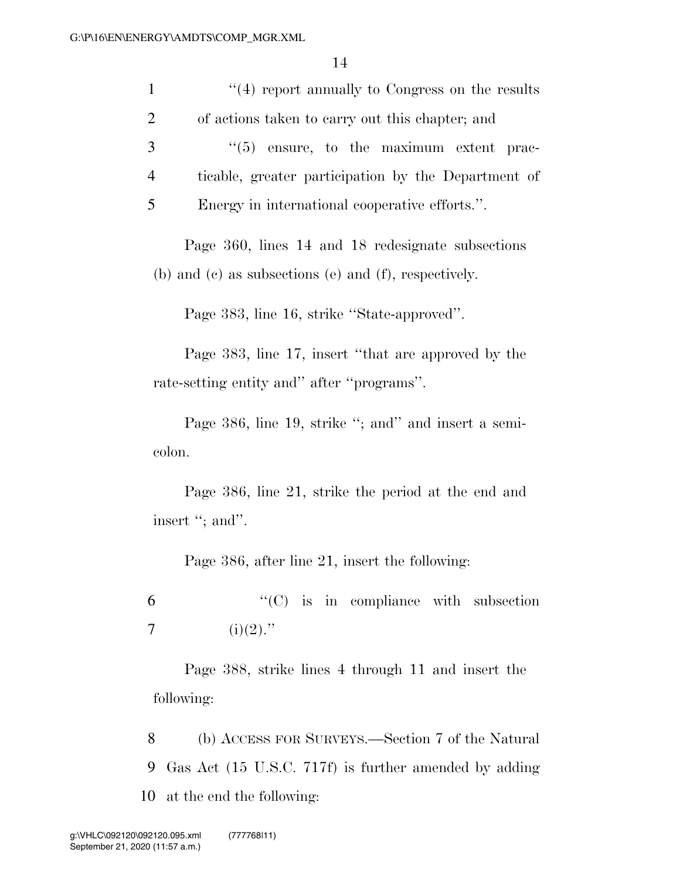"(4) report annually to Congress on the results of actions taken to carry out this chapter; and

"(5) ensure, to the maximum extent practicable, greater participation by the Department of Energy in international cooperative efforts.".

Page 360, lines 14 and 18 redesignate subsections (b) and (c) as subsections (e) and (f), respectively.

Page 383, line 16, strike "State-approved".

Page 383, line 17, insert "that are approved by the rate-setting entity and" after "programs".

Page 386, line 19, strike "; and" and insert a semicolon.

Page 386, line 21, strike the period at the end and insert "; and".

Page 386, after line 21, insert the following:

"(C) is in compliance with subsection (i)(2)."

Page 388, strike lines 4 through 11 and insert the following:

(b) ACCESS FOR SURVEYS.—Section 7 of the Natural Gas Act (15 U.S.C. 717f) is further amended by adding at the end the following: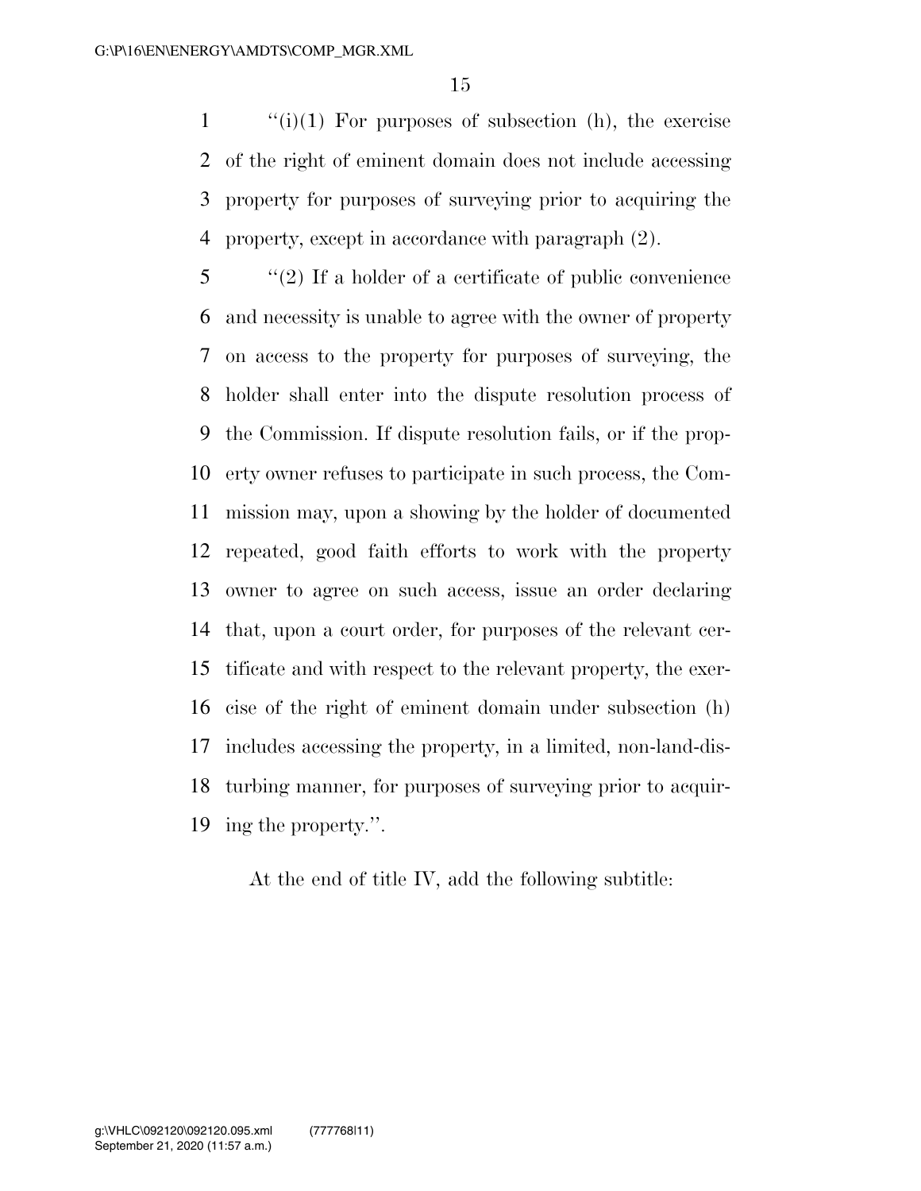"(i)(1) For purposes of subsection (h), the exercise of the right of eminent domain does not include accessing property for purposes of surveying prior to acquiring the property, except in accordance with paragraph (2).

"(2) If a holder of a certificate of public convenience and necessity is unable to agree with the owner of property on access to the property for purposes of surveying, the holder shall enter into the dispute resolution process of the Commission. If dispute resolution fails, or if the property owner refuses to participate in such process, the Commission may, upon a showing by the holder of documented repeated, good faith efforts to work with the property owner to agree on such access, issue an order declaring that, upon a court order, for purposes of the relevant certificate and with respect to the relevant property, the exercise of the right of eminent domain under subsection (h) includes accessing the property, in a limited, non-land-disturbing manner, for purposes of surveying prior to acquiring the property.".

At the end of title IV, add the following subtitle: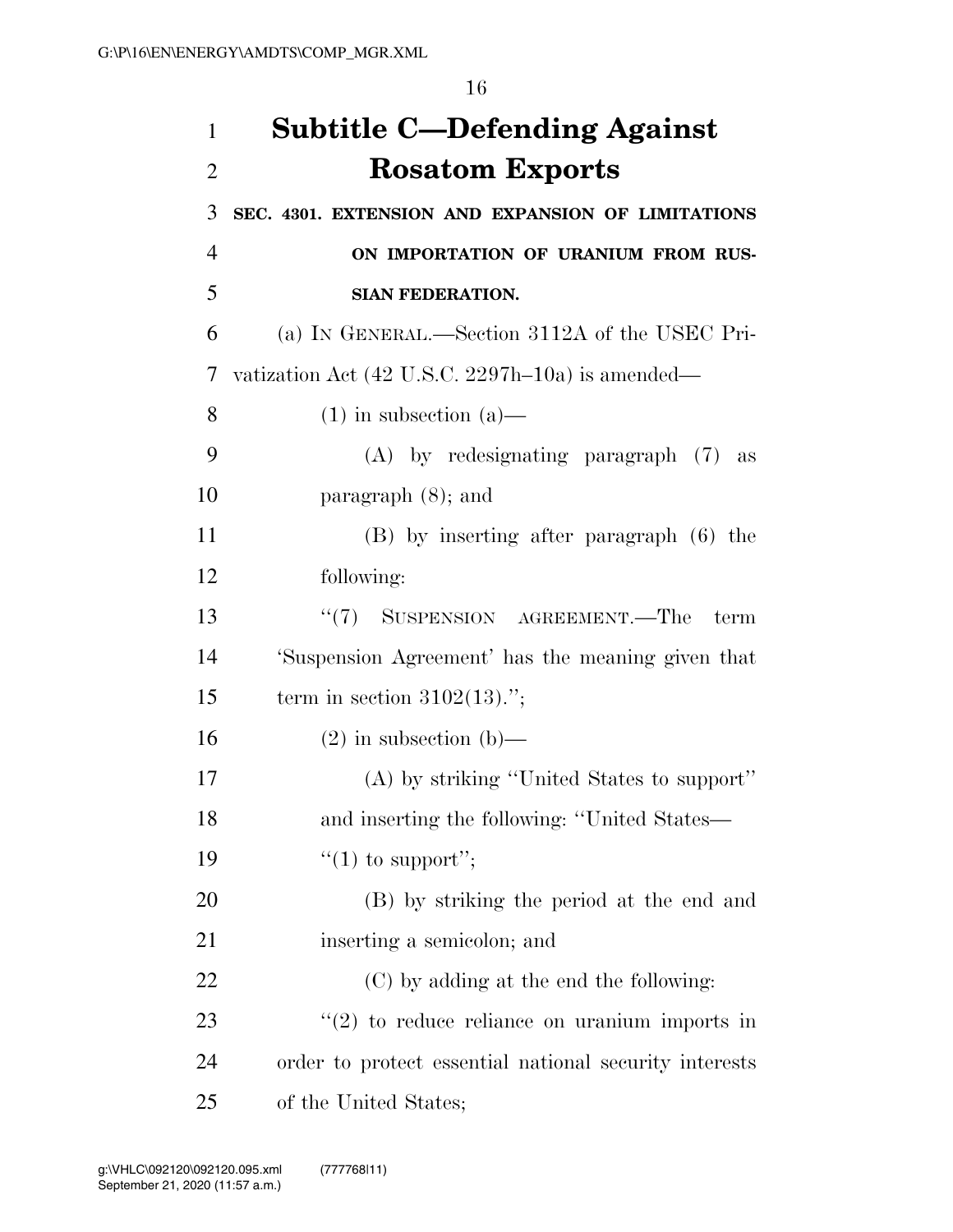## Subtitle C—Defending Against Rosatom Exports

**SEC. 4301. EXTENSION AND EXPANSION OF LIMITATIONS ON IMPORTATION OF URANIUM FROM RUSSIAN FEDERATION.**

(a) IN GENERAL.—Section 3112A of the USEC Privatization Act (42 U.S.C. 2297h–10a) is amended—

(1) in subsection (a)—

(A) by redesignating paragraph (7) as paragraph (8); and

(B) by inserting after paragraph (6) the following:

"(7) SUSPENSION AGREEMENT.—The term 'Suspension Agreement' has the meaning given that term in section 3102(13).";

(2) in subsection (b)—

(A) by striking "United States to support" and inserting the following: "United States—

"(1) to support";

(B) by striking the period at the end and inserting a semicolon; and

(C) by adding at the end the following:

"(2) to reduce reliance on uranium imports in order to protect essential national security interests of the United States;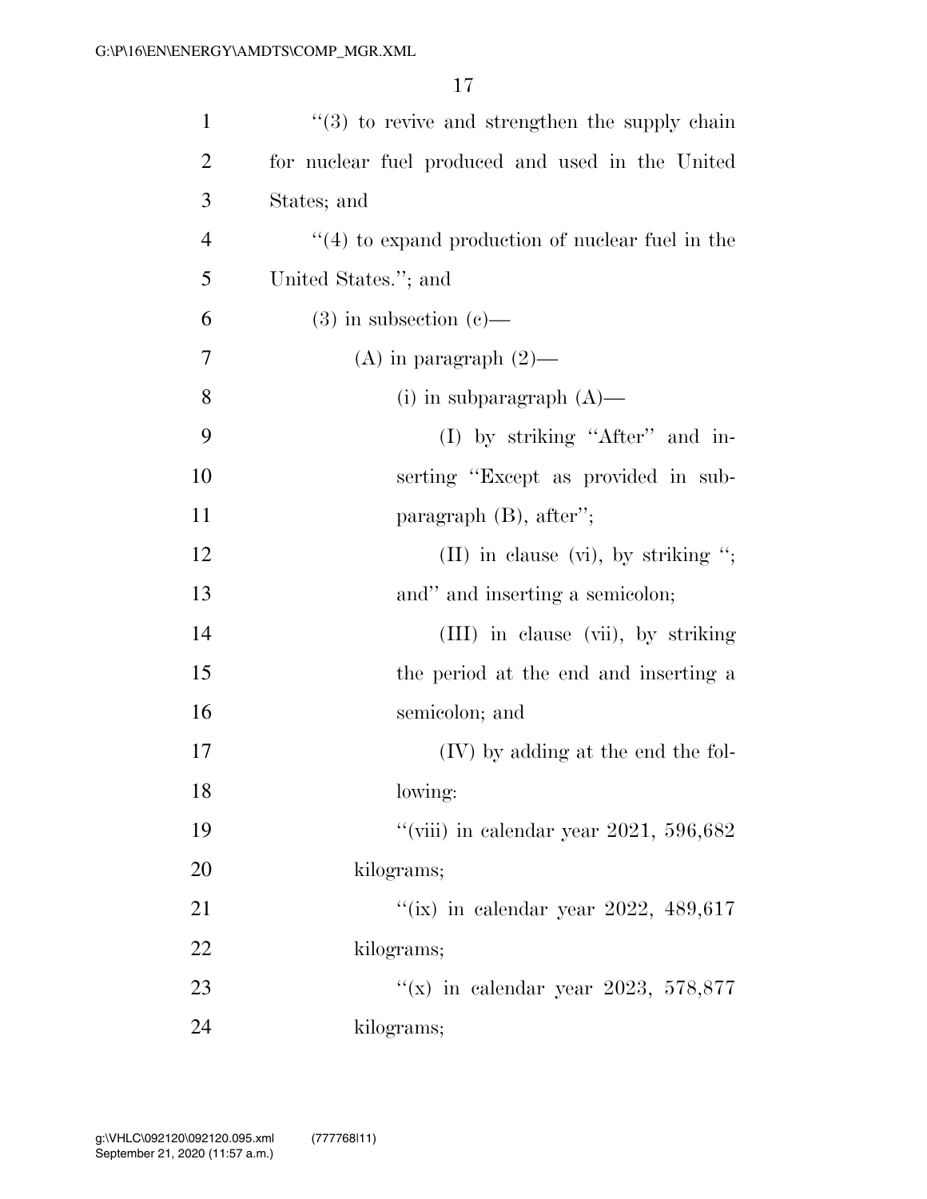"(3) to revive and strengthen the supply chain for nuclear fuel produced and used in the United States; and

"(4) to expand production of nuclear fuel in the United States."; and

(3) in subsection (c)—

(A) in paragraph (2)—

(i) in subparagraph (A)—

(I) by striking "After" and inserting "Except as provided in subparagraph (B), after";

(II) in clause (vi), by striking "; and" and inserting a semicolon;

(III) in clause (vii), by striking the period at the end and inserting a semicolon; and

(IV) by adding at the end the following:

"(viii) in calendar year 2021, 596,682 kilograms;

"(ix) in calendar year 2022, 489,617 kilograms;

"(x) in calendar year 2023, 578,877 kilograms;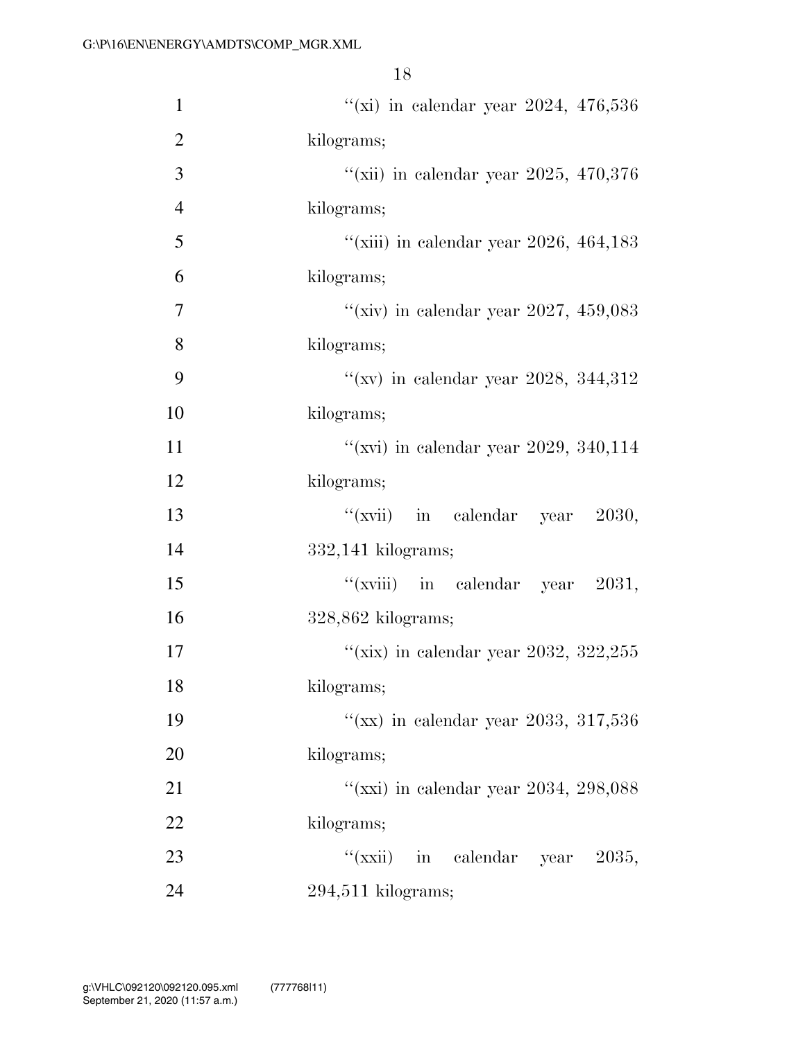''(xi) in calendar year 2024, 476,536 kilograms;

''(xii) in calendar year 2025, 470,376 kilograms;

''(xiii) in calendar year 2026, 464,183 kilograms;

''(xiv) in calendar year 2027, 459,083 kilograms;

''(xv) in calendar year 2028, 344,312 kilograms;

''(xvi) in calendar year 2029, 340,114 kilograms;

''(xvii) in calendar year 2030, 332,141 kilograms;

''(xviii) in calendar year 2031, 328,862 kilograms;

''(xix) in calendar year 2032, 322,255 kilograms;

''(xx) in calendar year 2033, 317,536 kilograms;

''(xxi) in calendar year 2034, 298,088 kilograms;

''(xxii) in calendar year 2035, 294,511 kilograms;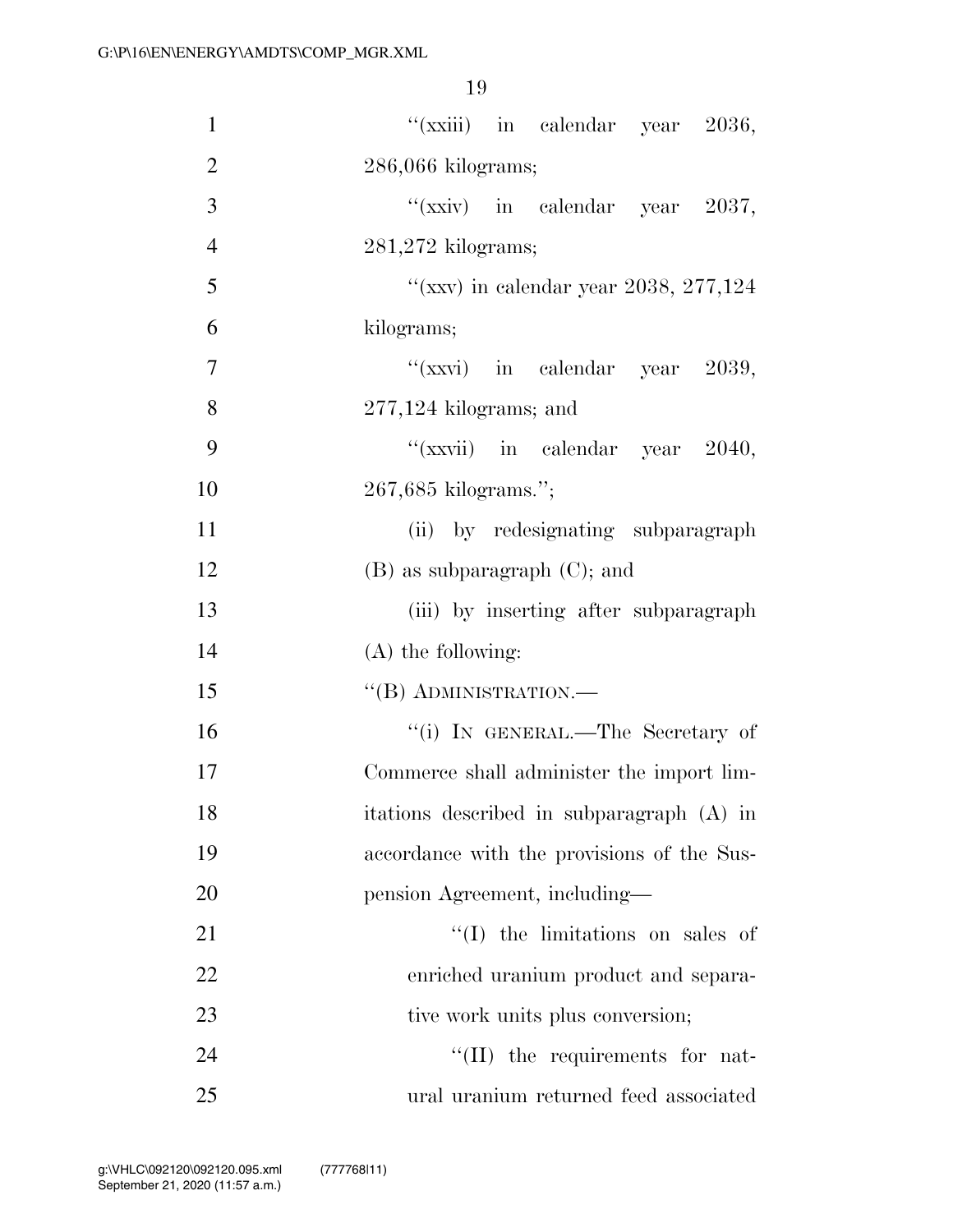"(xxiii) in calendar year 2036, 286,066 kilograms;

"(xxiv) in calendar year 2037, 281,272 kilograms;

"(xxv) in calendar year 2038, 277,124 kilograms;

"(xxvi) in calendar year 2039, 277,124 kilograms; and

"(xxvii) in calendar year 2040, 267,685 kilograms.";

(ii) by redesignating subparagraph (B) as subparagraph (C); and

(iii) by inserting after subparagraph (A) the following:

"(B) ADMINISTRATION.—

"(i) IN GENERAL.—The Secretary of Commerce shall administer the import limitations described in subparagraph (A) in accordance with the provisions of the Suspension Agreement, including—

"(I) the limitations on sales of enriched uranium product and separative work units plus conversion;

"(II) the requirements for natural uranium returned feed associated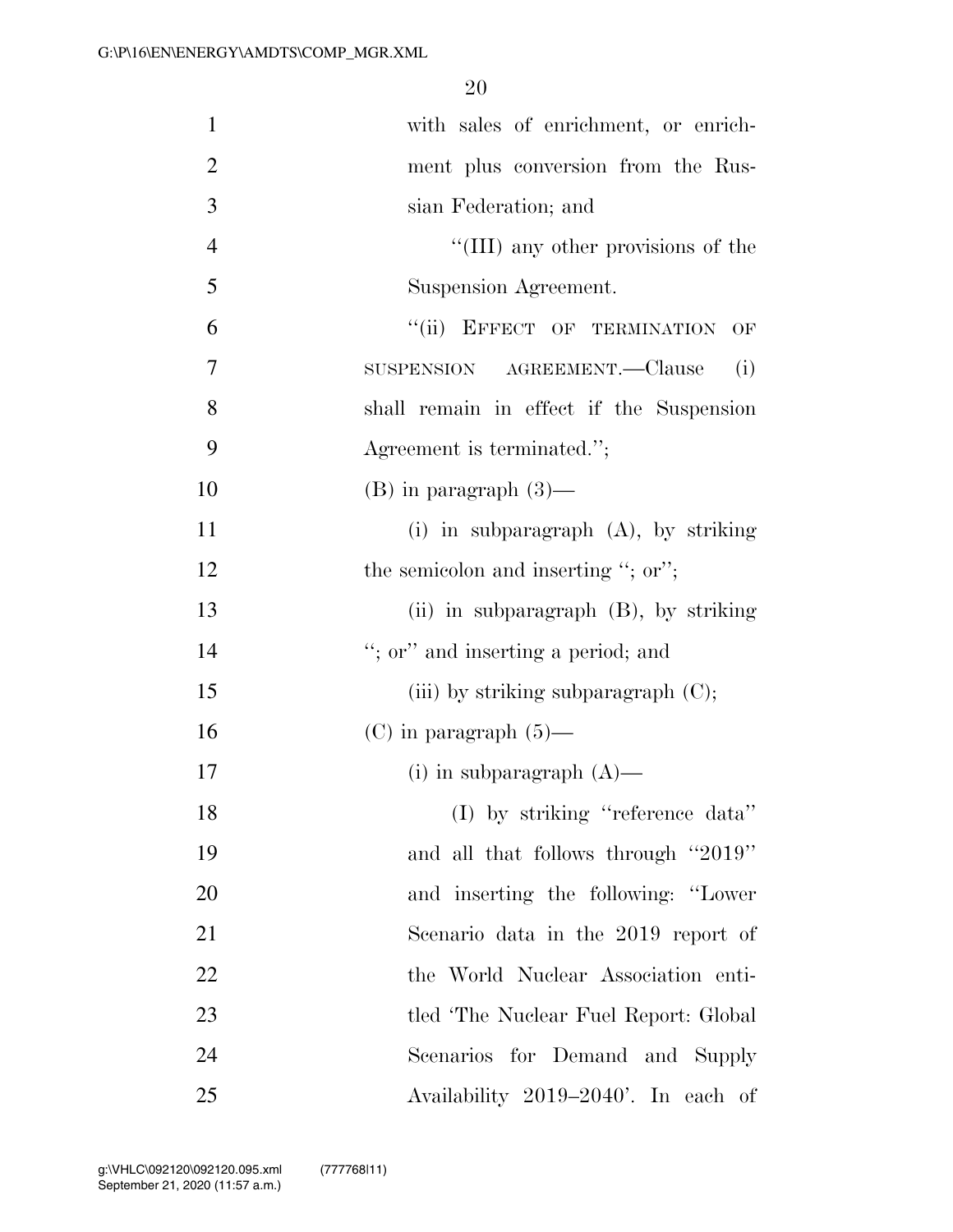with sales of enrichment, or enrichment plus conversion from the Russian Federation; and

''(III) any other provisions of the Suspension Agreement.

''(ii) EFFECT OF TERMINATION OF SUSPENSION AGREEMENT.—Clause (i) shall remain in effect if the Suspension Agreement is terminated.'';

(B) in paragraph (3)—

(i) in subparagraph (A), by striking the semicolon and inserting ''; or'';

(ii) in subparagraph (B), by striking ''; or'' and inserting a period; and

(iii) by striking subparagraph (C);

(C) in paragraph (5)—

(i) in subparagraph (A)—

(I) by striking ''reference data'' and all that follows through ''2019'' and inserting the following: ''Lower Scenario data in the 2019 report of the World Nuclear Association entitled 'The Nuclear Fuel Report: Global Scenarios for Demand and Supply Availability 2019–2040'. In each of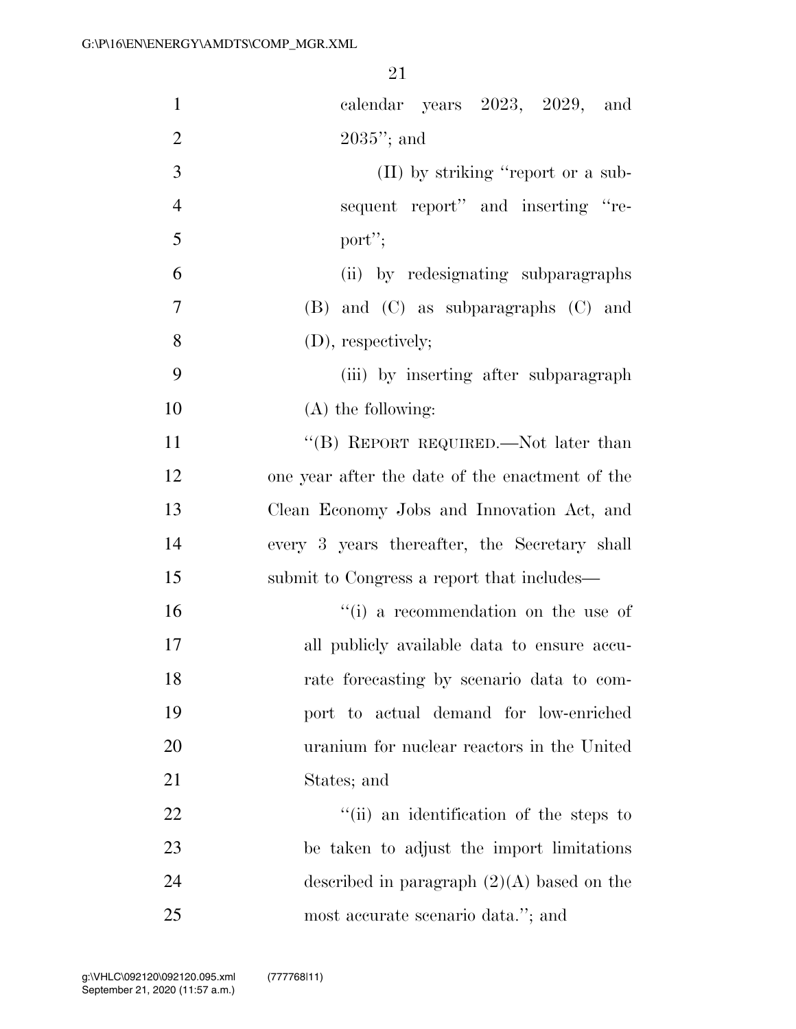calendar years 2023, 2029, and 2035''; and

(II) by striking ''report or a subsequent report'' and inserting ''report'';

(ii) by redesignating subparagraphs (B) and (C) as subparagraphs (C) and (D), respectively;

(iii) by inserting after subparagraph (A) the following:

''(B) REPORT REQUIRED.—Not later than one year after the date of the enactment of the Clean Economy Jobs and Innovation Act, and every 3 years thereafter, the Secretary shall submit to Congress a report that includes—

''(i) a recommendation on the use of all publicly available data to ensure accurate forecasting by scenario data to comport to actual demand for low-enriched uranium for nuclear reactors in the United States; and

''(ii) an identification of the steps to be taken to adjust the import limitations described in paragraph (2)(A) based on the most accurate scenario data.''; and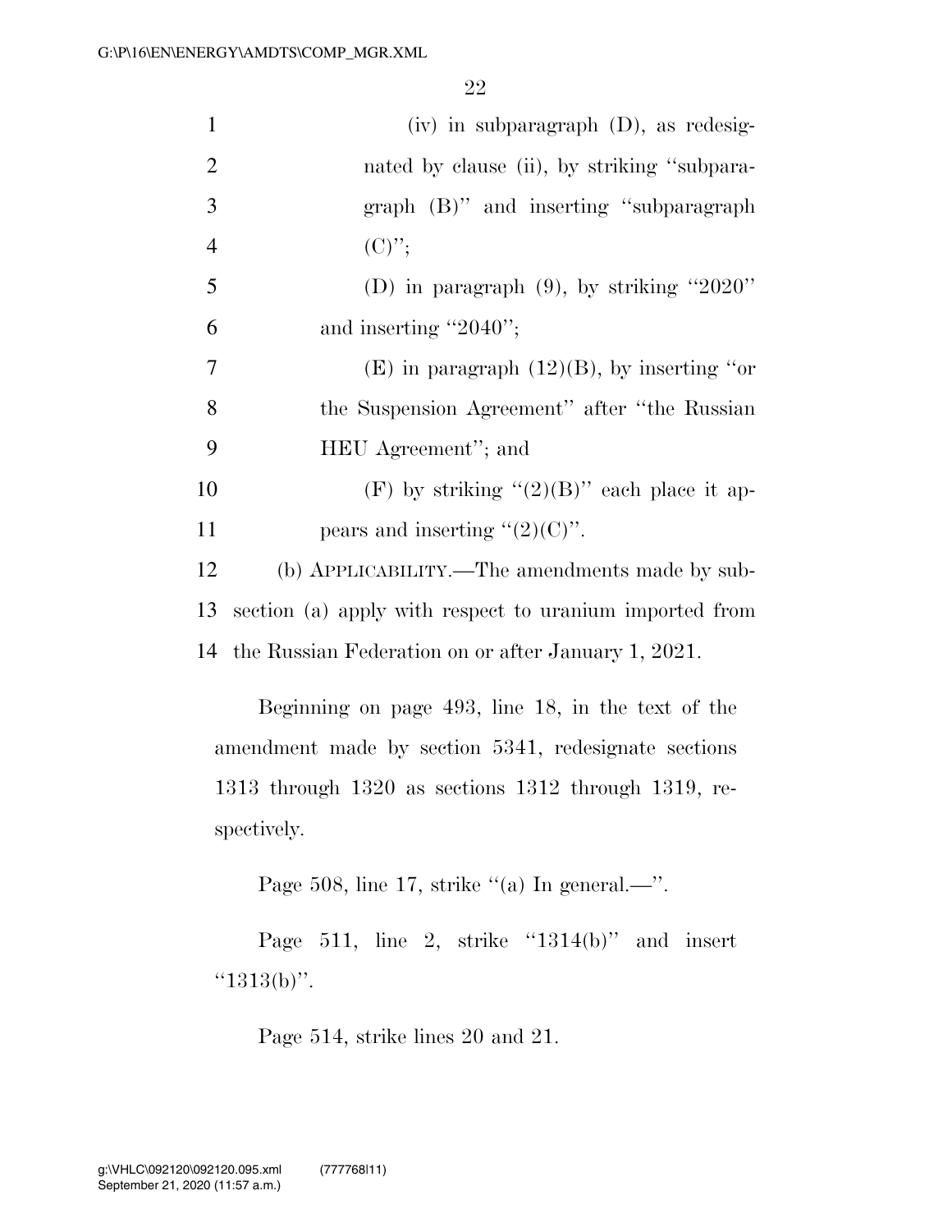(iv) in subparagraph (D), as redesignated by clause (ii), by striking "subparagraph (B)" and inserting "subparagraph (C)";

(D) in paragraph (9), by striking "2020" and inserting "2040";

(E) in paragraph (12)(B), by inserting "or the Suspension Agreement" after "the Russian HEU Agreement"; and

(F) by striking "(2)(B)" each place it appears and inserting "(2)(C)".

(b) APPLICABILITY.—The amendments made by subsection (a) apply with respect to uranium imported from the Russian Federation on or after January 1, 2021.

Beginning on page 493, line 18, in the text of the amendment made by section 5341, redesignate sections 1313 through 1320 as sections 1312 through 1319, respectively.

Page 508, line 17, strike "(a) In general.—".

Page 511, line 2, strike "1314(b)" and insert "1313(b)".

Page 514, strike lines 20 and 21.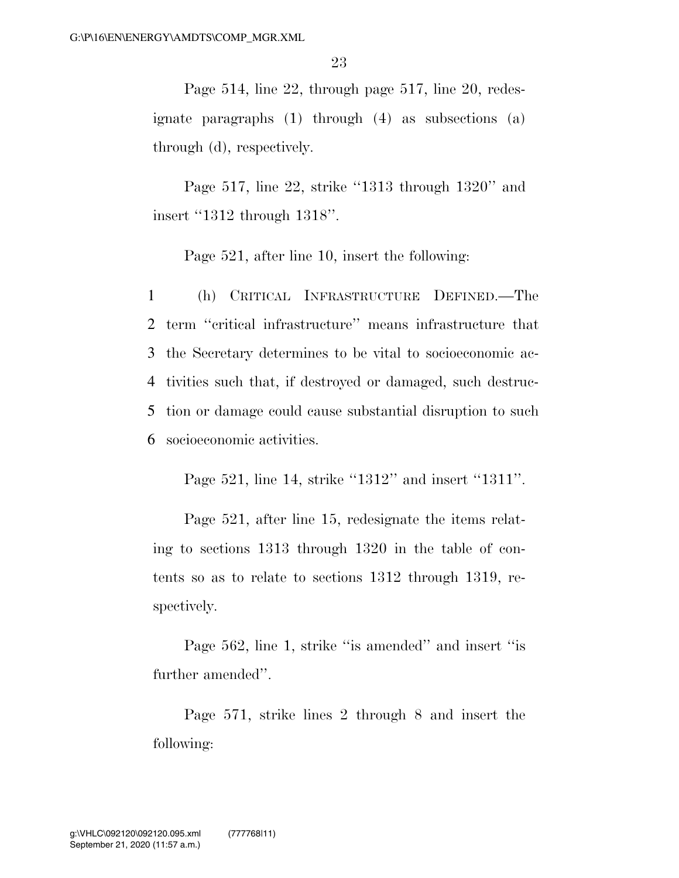Page 514, line 22, through page 517, line 20, redesignate paragraphs (1) through (4) as subsections (a) through (d), respectively.

Page 517, line 22, strike "1313 through 1320" and insert "1312 through 1318".

Page 521, after line 10, insert the following:

1 (h) CRITICAL INFRASTRUCTURE DEFINED.—The
2 term "critical infrastructure" means infrastructure that
3 the Secretary determines to be vital to socioeconomic ac-
4 tivities such that, if destroyed or damaged, such destruc-
5 tion or damage could cause substantial disruption to such
6 socioeconomic activities.

Page 521, line 14, strike "1312" and insert "1311".

Page 521, after line 15, redesignate the items relating to sections 1313 through 1320 in the table of contents so as to relate to sections 1312 through 1319, respectively.

Page 562, line 1, strike "is amended" and insert "is further amended".

Page 571, strike lines 2 through 8 and insert the following: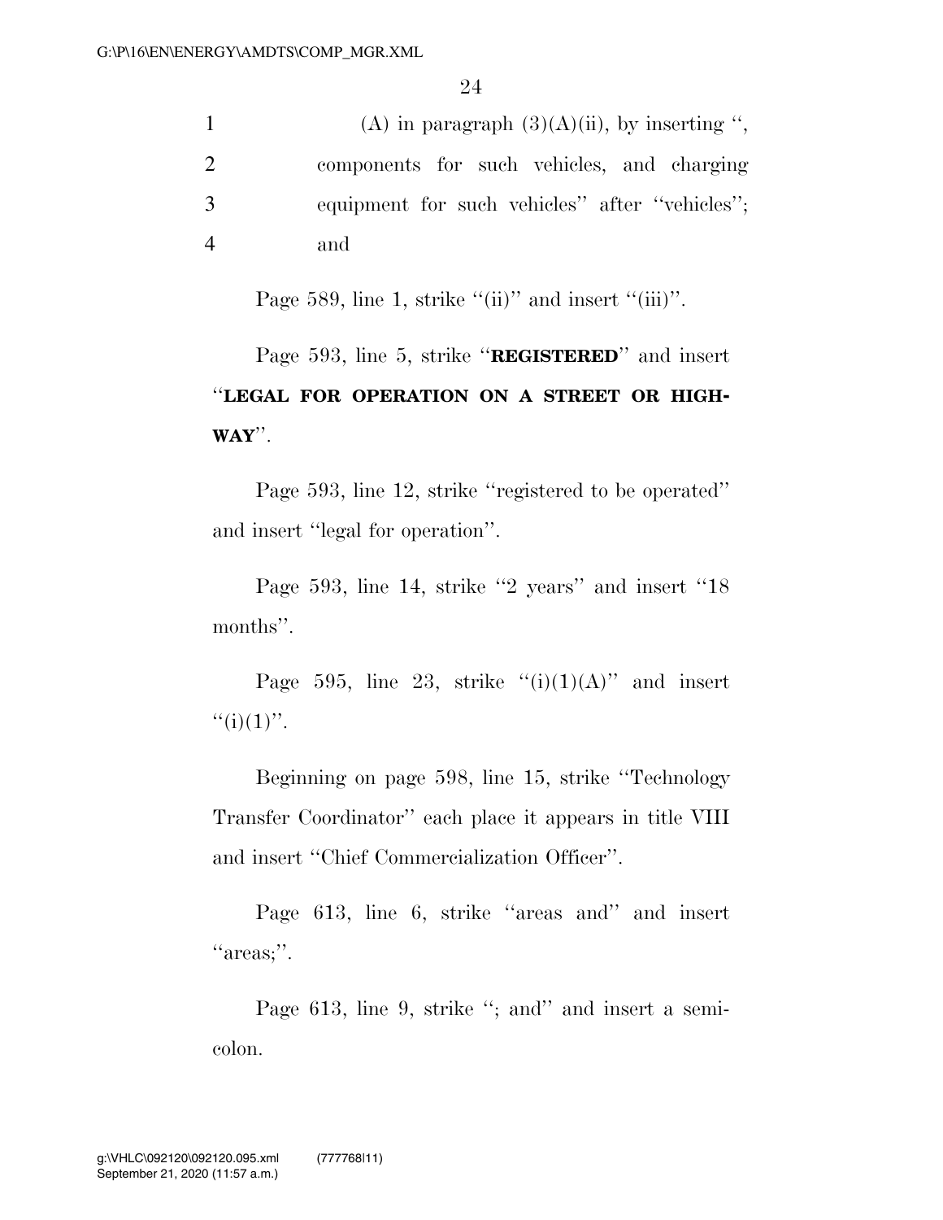(A) in paragraph (3)(A)(ii), by inserting ", components for such vehicles, and charging equipment for such vehicles" after "vehicles"; and

Page 589, line 1, strike "(ii)" and insert "(iii)".

Page 593, line 5, strike "**REGISTERED**" and insert "**LEGAL FOR OPERATION ON A STREET OR HIGHWAY**".

Page 593, line 12, strike "registered to be operated" and insert "legal for operation".

Page 593, line 14, strike "2 years" and insert "18 months".

Page 595, line 23, strike "(i)(1)(A)" and insert "(i)(1)".

Beginning on page 598, line 15, strike "Technology Transfer Coordinator" each place it appears in title VIII and insert "Chief Commercialization Officer".

Page 613, line 6, strike "areas and" and insert "areas;".

Page 613, line 9, strike "; and" and insert a semicolon.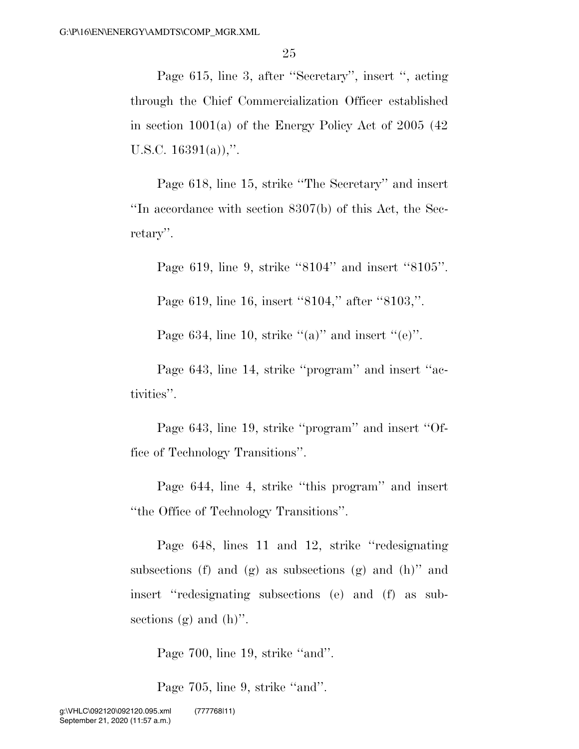Page 615, line 3, after ''Secretary'', insert '', acting through the Chief Commercialization Officer established in section 1001(a) of the Energy Policy Act of 2005 (42 U.S.C. 16391(a)),''.

Page 618, line 15, strike ''The Secretary'' and insert ''In accordance with section 8307(b) of this Act, the Secretary''.

Page 619, line 9, strike ''8104'' and insert ''8105''.

Page 619, line 16, insert ''8104,'' after ''8103,''.

Page 634, line 10, strike ''(a)'' and insert ''(e)''.

Page 643, line 14, strike ''program'' and insert ''activities''.

Page 643, line 19, strike ''program'' and insert ''Office of Technology Transitions''.

Page 644, line 4, strike ''this program'' and insert ''the Office of Technology Transitions''.

Page 648, lines 11 and 12, strike ''redesignating subsections (f) and (g) as subsections (g) and (h)'' and insert ''redesignating subsections (e) and (f) as subsections (g) and (h)''.

Page 700, line 19, strike ''and''.

Page 705, line 9, strike ''and''.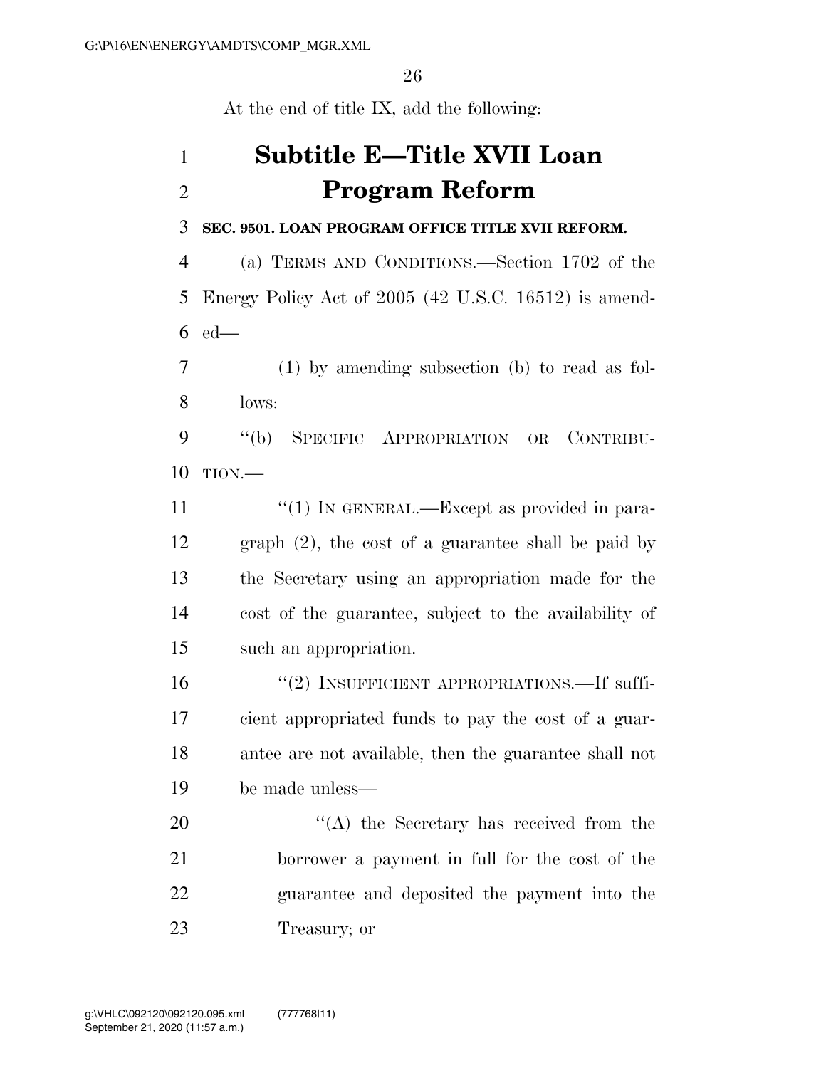At the end of title IX, add the following:

# Subtitle E—Title XVII Loan Program Reform

**SEC. 9501. LOAN PROGRAM OFFICE TITLE XVII REFORM.**

(a) TERMS AND CONDITIONS.—Section 1702 of the Energy Policy Act of 2005 (42 U.S.C. 16512) is amended—

(1) by amending subsection (b) to read as follows:

"(b) SPECIFIC APPROPRIATION OR CONTRIBUTION.—

"(1) IN GENERAL.—Except as provided in paragraph (2), the cost of a guarantee shall be paid by the Secretary using an appropriation made for the cost of the guarantee, subject to the availability of such an appropriation.

"(2) INSUFFICIENT APPROPRIATIONS.—If sufficient appropriated funds to pay the cost of a guarantee are not available, then the guarantee shall not be made unless—

"(A) the Secretary has received from the borrower a payment in full for the cost of the guarantee and deposited the payment into the Treasury; or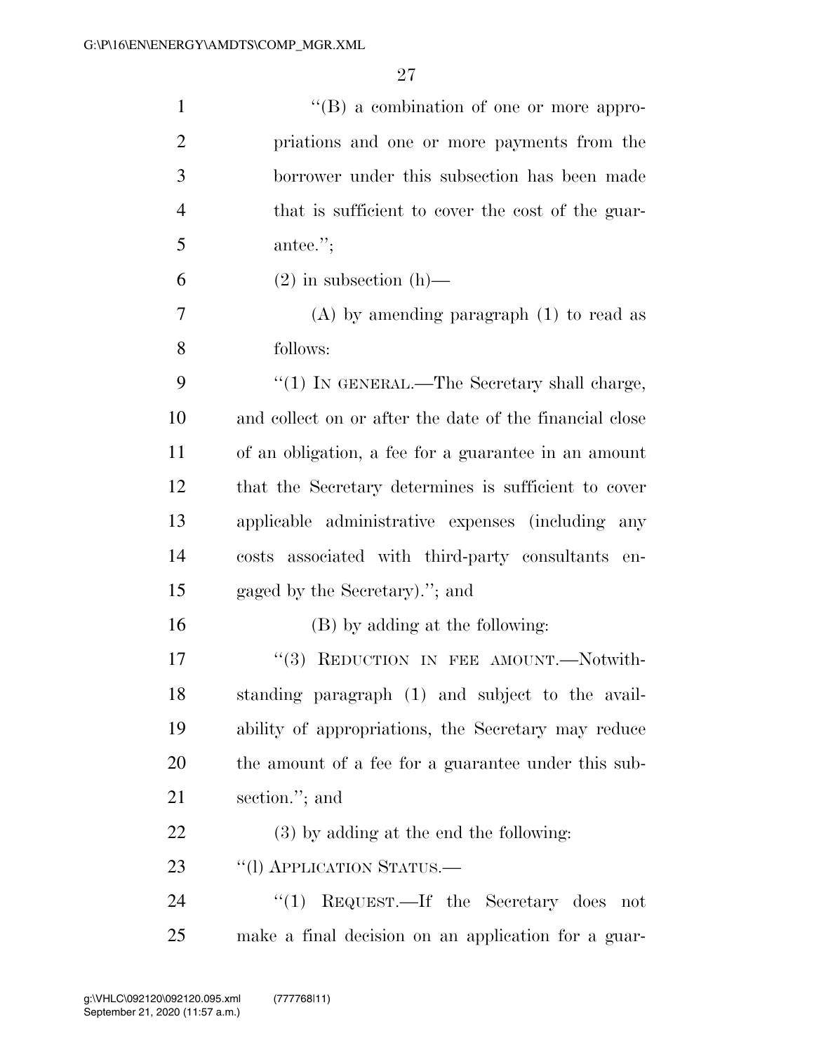"(B) a combination of one or more appropriations and one or more payments from the borrower under this subsection has been made that is sufficient to cover the cost of the guarantee.";

(2) in subsection (h)—

(A) by amending paragraph (1) to read as follows:

"(1) IN GENERAL.—The Secretary shall charge, and collect on or after the date of the financial close of an obligation, a fee for a guarantee in an amount that the Secretary determines is sufficient to cover applicable administrative expenses (including any costs associated with third-party consultants engaged by the Secretary)."; and

(B) by adding at the following:

"(3) REDUCTION IN FEE AMOUNT.—Notwithstanding paragraph (1) and subject to the availability of appropriations, the Secretary may reduce the amount of a fee for a guarantee under this subsection."; and

(3) by adding at the end the following:

"(l) APPLICATION STATUS.—

"(1) REQUEST.—If the Secretary does not make a final decision on an application for a guar-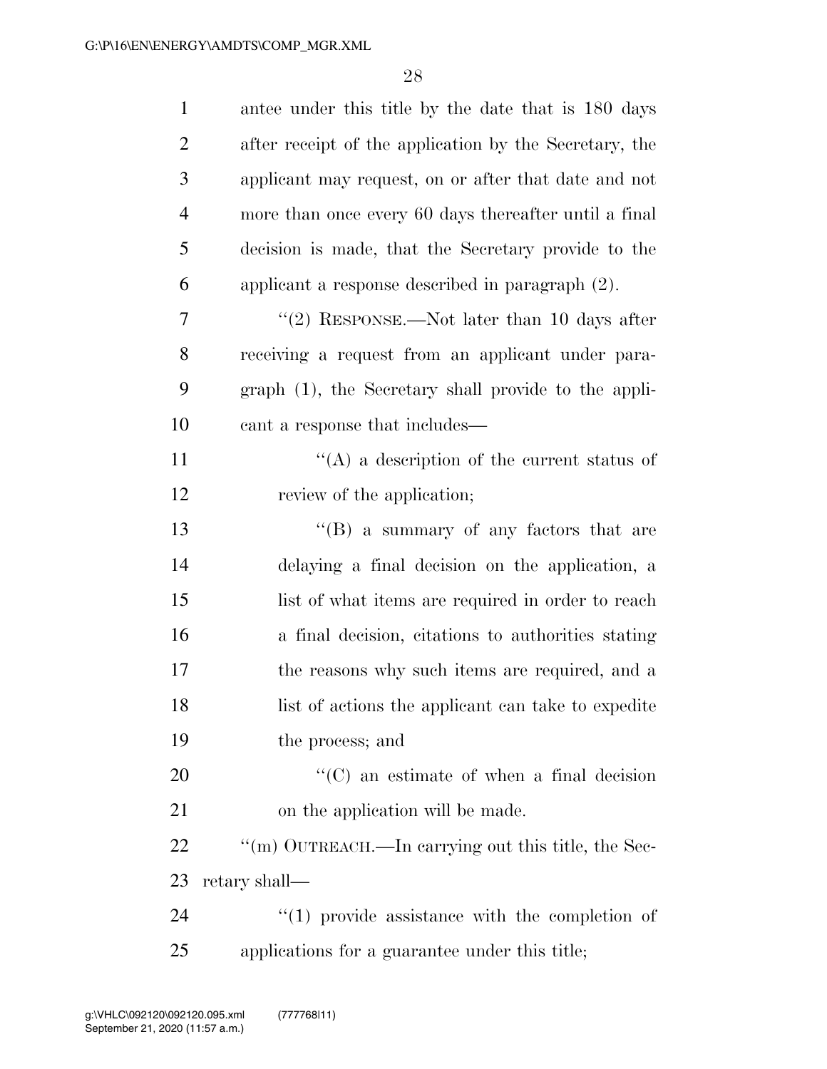antee under this title by the date that is 180 days after receipt of the application by the Secretary, the applicant may request, on or after that date and not more than once every 60 days thereafter until a final decision is made, that the Secretary provide to the applicant a response described in paragraph (2).

"(2) RESPONSE.—Not later than 10 days after receiving a request from an applicant under paragraph (1), the Secretary shall provide to the applicant a response that includes—

"(A) a description of the current status of review of the application;

"(B) a summary of any factors that are delaying a final decision on the application, a list of what items are required in order to reach a final decision, citations to authorities stating the reasons why such items are required, and a list of actions the applicant can take to expedite the process; and

"(C) an estimate of when a final decision on the application will be made.

"(m) OUTREACH.—In carrying out this title, the Secretary shall—

"(1) provide assistance with the completion of applications for a guarantee under this title;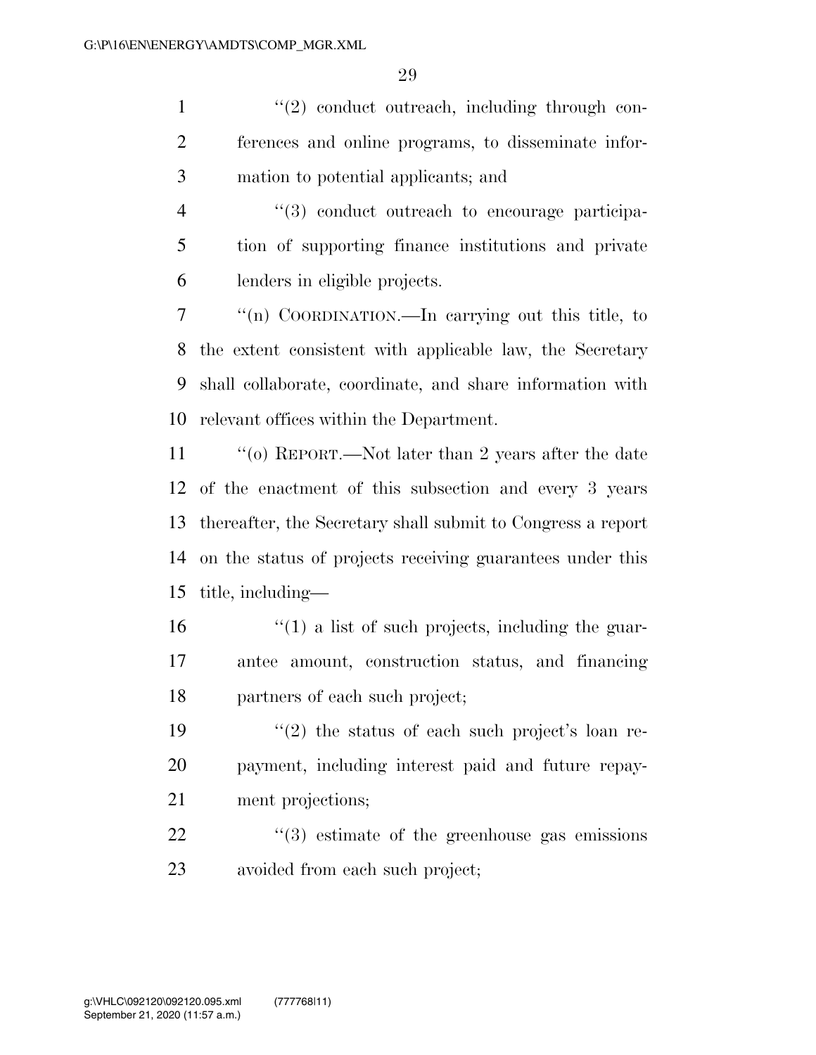''(2) conduct outreach, including through conferences and online programs, to disseminate information to potential applicants; and

''(3) conduct outreach to encourage participation of supporting finance institutions and private lenders in eligible projects.

''(n) COORDINATION.—In carrying out this title, to the extent consistent with applicable law, the Secretary shall collaborate, coordinate, and share information with relevant offices within the Department.

''(o) REPORT.—Not later than 2 years after the date of the enactment of this subsection and every 3 years thereafter, the Secretary shall submit to Congress a report on the status of projects receiving guarantees under this title, including—

''(1) a list of such projects, including the guarantee amount, construction status, and financing partners of each such project;

''(2) the status of each such project's loan repayment, including interest paid and future repayment projections;

''(3) estimate of the greenhouse gas emissions avoided from each such project;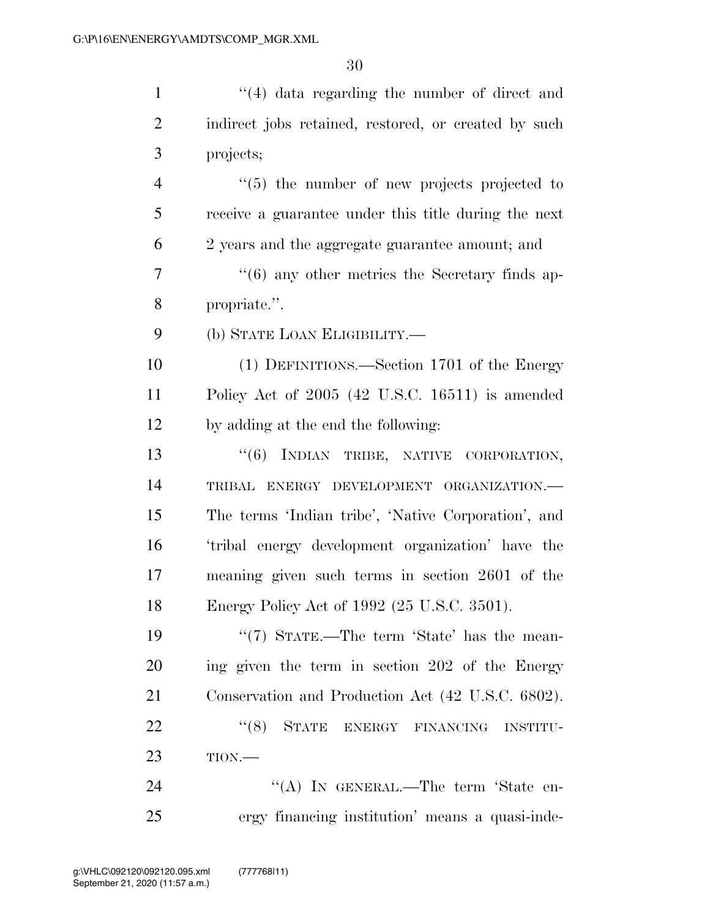"(4) data regarding the number of direct and indirect jobs retained, restored, or created by such projects;

"(5) the number of new projects projected to receive a guarantee under this title during the next 2 years and the aggregate guarantee amount; and

"(6) any other metrics the Secretary finds appropriate.".

(b) STATE LOAN ELIGIBILITY.—

(1) DEFINITIONS.—Section 1701 of the Energy Policy Act of 2005 (42 U.S.C. 16511) is amended by adding at the end the following:

"(6) INDIAN TRIBE, NATIVE CORPORATION, TRIBAL ENERGY DEVELOPMENT ORGANIZATION.— The terms 'Indian tribe', 'Native Corporation', and 'tribal energy development organization' have the meaning given such terms in section 2601 of the Energy Policy Act of 1992 (25 U.S.C. 3501).

"(7) STATE.—The term 'State' has the meaning given the term in section 202 of the Energy Conservation and Production Act (42 U.S.C. 6802).

"(8) STATE ENERGY FINANCING INSTITUTION.—

"(A) IN GENERAL.—The term 'State energy financing institution' means a quasi-inde-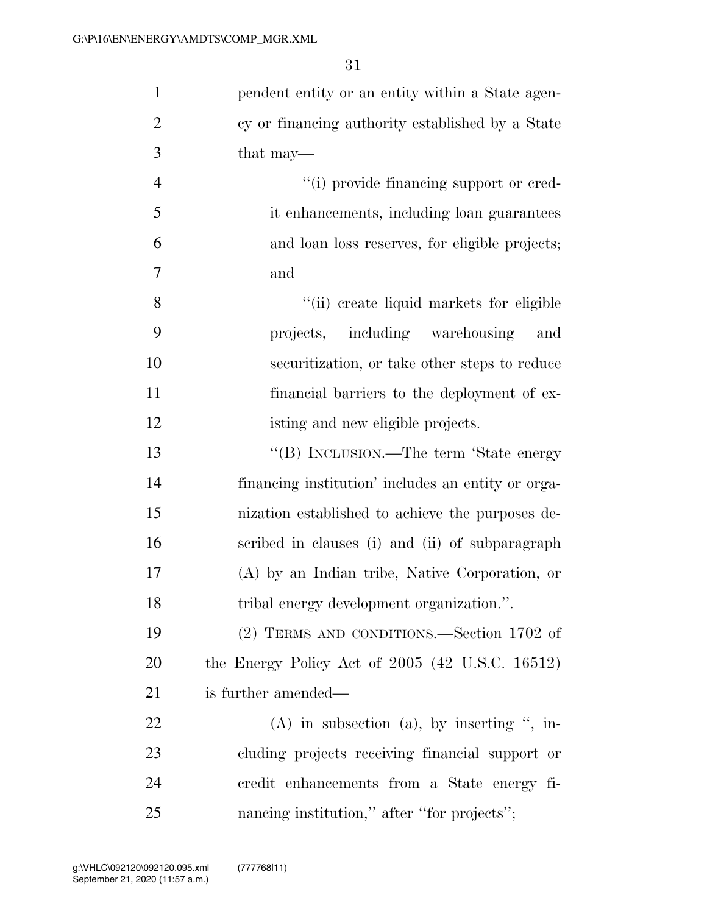pendent entity or an entity within a State agency or financing authority established by a State that may—

"(i) provide financing support or credit enhancements, including loan guarantees and loan loss reserves, for eligible projects; and

"(ii) create liquid markets for eligible projects, including warehousing and securitization, or take other steps to reduce financial barriers to the deployment of existing and new eligible projects.

"(B) INCLUSION.—The term 'State energy financing institution' includes an entity or organization established to achieve the purposes described in clauses (i) and (ii) of subparagraph (A) by an Indian tribe, Native Corporation, or tribal energy development organization.".

(2) TERMS AND CONDITIONS.—Section 1702 of the Energy Policy Act of 2005 (42 U.S.C. 16512) is further amended—

(A) in subsection (a), by inserting ", including projects receiving financial support or credit enhancements from a State energy financing institution," after "for projects";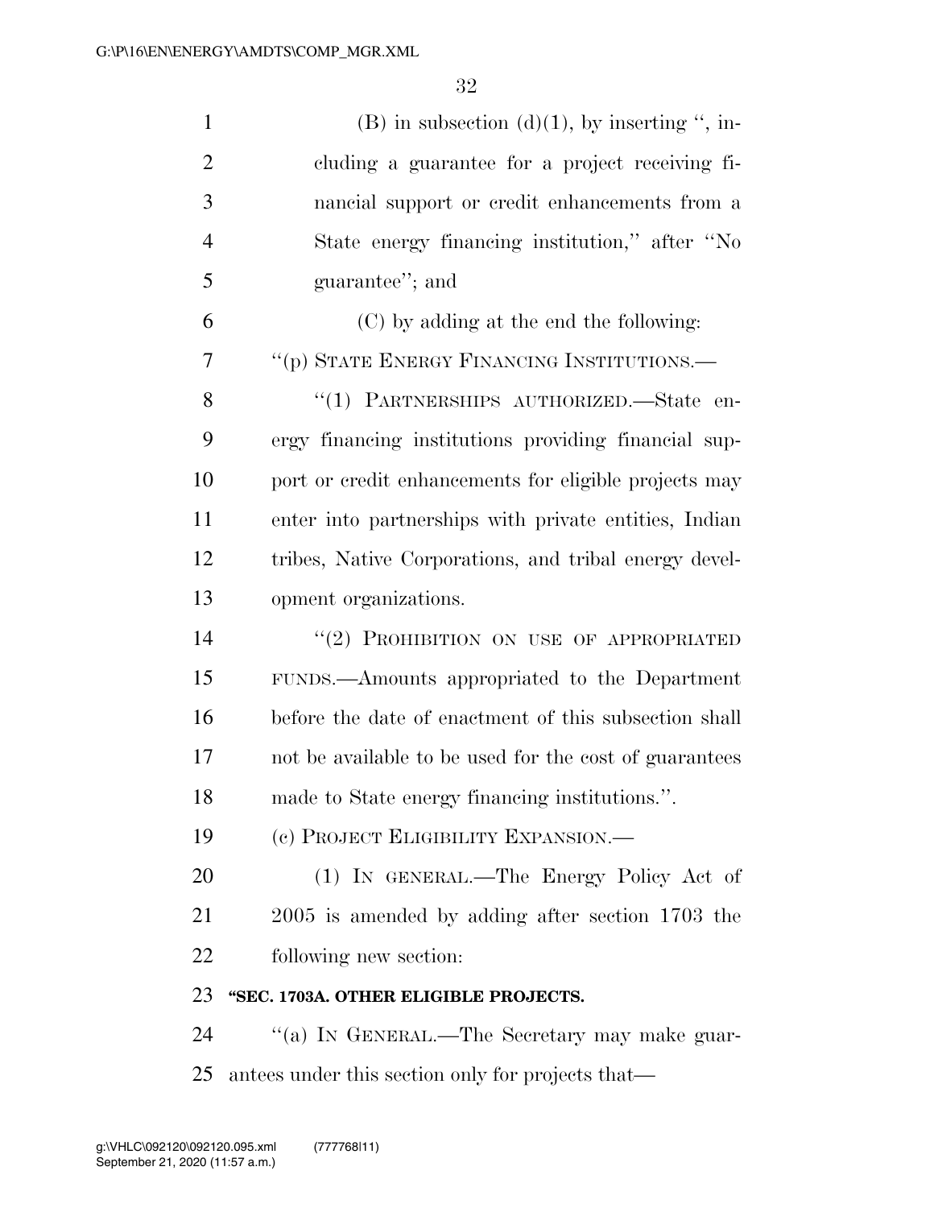(B) in subsection (d)(1), by inserting ", including a guarantee for a project receiving financial support or credit enhancements from a State energy financing institution," after "No guarantee"; and

(C) by adding at the end the following:

"(p) STATE ENERGY FINANCING INSTITUTIONS.—

"(1) PARTNERSHIPS AUTHORIZED.—State energy financing institutions providing financial support or credit enhancements for eligible projects may enter into partnerships with private entities, Indian tribes, Native Corporations, and tribal energy development organizations.

"(2) PROHIBITION ON USE OF APPROPRIATED FUNDS.—Amounts appropriated to the Department before the date of enactment of this subsection shall not be available to be used for the cost of guarantees made to State energy financing institutions.".

(c) PROJECT ELIGIBILITY EXPANSION.—

(1) IN GENERAL.—The Energy Policy Act of 2005 is amended by adding after section 1703 the following new section:

**"SEC. 1703A. OTHER ELIGIBLE PROJECTS.**

"(a) IN GENERAL.—The Secretary may make guarantees under this section only for projects that—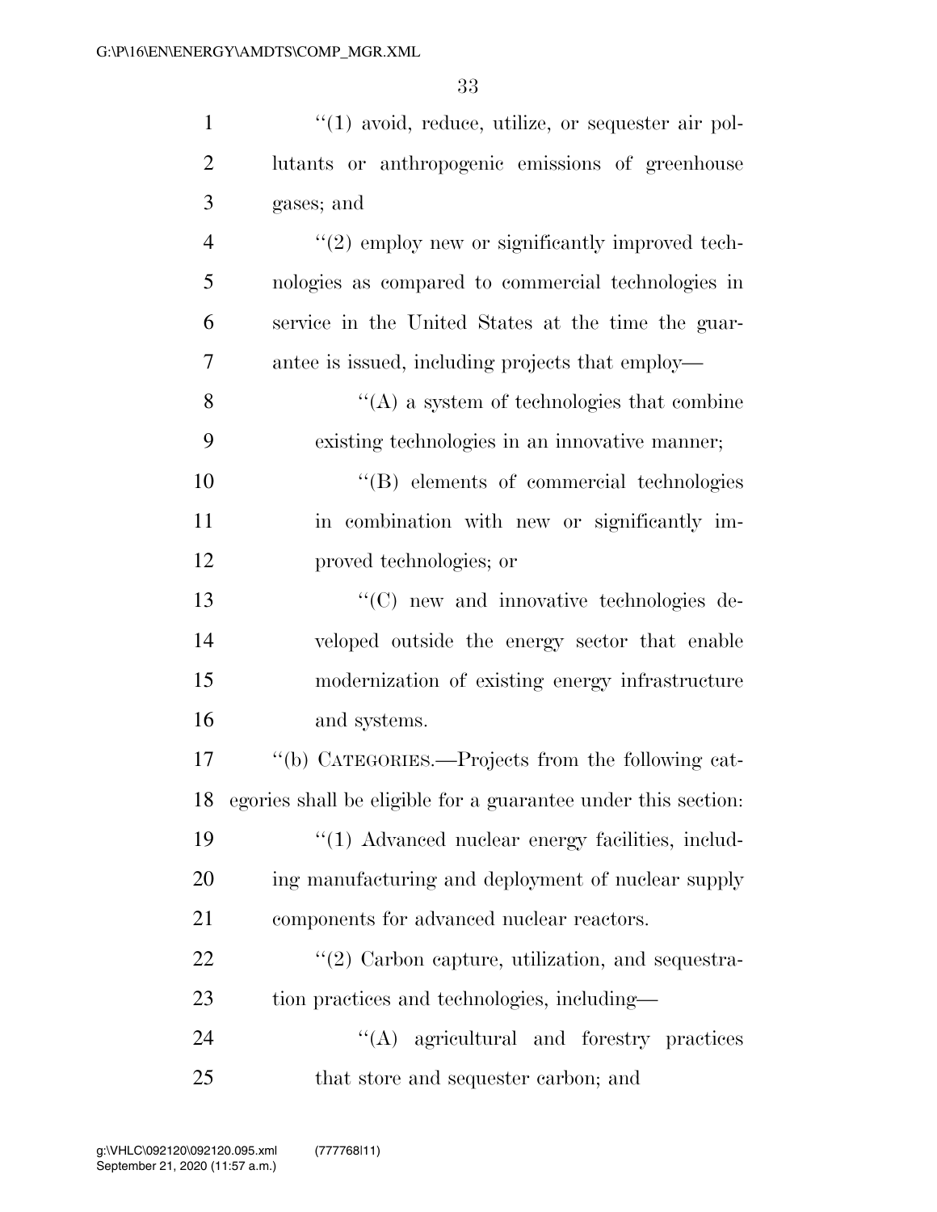"(1) avoid, reduce, utilize, or sequester air pollutants or anthropogenic emissions of greenhouse gases; and

"(2) employ new or significantly improved technologies as compared to commercial technologies in service in the United States at the time the guarantee is issued, including projects that employ—

"(A) a system of technologies that combine existing technologies in an innovative manner;

"(B) elements of commercial technologies in combination with new or significantly improved technologies; or

"(C) new and innovative technologies developed outside the energy sector that enable modernization of existing energy infrastructure and systems.

"(b) CATEGORIES.—Projects from the following categories shall be eligible for a guarantee under this section:

"(1) Advanced nuclear energy facilities, including manufacturing and deployment of nuclear supply components for advanced nuclear reactors.

"(2) Carbon capture, utilization, and sequestration practices and technologies, including—

"(A) agricultural and forestry practices that store and sequester carbon; and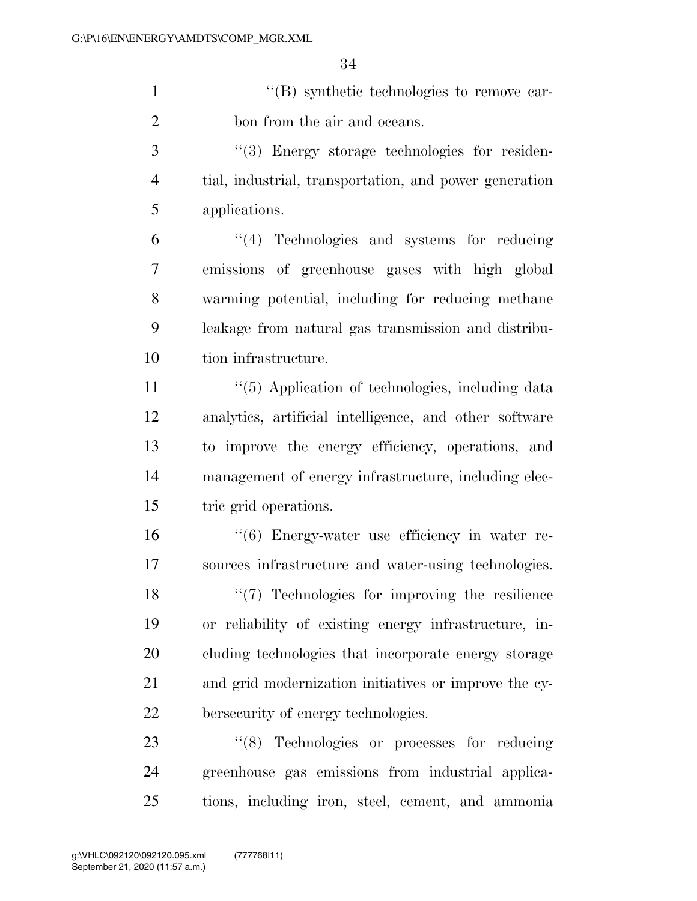"(B) synthetic technologies to remove carbon from the air and oceans.

"(3) Energy storage technologies for residential, industrial, transportation, and power generation applications.

"(4) Technologies and systems for reducing emissions of greenhouse gases with high global warming potential, including for reducing methane leakage from natural gas transmission and distribution infrastructure.

"(5) Application of technologies, including data analytics, artificial intelligence, and other software to improve the energy efficiency, operations, and management of energy infrastructure, including electric grid operations.

"(6) Energy-water use efficiency in water resources infrastructure and water-using technologies.

"(7) Technologies for improving the resilience or reliability of existing energy infrastructure, including technologies that incorporate energy storage and grid modernization initiatives or improve the cybersecurity of energy technologies.

"(8) Technologies or processes for reducing greenhouse gas emissions from industrial applications, including iron, steel, cement, and ammonia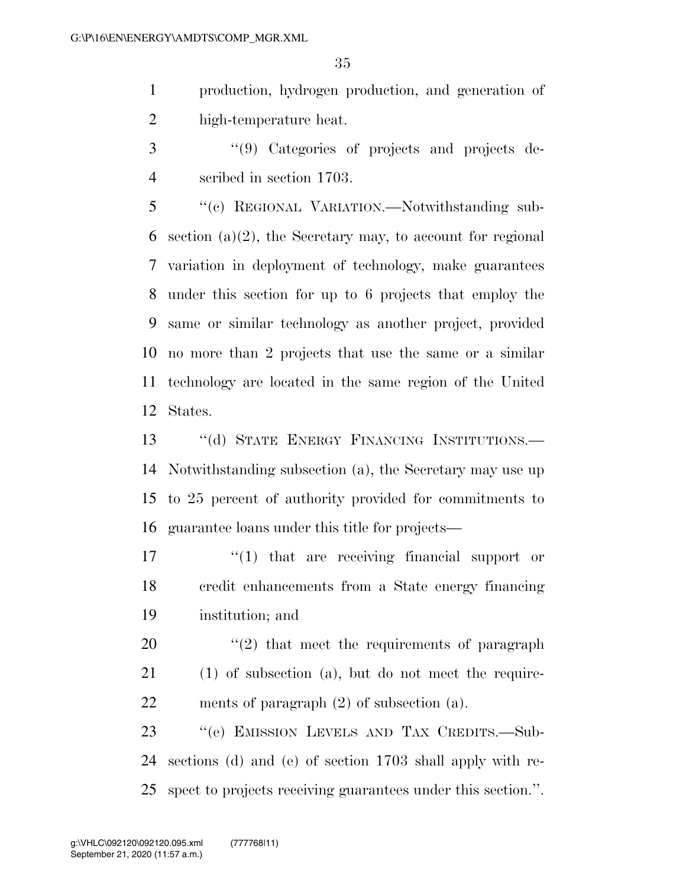production, hydrogen production, and generation of high-temperature heat.

''(9) Categories of projects and projects described in section 1703.

''(c) REGIONAL VARIATION.—Notwithstanding subsection (a)(2), the Secretary may, to account for regional variation in deployment of technology, make guarantees under this section for up to 6 projects that employ the same or similar technology as another project, provided no more than 2 projects that use the same or a similar technology are located in the same region of the United States.

''(d) STATE ENERGY FINANCING INSTITUTIONS.—Notwithstanding subsection (a), the Secretary may use up to 25 percent of authority provided for commitments to guarantee loans under this title for projects—

''(1) that are receiving financial support or credit enhancements from a State energy financing institution; and

''(2) that meet the requirements of paragraph (1) of subsection (a), but do not meet the requirements of paragraph (2) of subsection (a).

''(e) EMISSION LEVELS AND TAX CREDITS.—Subsections (d) and (e) of section 1703 shall apply with respect to projects receiving guarantees under this section.''.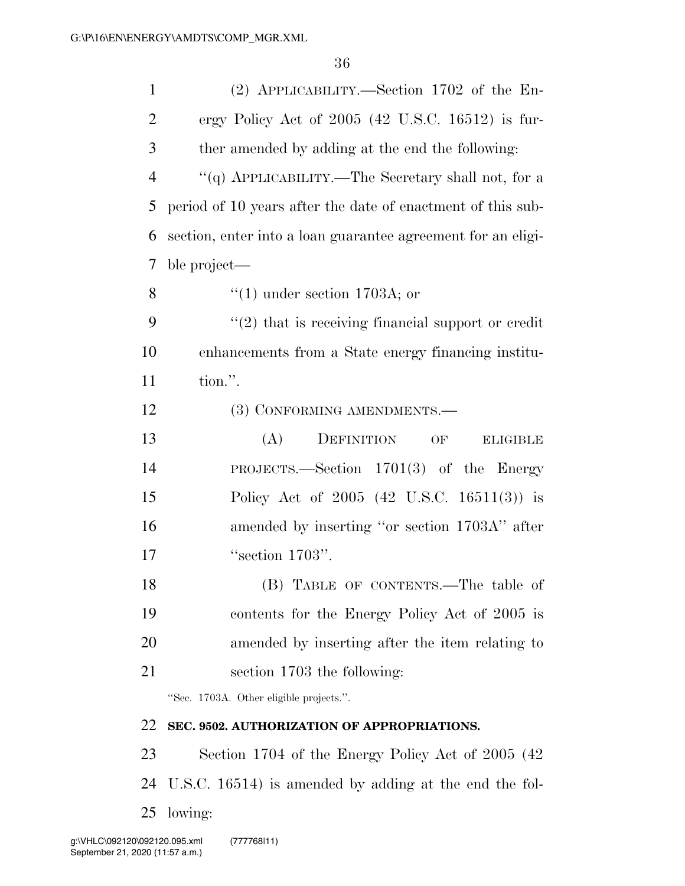(2) APPLICABILITY.—Section 1702 of the Energy Policy Act of 2005 (42 U.S.C. 16512) is further amended by adding at the end the following:

"(q) APPLICABILITY.—The Secretary shall not, for a period of 10 years after the date of enactment of this subsection, enter into a loan guarantee agreement for an eligible project—

"(1) under section 1703A; or

"(2) that is receiving financial support or credit enhancements from a State energy financing institution.".

(3) CONFORMING AMENDMENTS.—

(A) DEFINITION OF ELIGIBLE PROJECTS.—Section 1701(3) of the Energy Policy Act of 2005 (42 U.S.C. 16511(3)) is amended by inserting "or section 1703A" after "section 1703".

(B) TABLE OF CONTENTS.—The table of contents for the Energy Policy Act of 2005 is amended by inserting after the item relating to section 1703 the following:

"Sec. 1703A. Other eligible projects.".

**SEC. 9502. AUTHORIZATION OF APPROPRIATIONS.**

Section 1704 of the Energy Policy Act of 2005 (42 U.S.C. 16514) is amended by adding at the end the following: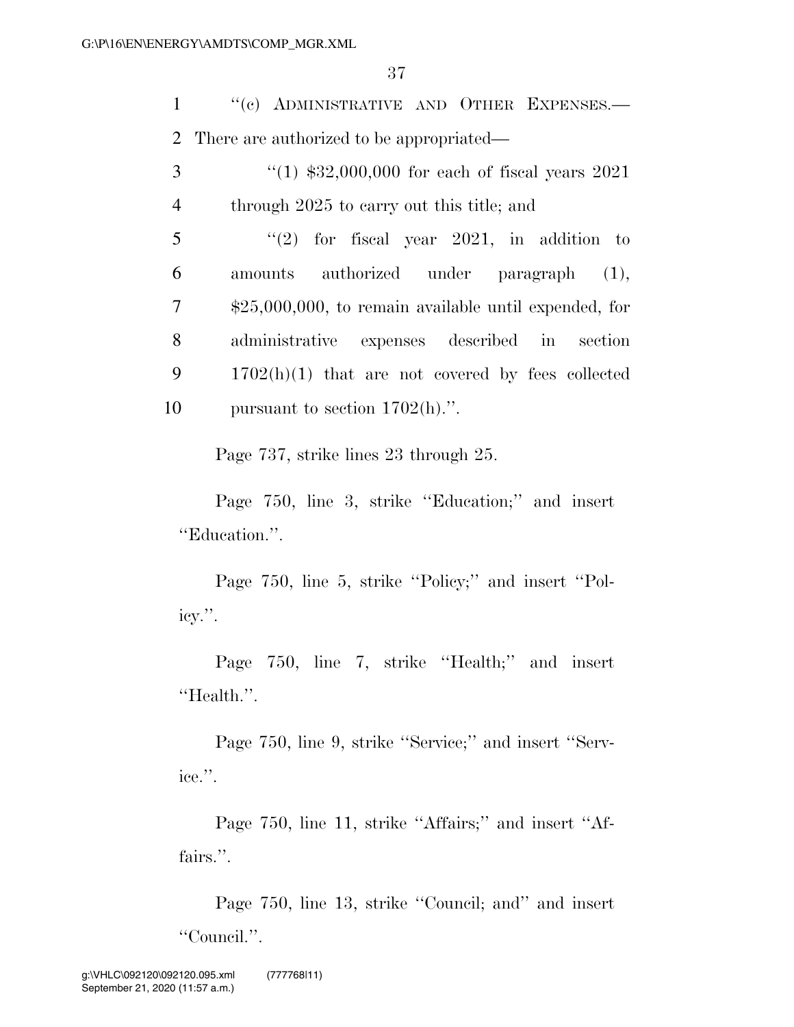"(c) ADMINISTRATIVE AND OTHER EXPENSES.—There are authorized to be appropriated—

"(1) $32,000,000 for each of fiscal years 2021 through 2025 to carry out this title; and

"(2) for fiscal year 2021, in addition to amounts authorized under paragraph (1), $25,000,000, to remain available until expended, for administrative expenses described in section 1702(h)(1) that are not covered by fees collected pursuant to section 1702(h).".

Page 737, strike lines 23 through 25.

Page 750, line 3, strike "Education;" and insert "Education.".

Page 750, line 5, strike "Policy;" and insert "Policy.".

Page 750, line 7, strike "Health;" and insert "Health.".

Page 750, line 9, strike "Service;" and insert "Service.".

Page 750, line 11, strike "Affairs;" and insert "Affairs.".

Page 750, line 13, strike "Council; and" and insert "Council.".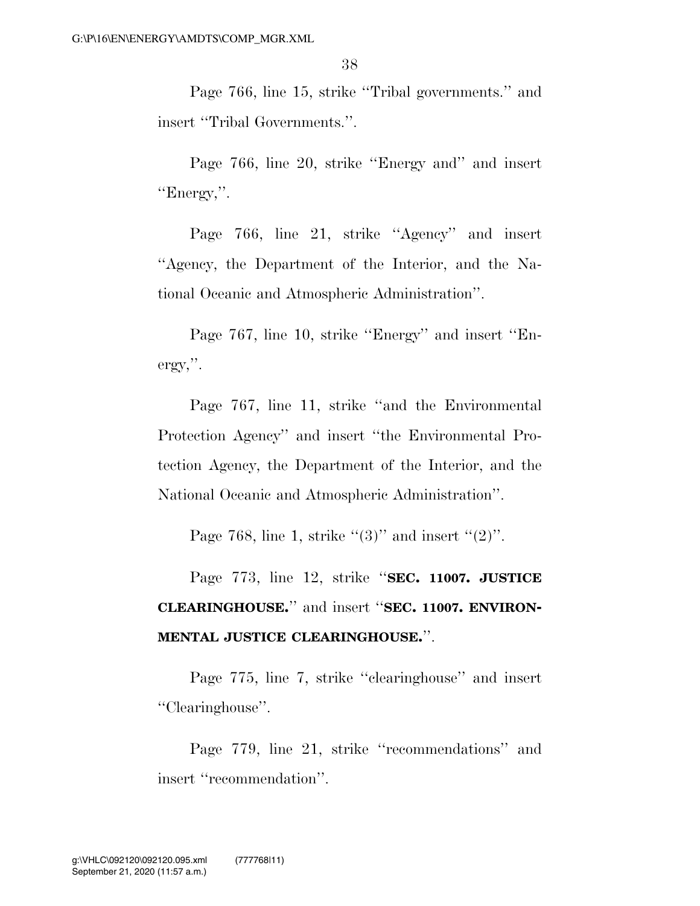Page 766, line 15, strike ''Tribal governments.'' and insert ''Tribal Governments.''.

Page 766, line 20, strike ''Energy and'' and insert ''Energy,''.

Page 766, line 21, strike ''Agency'' and insert ''Agency, the Department of the Interior, and the National Oceanic and Atmospheric Administration''.

Page 767, line 10, strike ''Energy'' and insert ''Energy,''.

Page 767, line 11, strike ''and the Environmental Protection Agency'' and insert ''the Environmental Protection Agency, the Department of the Interior, and the National Oceanic and Atmospheric Administration''.

Page 768, line 1, strike ''(3)'' and insert ''(2)''.

Page 773, line 12, strike ''**SEC. 11007. JUSTICE CLEARINGHOUSE.**'' and insert ''**SEC. 11007. ENVIRONMENTAL JUSTICE CLEARINGHOUSE.**''.

Page 775, line 7, strike ''clearinghouse'' and insert ''Clearinghouse''.

Page 779, line 21, strike ''recommendations'' and insert ''recommendation''.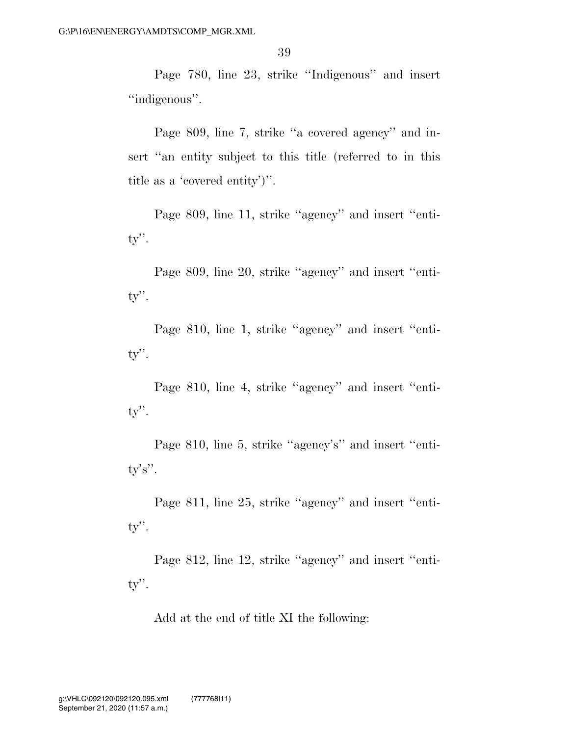Page 780, line 23, strike ''Indigenous'' and insert ''indigenous''.

Page 809, line 7, strike ''a covered agency'' and insert ''an entity subject to this title (referred to in this title as a 'covered entity')''.

Page 809, line 11, strike ''agency'' and insert ''entity''.

Page 809, line 20, strike ''agency'' and insert ''entity''.

Page 810, line 1, strike ''agency'' and insert ''entity''.

Page 810, line 4, strike ''agency'' and insert ''entity''.

Page 810, line 5, strike ''agency's'' and insert ''entity's''.

Page 811, line 25, strike ''agency'' and insert ''entity''.

Page 812, line 12, strike ''agency'' and insert ''entity''.

Add at the end of title XI the following: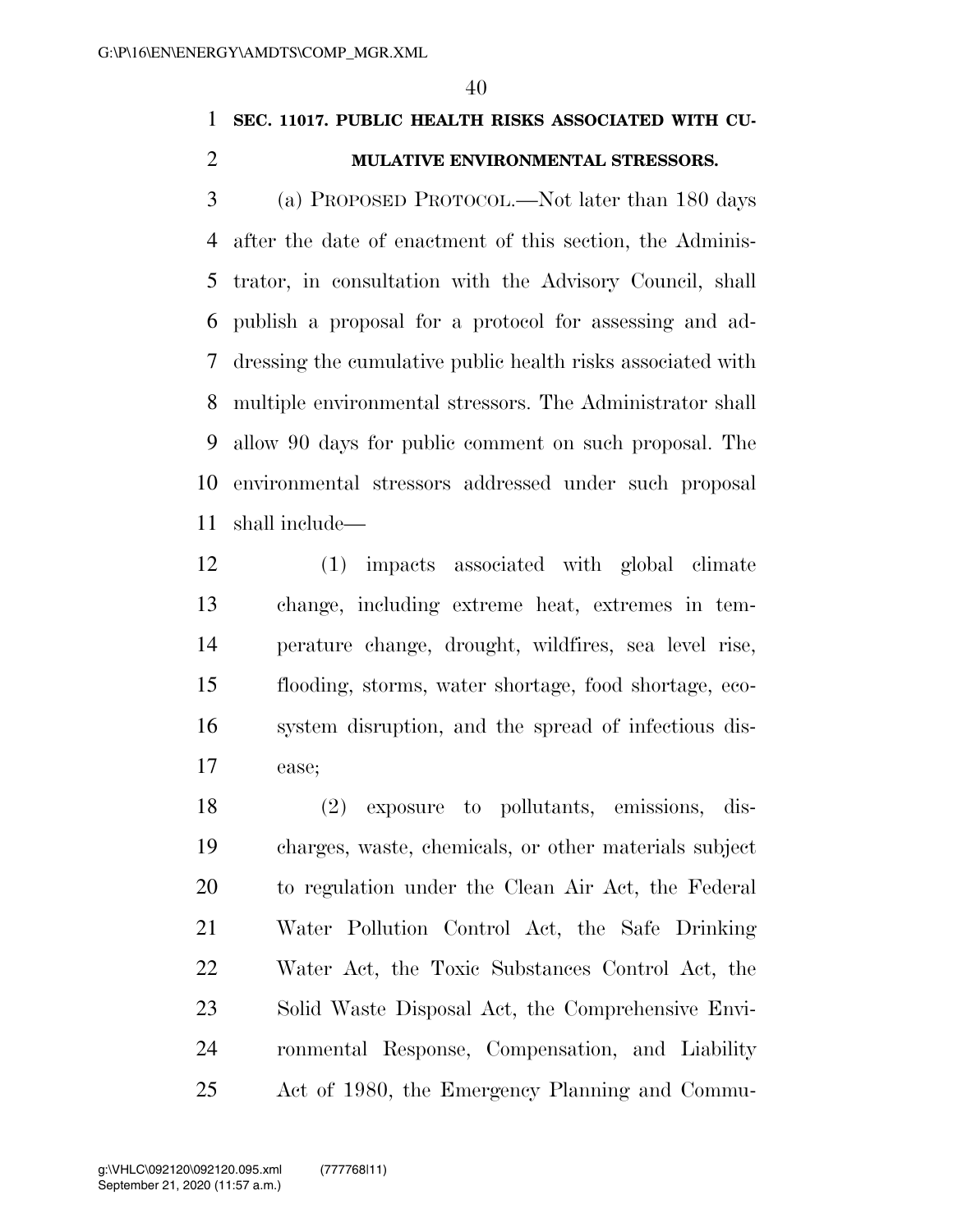**SEC. 11017. PUBLIC HEALTH RISKS ASSOCIATED WITH CUMULATIVE ENVIRONMENTAL STRESSORS.**

(a) PROPOSED PROTOCOL.—Not later than 180 days after the date of enactment of this section, the Administrator, in consultation with the Advisory Council, shall publish a proposal for a protocol for assessing and addressing the cumulative public health risks associated with multiple environmental stressors. The Administrator shall allow 90 days for public comment on such proposal. The environmental stressors addressed under such proposal shall include—

(1) impacts associated with global climate change, including extreme heat, extremes in temperature change, drought, wildfires, sea level rise, flooding, storms, water shortage, food shortage, ecosystem disruption, and the spread of infectious disease;

(2) exposure to pollutants, emissions, discharges, waste, chemicals, or other materials subject to regulation under the Clean Air Act, the Federal Water Pollution Control Act, the Safe Drinking Water Act, the Toxic Substances Control Act, the Solid Waste Disposal Act, the Comprehensive Environmental Response, Compensation, and Liability Act of 1980, the Emergency Planning and Commu-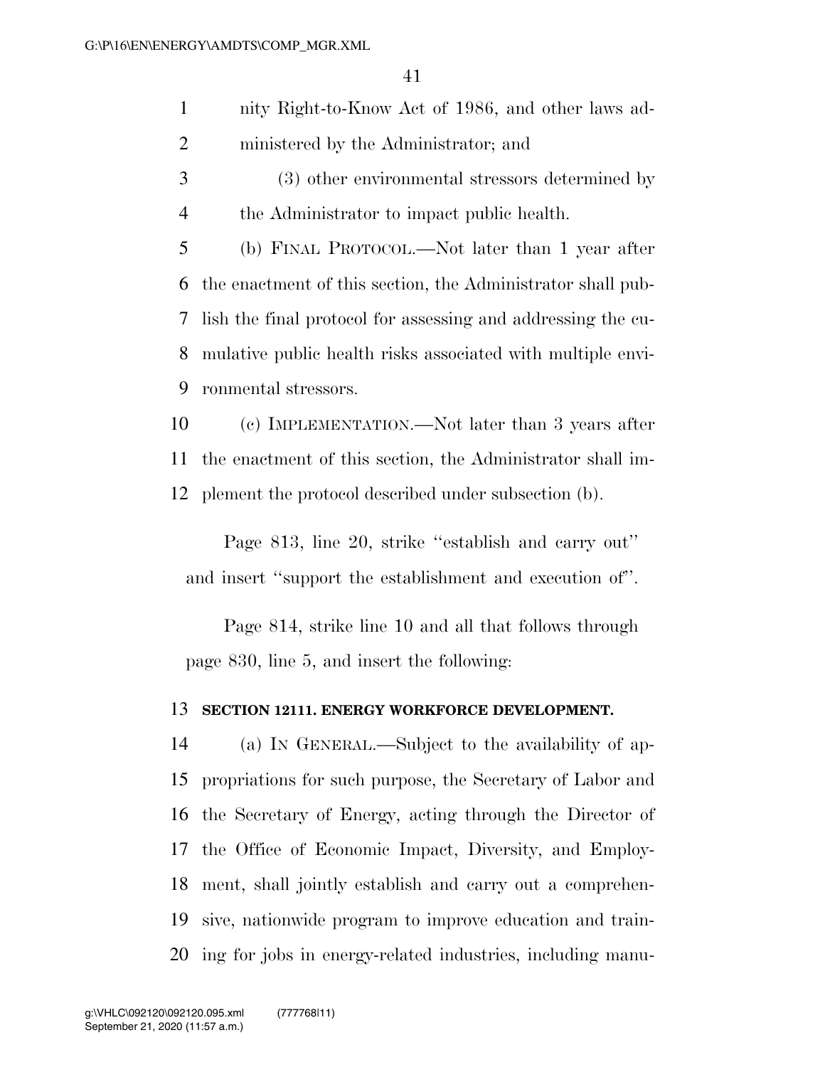nity Right-to-Know Act of 1986, and other laws administered by the Administrator; and

(3) other environmental stressors determined by the Administrator to impact public health.

(b) FINAL PROTOCOL.—Not later than 1 year after the enactment of this section, the Administrator shall publish the final protocol for assessing and addressing the cumulative public health risks associated with multiple environmental stressors.

(c) IMPLEMENTATION.—Not later than 3 years after the enactment of this section, the Administrator shall implement the protocol described under subsection (b).

Page 813, line 20, strike ''establish and carry out'' and insert ''support the establishment and execution of''.

Page 814, strike line 10 and all that follows through page 830, line 5, and insert the following:

**SECTION 12111. ENERGY WORKFORCE DEVELOPMENT.**

(a) IN GENERAL.—Subject to the availability of appropriations for such purpose, the Secretary of Labor and the Secretary of Energy, acting through the Director of the Office of Economic Impact, Diversity, and Employment, shall jointly establish and carry out a comprehensive, nationwide program to improve education and training for jobs in energy-related industries, including manu-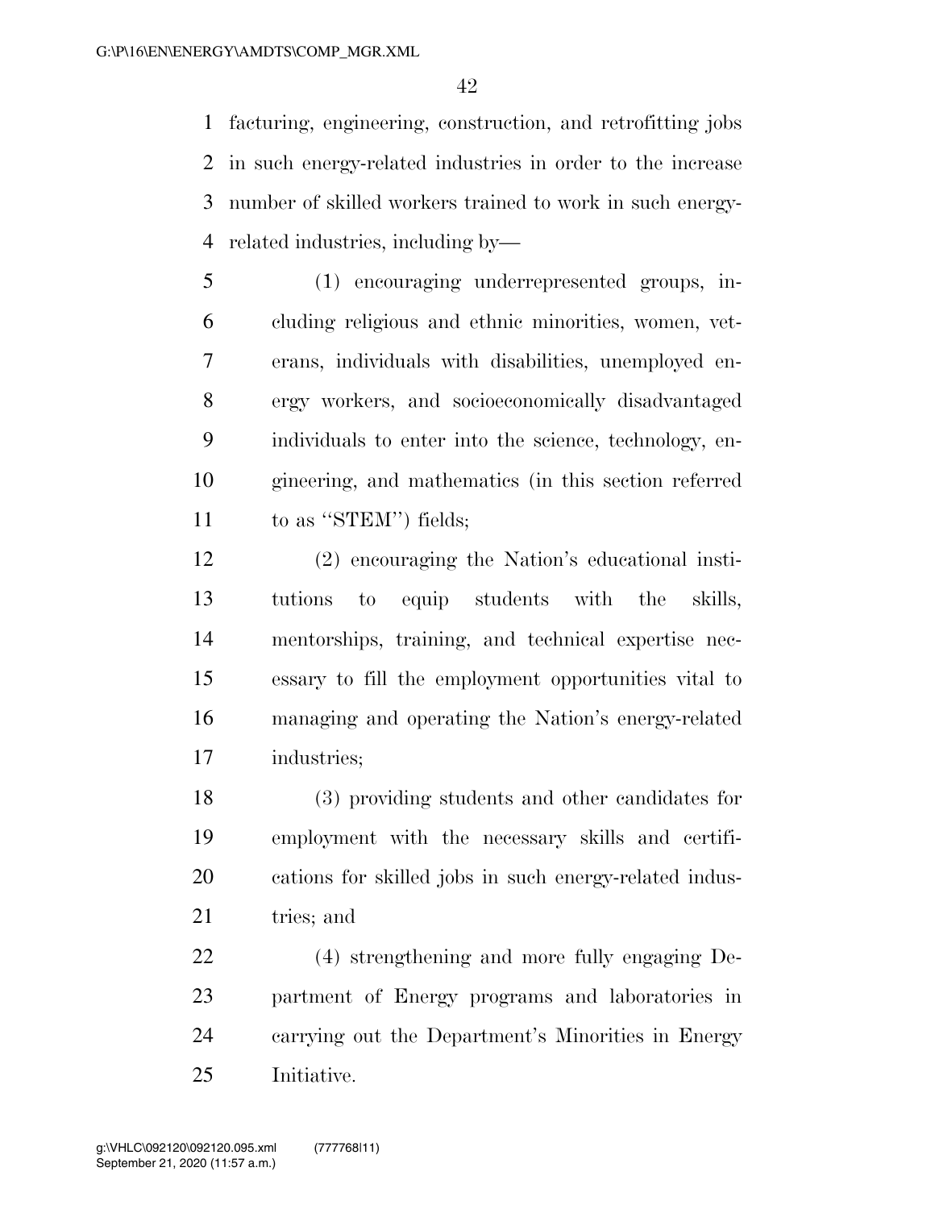facturing, engineering, construction, and retrofitting jobs in such energy-related industries in order to the increase number of skilled workers trained to work in such energy-related industries, including by—

(1) encouraging underrepresented groups, including religious and ethnic minorities, women, veterans, individuals with disabilities, unemployed energy workers, and socioeconomically disadvantaged individuals to enter into the science, technology, engineering, and mathematics (in this section referred to as ''STEM'') fields;

(2) encouraging the Nation's educational institutions to equip students with the skills, mentorships, training, and technical expertise necessary to fill the employment opportunities vital to managing and operating the Nation's energy-related industries;

(3) providing students and other candidates for employment with the necessary skills and certifications for skilled jobs in such energy-related industries; and

(4) strengthening and more fully engaging Department of Energy programs and laboratories in carrying out the Department's Minorities in Energy Initiative.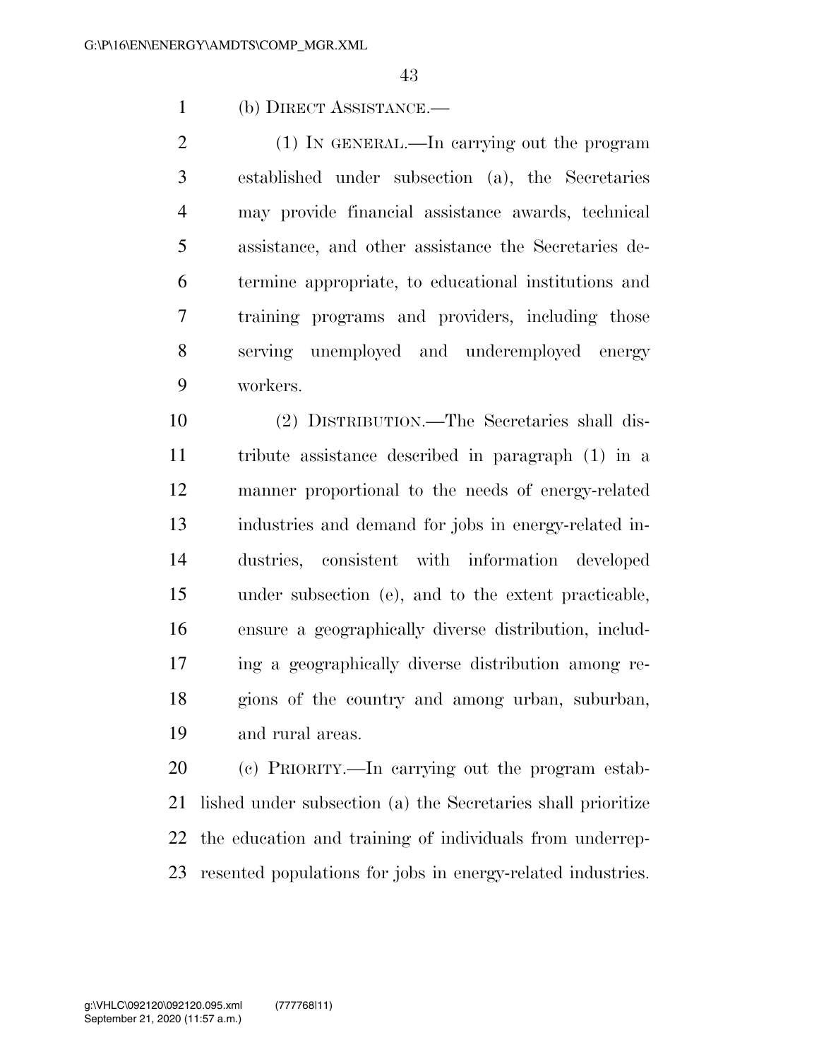(b) DIRECT ASSISTANCE.—

(1) IN GENERAL.—In carrying out the program established under subsection (a), the Secretaries may provide financial assistance awards, technical assistance, and other assistance the Secretaries determine appropriate, to educational institutions and training programs and providers, including those serving unemployed and underemployed energy workers.

(2) DISTRIBUTION.—The Secretaries shall distribute assistance described in paragraph (1) in a manner proportional to the needs of energy-related industries and demand for jobs in energy-related industries, consistent with information developed under subsection (e), and to the extent practicable, ensure a geographically diverse distribution, including a geographically diverse distribution among regions of the country and among urban, suburban, and rural areas.

(c) PRIORITY.—In carrying out the program established under subsection (a) the Secretaries shall prioritize the education and training of individuals from underrepresented populations for jobs in energy-related industries.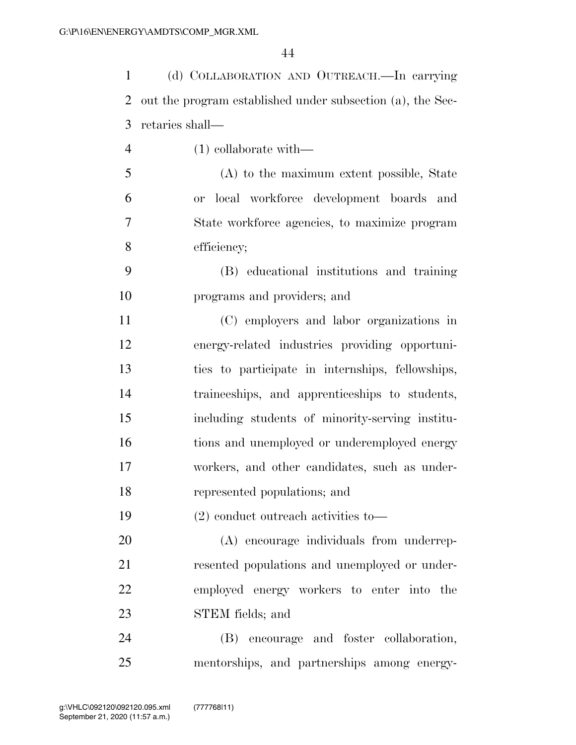(d) COLLABORATION AND OUTREACH.—In carrying out the program established under subsection (a), the Secretaries shall—

(1) collaborate with—

(A) to the maximum extent possible, State or local workforce development boards and State workforce agencies, to maximize program efficiency;

(B) educational institutions and training programs and providers; and

(C) employers and labor organizations in energy-related industries providing opportunities to participate in internships, fellowships, traineeships, and apprenticeships to students, including students of minority-serving institutions and unemployed or underemployed energy workers, and other candidates, such as underrepresented populations; and

(2) conduct outreach activities to—

(A) encourage individuals from underrepresented populations and unemployed or underemployed energy workers to enter into the STEM fields; and

(B) encourage and foster collaboration, mentorships, and partnerships among energy-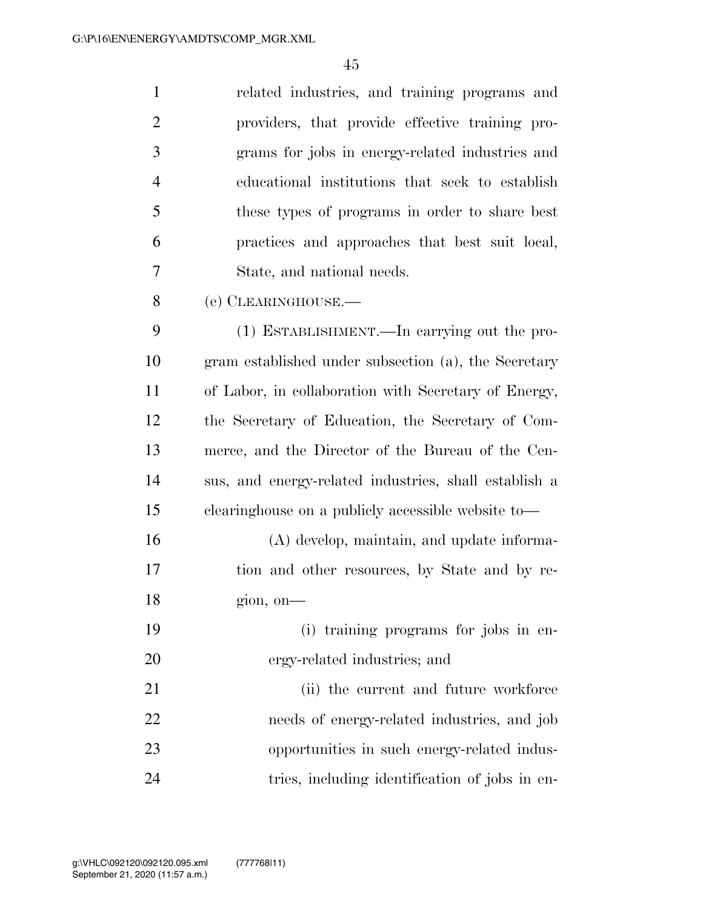related industries, and training programs and providers, that provide effective training programs for jobs in energy-related industries and educational institutions that seek to establish these types of programs in order to share best practices and approaches that best suit local, State, and national needs.

(e) CLEARINGHOUSE.—

(1) ESTABLISHMENT.—In carrying out the program established under subsection (a), the Secretary of Labor, in collaboration with Secretary of Energy, the Secretary of Education, the Secretary of Commerce, and the Director of the Bureau of the Census, and energy-related industries, shall establish a clearinghouse on a publicly accessible website to—

(A) develop, maintain, and update information and other resources, by State and by region, on—

(i) training programs for jobs in energy-related industries; and

(ii) the current and future workforce needs of energy-related industries, and job opportunities in such energy-related industries, including identification of jobs in en-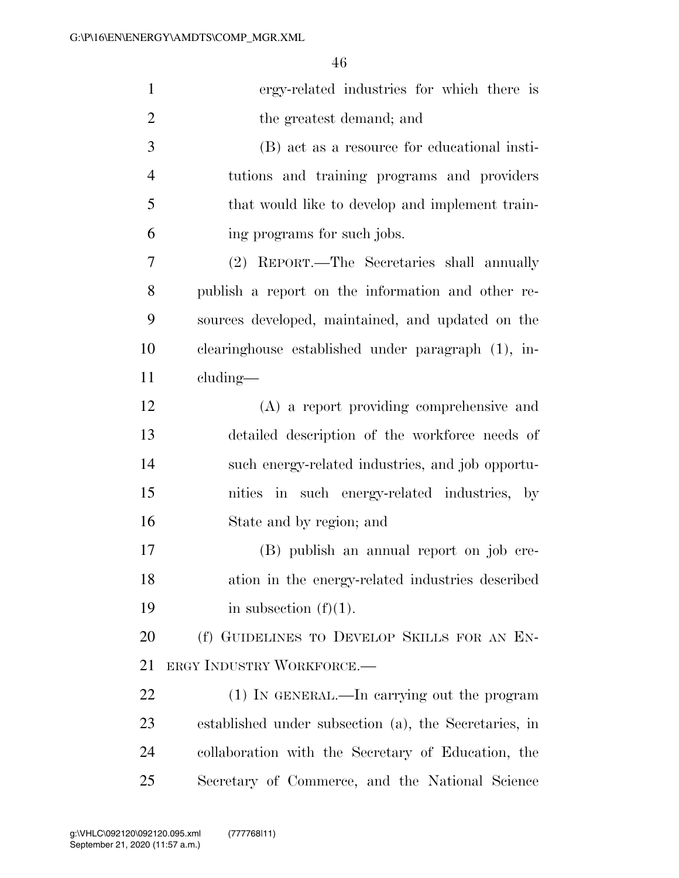ergy-related industries for which there is the greatest demand; and

(B) act as a resource for educational institutions and training programs and providers that would like to develop and implement training programs for such jobs.

(2) REPORT.—The Secretaries shall annually publish a report on the information and other resources developed, maintained, and updated on the clearinghouse established under paragraph (1), including—

(A) a report providing comprehensive and detailed description of the workforce needs of such energy-related industries, and job opportunities in such energy-related industries, by State and by region; and

(B) publish an annual report on job creation in the energy-related industries described in subsection (f)(1).

(f) GUIDELINES TO DEVELOP SKILLS FOR AN ENERGY INDUSTRY WORKFORCE.—

(1) IN GENERAL.—In carrying out the program established under subsection (a), the Secretaries, in collaboration with the Secretary of Education, the Secretary of Commerce, and the National Science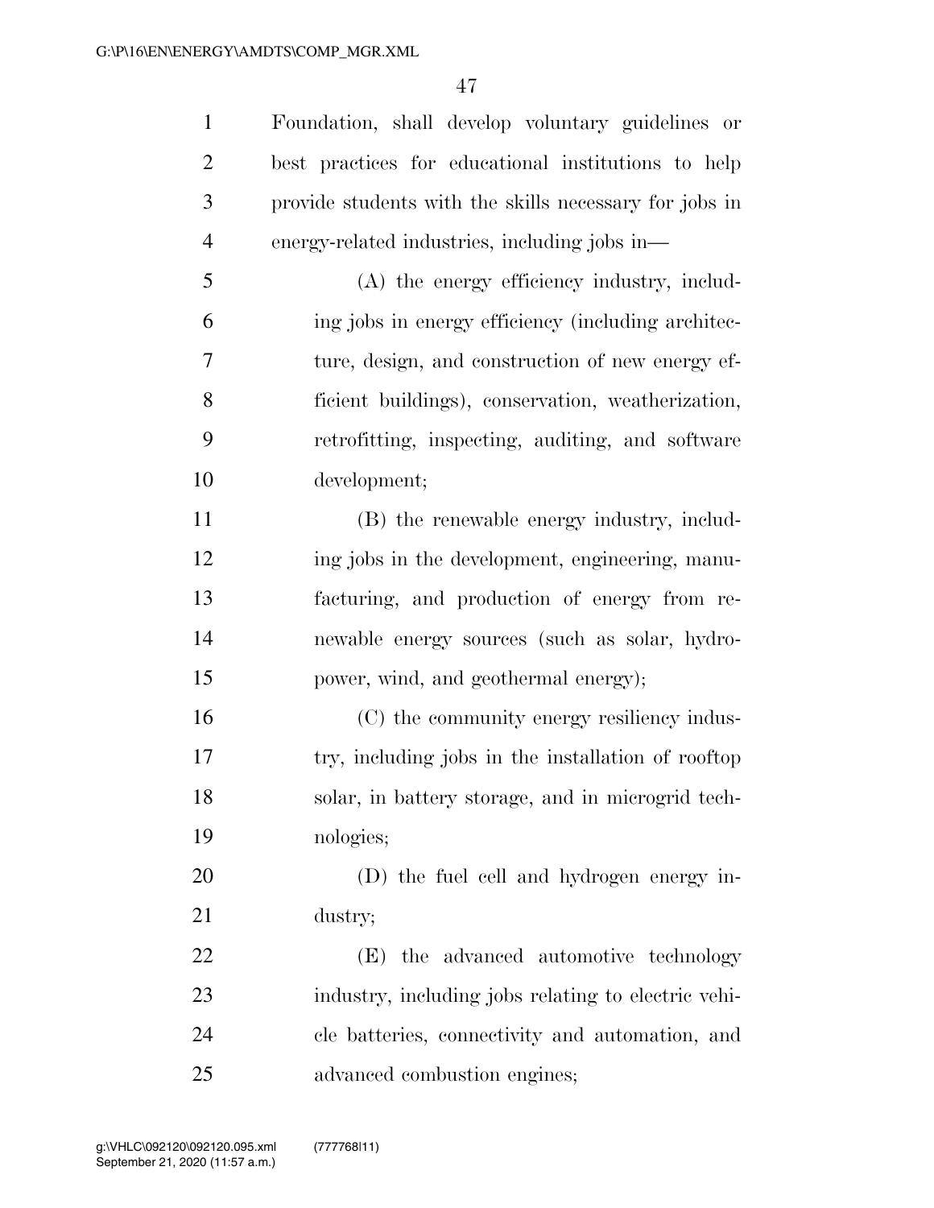Foundation, shall develop voluntary guidelines or best practices for educational institutions to help provide students with the skills necessary for jobs in energy-related industries, including jobs in—

(A) the energy efficiency industry, including jobs in energy efficiency (including architecture, design, and construction of new energy efficient buildings), conservation, weatherization, retrofitting, inspecting, auditing, and software development;

(B) the renewable energy industry, including jobs in the development, engineering, manufacturing, and production of energy from renewable energy sources (such as solar, hydropower, wind, and geothermal energy);

(C) the community energy resiliency industry, including jobs in the installation of rooftop solar, in battery storage, and in microgrid technologies;

(D) the fuel cell and hydrogen energy industry;

(E) the advanced automotive technology industry, including jobs relating to electric vehicle batteries, connectivity and automation, and advanced combustion engines;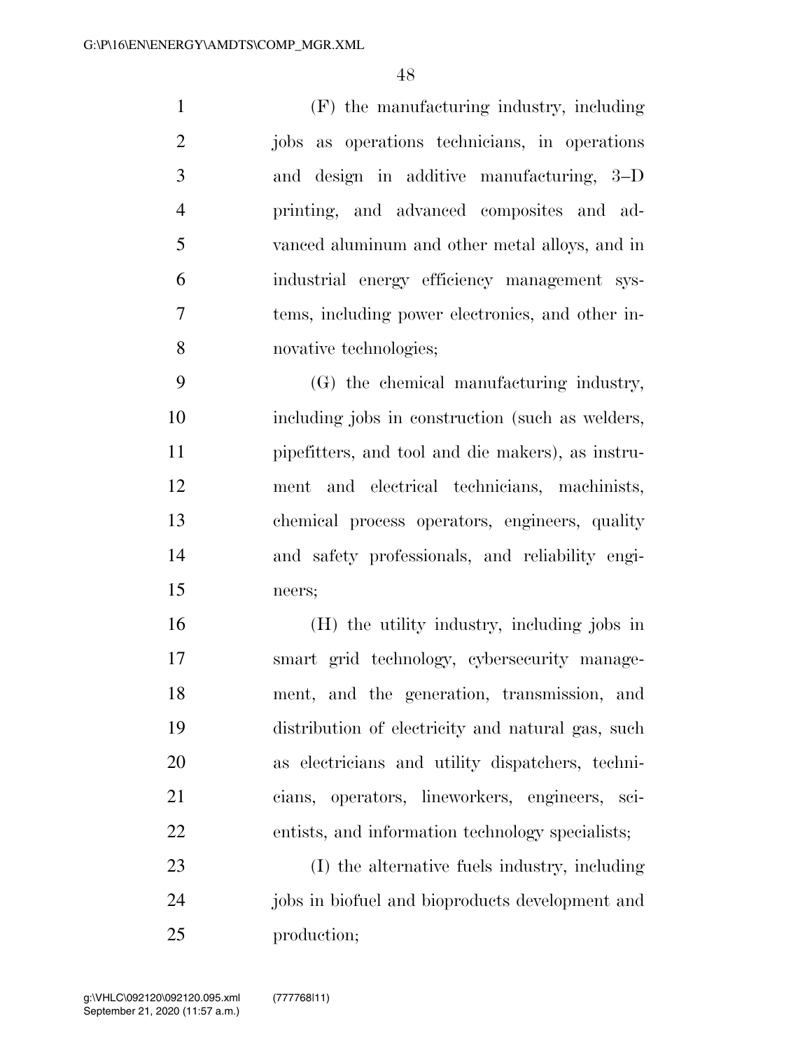(F) the manufacturing industry, including jobs as operations technicians, in operations and design in additive manufacturing, 3–D printing, and advanced composites and advanced aluminum and other metal alloys, and in industrial energy efficiency management systems, including power electronics, and other innovative technologies;

(G) the chemical manufacturing industry, including jobs in construction (such as welders, pipefitters, and tool and die makers), as instrument and electrical technicians, machinists, chemical process operators, engineers, quality and safety professionals, and reliability engineers;

(H) the utility industry, including jobs in smart grid technology, cybersecurity management, and the generation, transmission, and distribution of electricity and natural gas, such as electricians and utility dispatchers, technicians, operators, lineworkers, engineers, scientists, and information technology specialists;

(I) the alternative fuels industry, including jobs in biofuel and bioproducts development and production;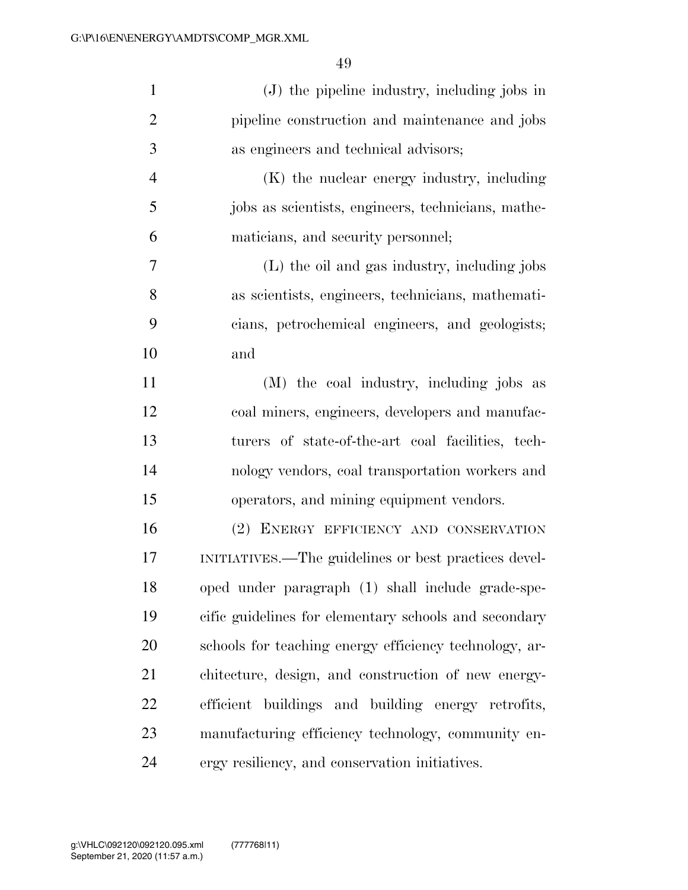(J) the pipeline industry, including jobs in pipeline construction and maintenance and jobs as engineers and technical advisors;

(K) the nuclear energy industry, including jobs as scientists, engineers, technicians, mathematicians, and security personnel;

(L) the oil and gas industry, including jobs as scientists, engineers, technicians, mathematicians, petrochemical engineers, and geologists; and

(M) the coal industry, including jobs as coal miners, engineers, developers and manufacturers of state-of-the-art coal facilities, technology vendors, coal transportation workers and operators, and mining equipment vendors.

(2) ENERGY EFFICIENCY AND CONSERVATION INITIATIVES.—The guidelines or best practices developed under paragraph (1) shall include grade-specific guidelines for elementary schools and secondary schools for teaching energy efficiency technology, architecture, design, and construction of new energy-efficient buildings and building energy retrofits, manufacturing efficiency technology, community energy resiliency, and conservation initiatives.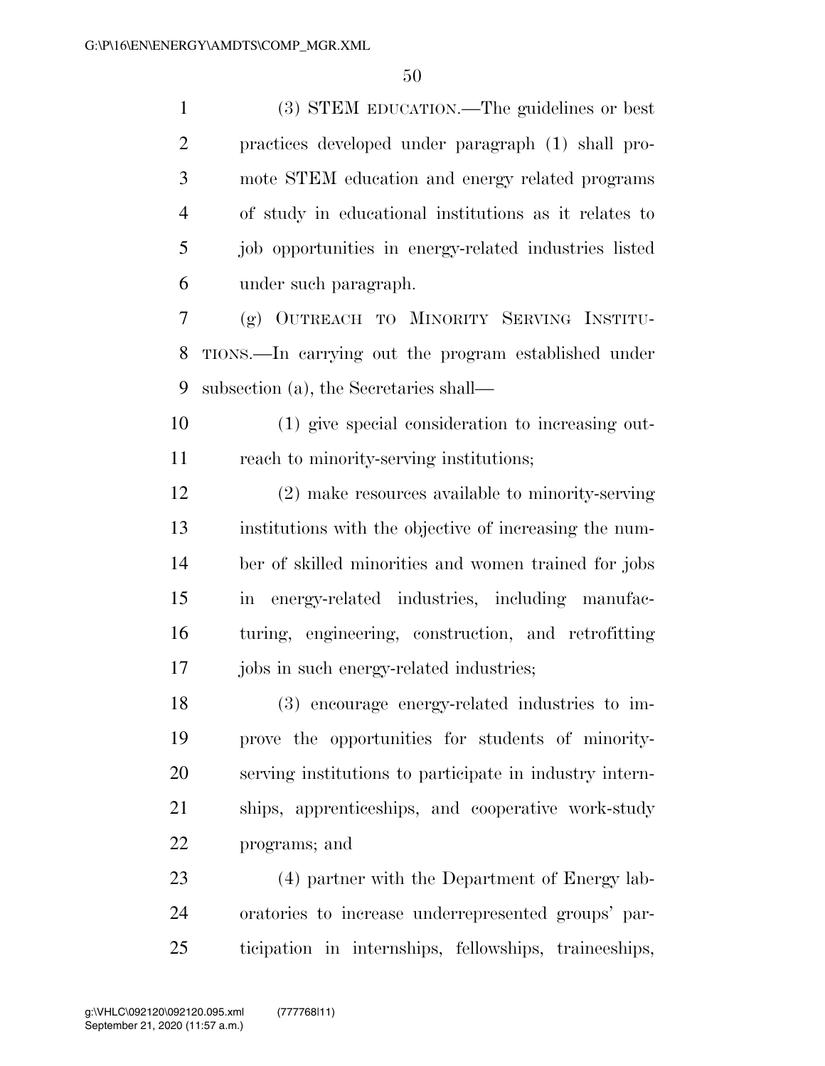(3) STEM EDUCATION.—The guidelines or best practices developed under paragraph (1) shall promote STEM education and energy related programs of study in educational institutions as it relates to job opportunities in energy-related industries listed under such paragraph.

(g) OUTREACH TO MINORITY SERVING INSTITUTIONS.—In carrying out the program established under subsection (a), the Secretaries shall—

(1) give special consideration to increasing outreach to minority-serving institutions;

(2) make resources available to minority-serving institutions with the objective of increasing the number of skilled minorities and women trained for jobs in energy-related industries, including manufacturing, engineering, construction, and retrofitting jobs in such energy-related industries;

(3) encourage energy-related industries to improve the opportunities for students of minority-serving institutions to participate in industry internships, apprenticeships, and cooperative work-study programs; and

(4) partner with the Department of Energy laboratories to increase underrepresented groups' participation in internships, fellowships, traineeships,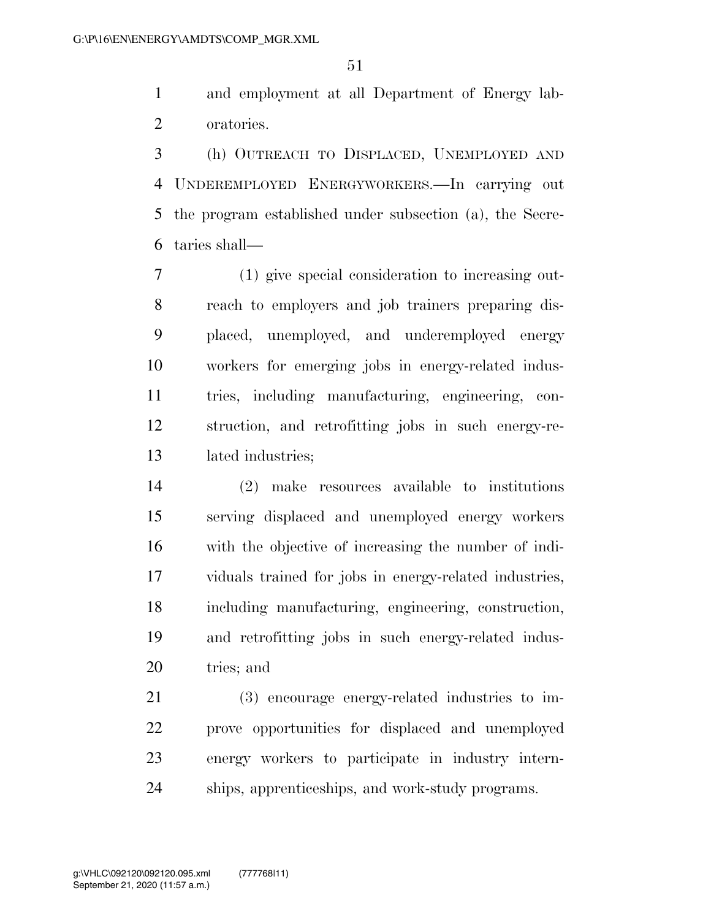and employment at all Department of Energy laboratories.

(h) OUTREACH TO DISPLACED, UNEMPLOYED AND UNDEREMPLOYED ENERGYWORKERS.—In carrying out the program established under subsection (a), the Secretaries shall—

(1) give special consideration to increasing outreach to employers and job trainers preparing displaced, unemployed, and underemployed energy workers for emerging jobs in energy-related industries, including manufacturing, engineering, construction, and retrofitting jobs in such energy-related industries;

(2) make resources available to institutions serving displaced and unemployed energy workers with the objective of increasing the number of individuals trained for jobs in energy-related industries, including manufacturing, engineering, construction, and retrofitting jobs in such energy-related industries; and

(3) encourage energy-related industries to improve opportunities for displaced and unemployed energy workers to participate in industry internships, apprenticeships, and work-study programs.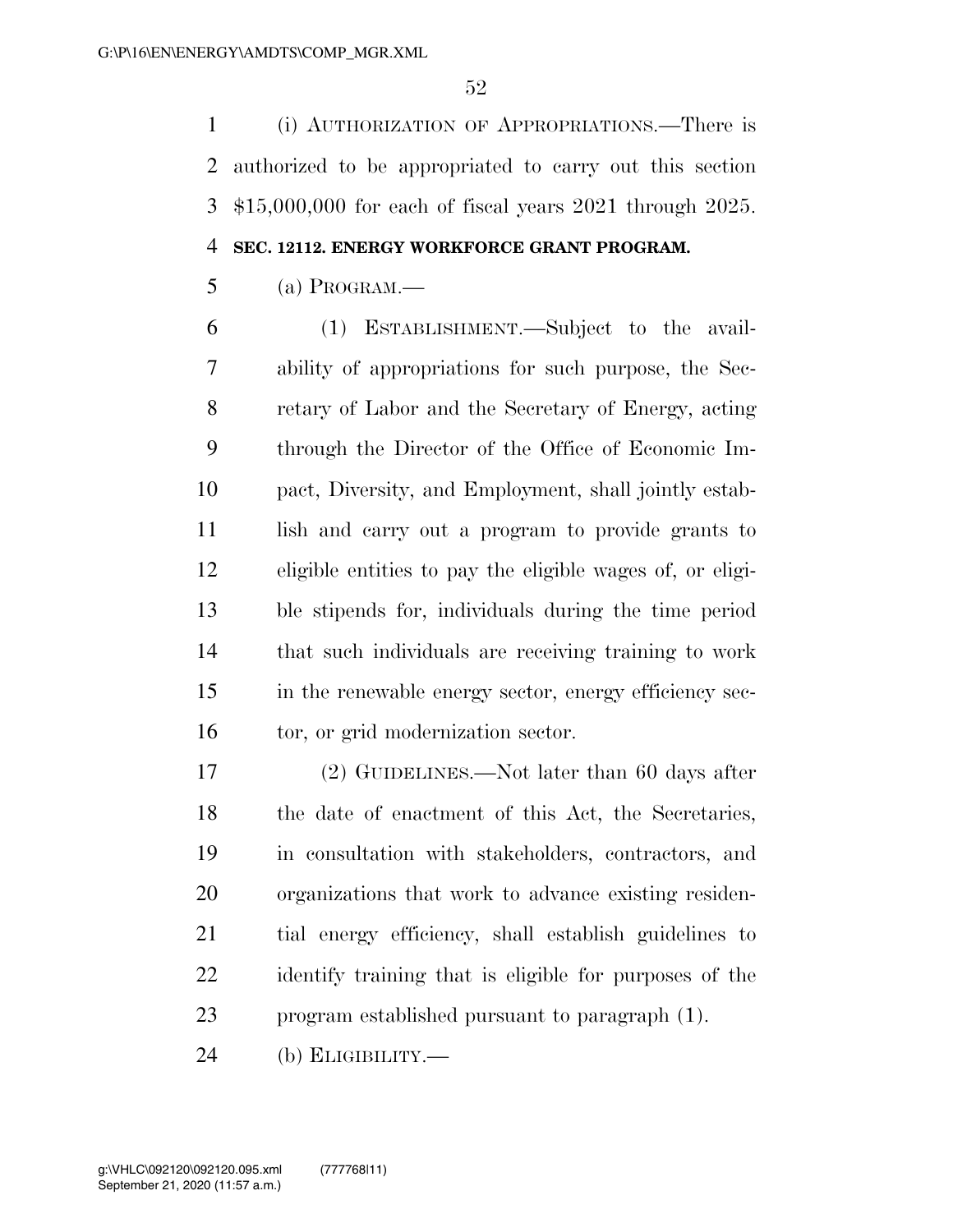(i) AUTHORIZATION OF APPROPRIATIONS.—There is authorized to be appropriated to carry out this section $15,000,000 for each of fiscal years 2021 through 2025.

**SEC. 12112. ENERGY WORKFORCE GRANT PROGRAM.**

(a) PROGRAM.—

(1) ESTABLISHMENT.—Subject to the availability of appropriations for such purpose, the Secretary of Labor and the Secretary of Energy, acting through the Director of the Office of Economic Impact, Diversity, and Employment, shall jointly establish and carry out a program to provide grants to eligible entities to pay the eligible wages of, or eligible stipends for, individuals during the time period that such individuals are receiving training to work in the renewable energy sector, energy efficiency sector, or grid modernization sector.

(2) GUIDELINES.—Not later than 60 days after the date of enactment of this Act, the Secretaries, in consultation with stakeholders, contractors, and organizations that work to advance existing residential energy efficiency, shall establish guidelines to identify training that is eligible for purposes of the program established pursuant to paragraph (1).

(b) ELIGIBILITY.—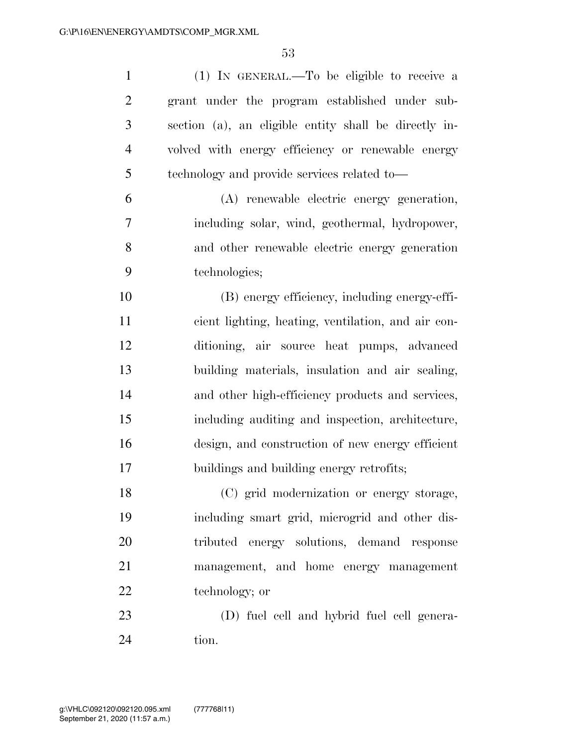(1) IN GENERAL.—To be eligible to receive a grant under the program established under subsection (a), an eligible entity shall be directly involved with energy efficiency or renewable energy technology and provide services related to—

(A) renewable electric energy generation, including solar, wind, geothermal, hydropower, and other renewable electric energy generation technologies;

(B) energy efficiency, including energy-efficient lighting, heating, ventilation, and air conditioning, air source heat pumps, advanced building materials, insulation and air sealing, and other high-efficiency products and services, including auditing and inspection, architecture, design, and construction of new energy efficient buildings and building energy retrofits;

(C) grid modernization or energy storage, including smart grid, microgrid and other distributed energy solutions, demand response management, and home energy management technology; or

(D) fuel cell and hybrid fuel cell generation.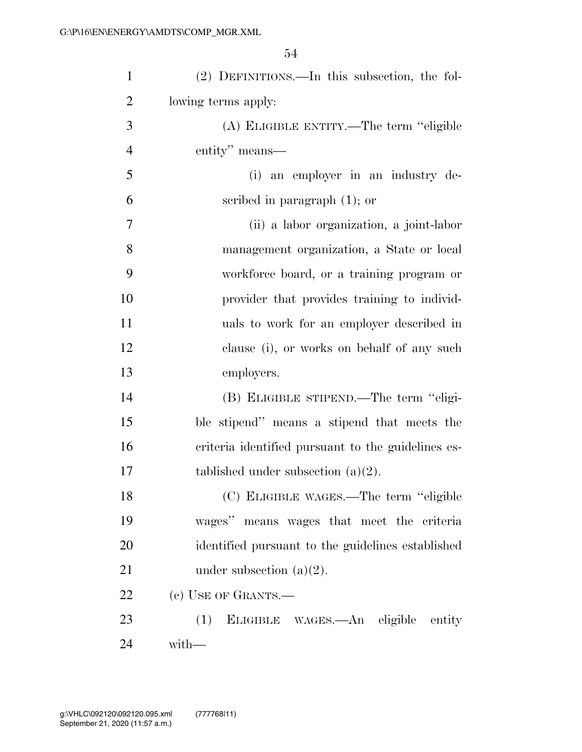(2) DEFINITIONS.—In this subsection, the following terms apply:

(A) ELIGIBLE ENTITY.—The term "eligible entity" means—

(i) an employer in an industry described in paragraph (1); or

(ii) a labor organization, a joint-labor management organization, a State or local workforce board, or a training program or provider that provides training to individuals to work for an employer described in clause (i), or works on behalf of any such employers.

(B) ELIGIBLE STIPEND.—The term "eligible stipend" means a stipend that meets the criteria identified pursuant to the guidelines established under subsection (a)(2).

(C) ELIGIBLE WAGES.—The term "eligible wages" means wages that meet the criteria identified pursuant to the guidelines established under subsection (a)(2).

(c) USE OF GRANTS.—

(1) ELIGIBLE WAGES.—An eligible entity with—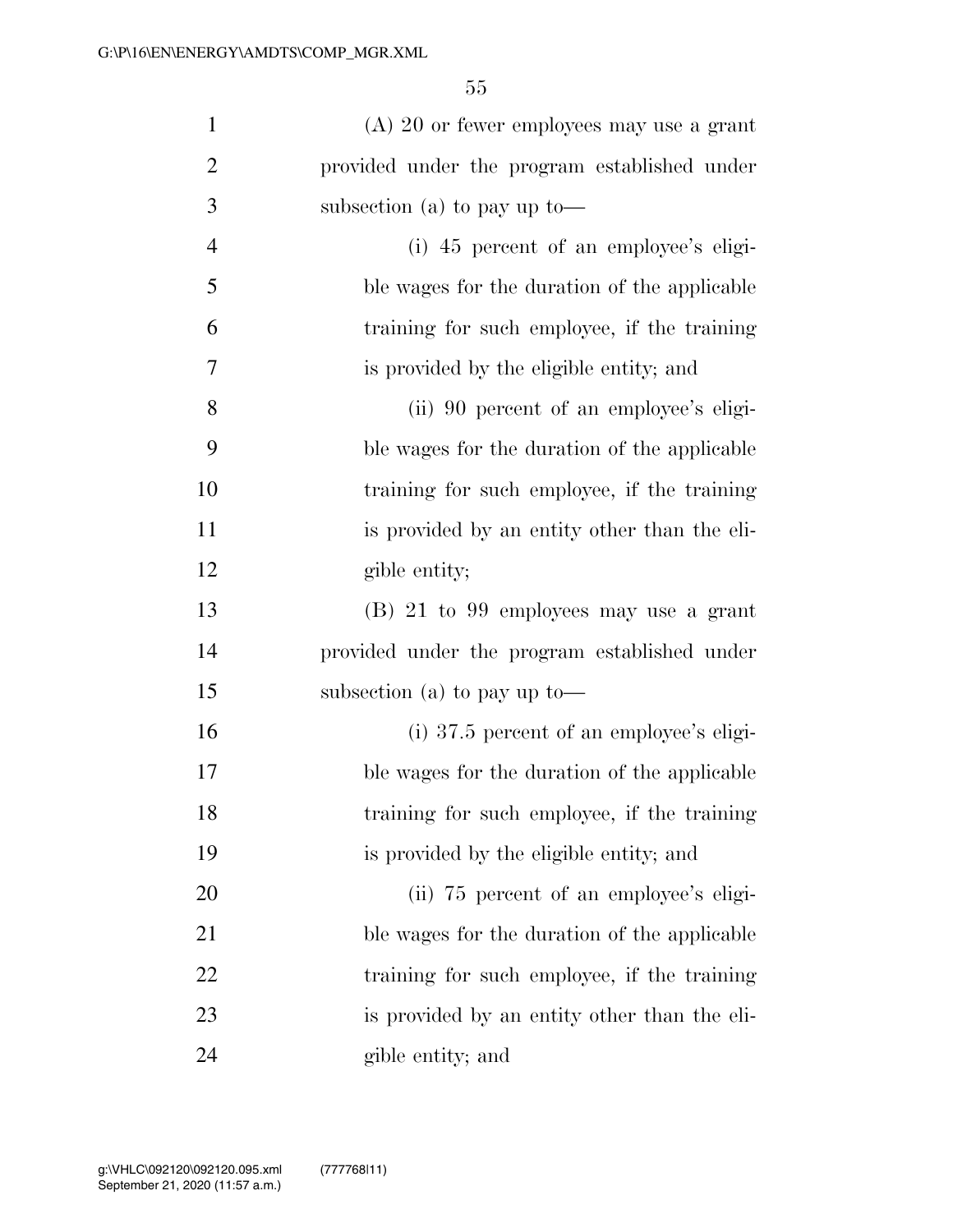(A) 20 or fewer employees may use a grant provided under the program established under subsection (a) to pay up to—

(i) 45 percent of an employee's eligible wages for the duration of the applicable training for such employee, if the training is provided by the eligible entity; and

(ii) 90 percent of an employee's eligible wages for the duration of the applicable training for such employee, if the training is provided by an entity other than the eligible entity;

(B) 21 to 99 employees may use a grant provided under the program established under subsection (a) to pay up to—

(i) 37.5 percent of an employee's eligible wages for the duration of the applicable training for such employee, if the training is provided by the eligible entity; and

(ii) 75 percent of an employee's eligible wages for the duration of the applicable training for such employee, if the training is provided by an entity other than the eligible entity; and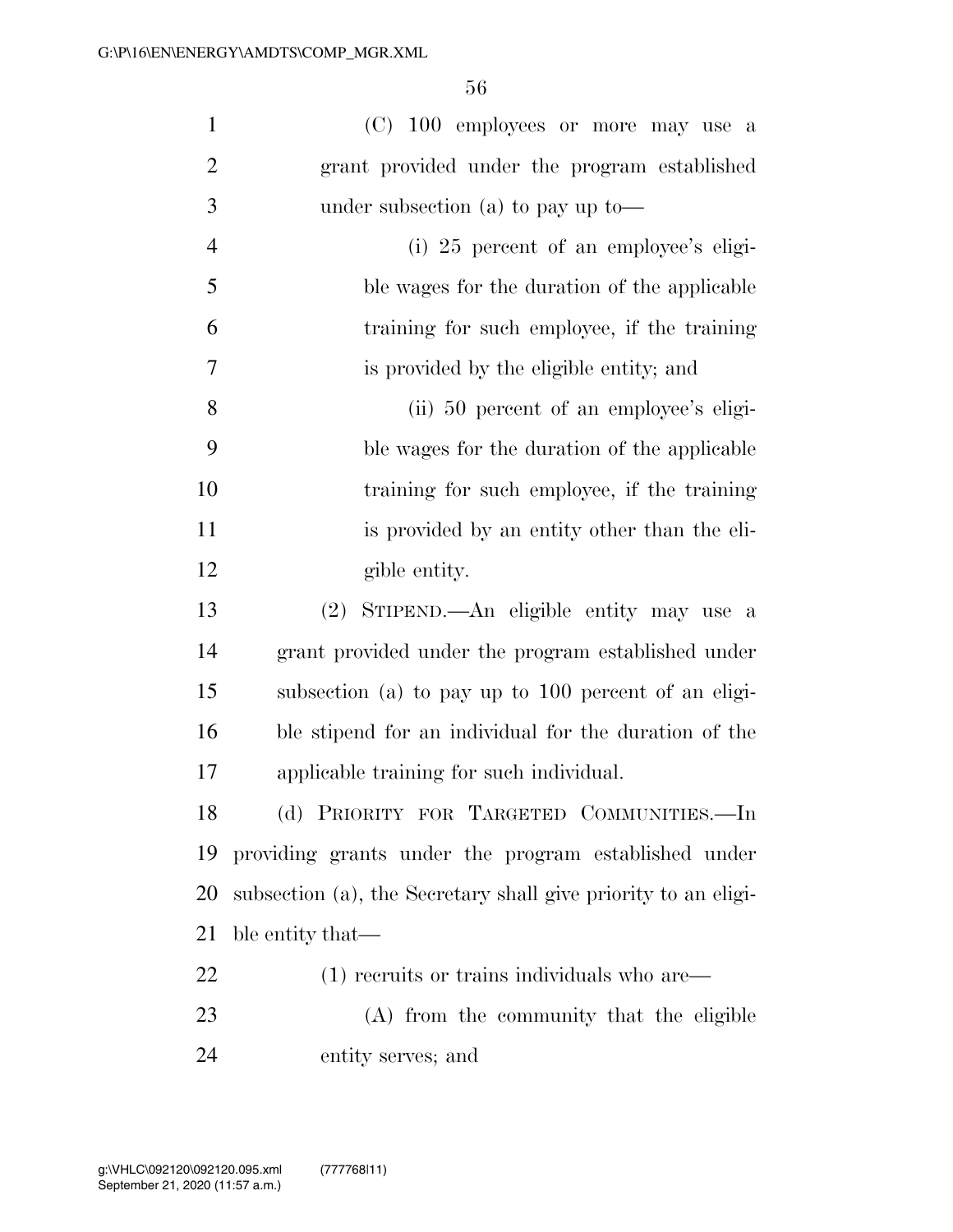(C) 100 employees or more may use a grant provided under the program established under subsection (a) to pay up to—

(i) 25 percent of an employee's eligible wages for the duration of the applicable training for such employee, if the training is provided by the eligible entity; and

(ii) 50 percent of an employee's eligible wages for the duration of the applicable training for such employee, if the training is provided by an entity other than the eligible entity.

(2) STIPEND.—An eligible entity may use a grant provided under the program established under subsection (a) to pay up to 100 percent of an eligible stipend for an individual for the duration of the applicable training for such individual.

(d) PRIORITY FOR TARGETED COMMUNITIES.—In providing grants under the program established under subsection (a), the Secretary shall give priority to an eligible entity that—

(1) recruits or trains individuals who are—

(A) from the community that the eligible entity serves; and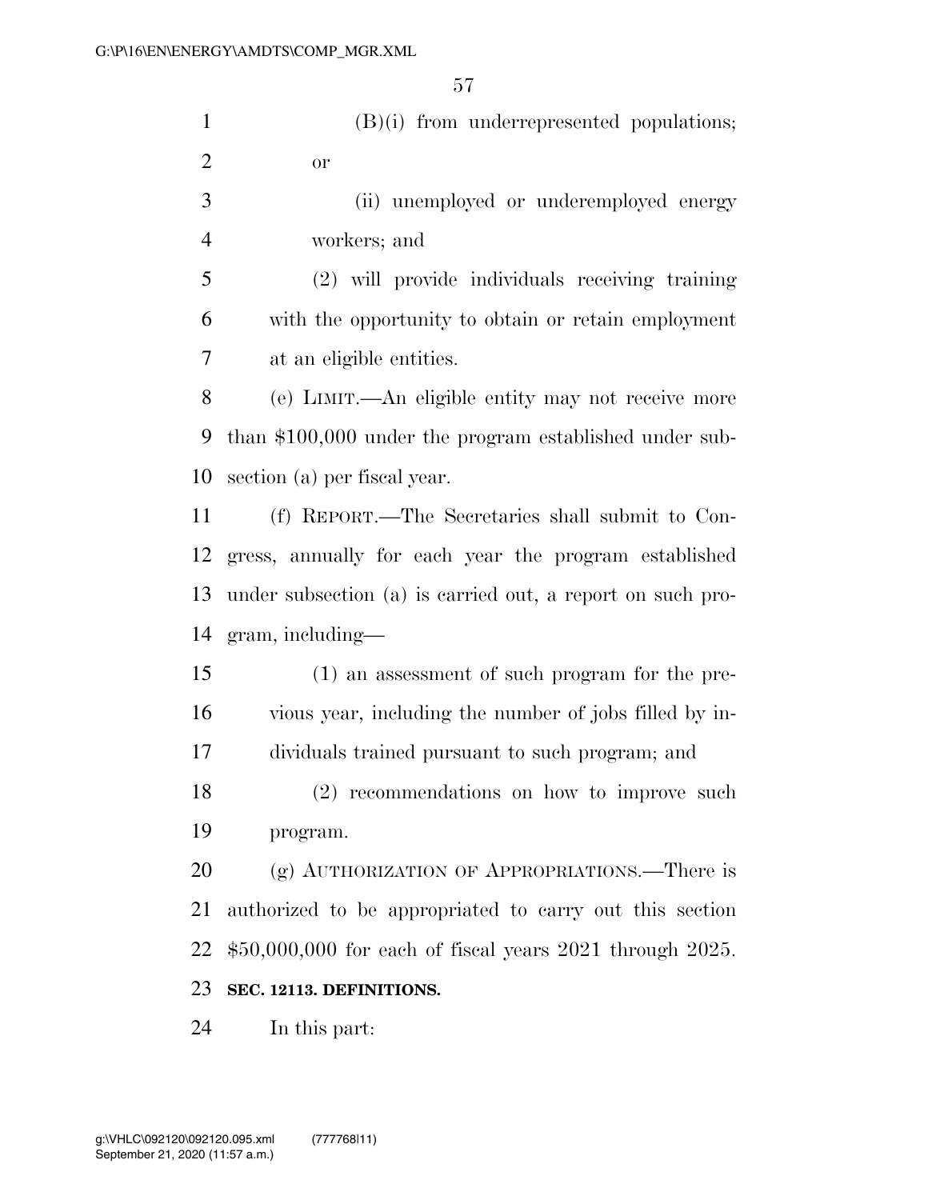(B)(i) from underrepresented populations; or

(ii) unemployed or underemployed energy workers; and

(2) will provide individuals receiving training with the opportunity to obtain or retain employment at an eligible entities.

(e) LIMIT.—An eligible entity may not receive more than $100,000 under the program established under subsection (a) per fiscal year.

(f) REPORT.—The Secretaries shall submit to Congress, annually for each year the program established under subsection (a) is carried out, a report on such program, including—

(1) an assessment of such program for the previous year, including the number of jobs filled by individuals trained pursuant to such program; and

(2) recommendations on how to improve such program.

(g) AUTHORIZATION OF APPROPRIATIONS.—There is authorized to be appropriated to carry out this section $50,000,000 for each of fiscal years 2021 through 2025.

**SEC. 12113. DEFINITIONS.**

In this part: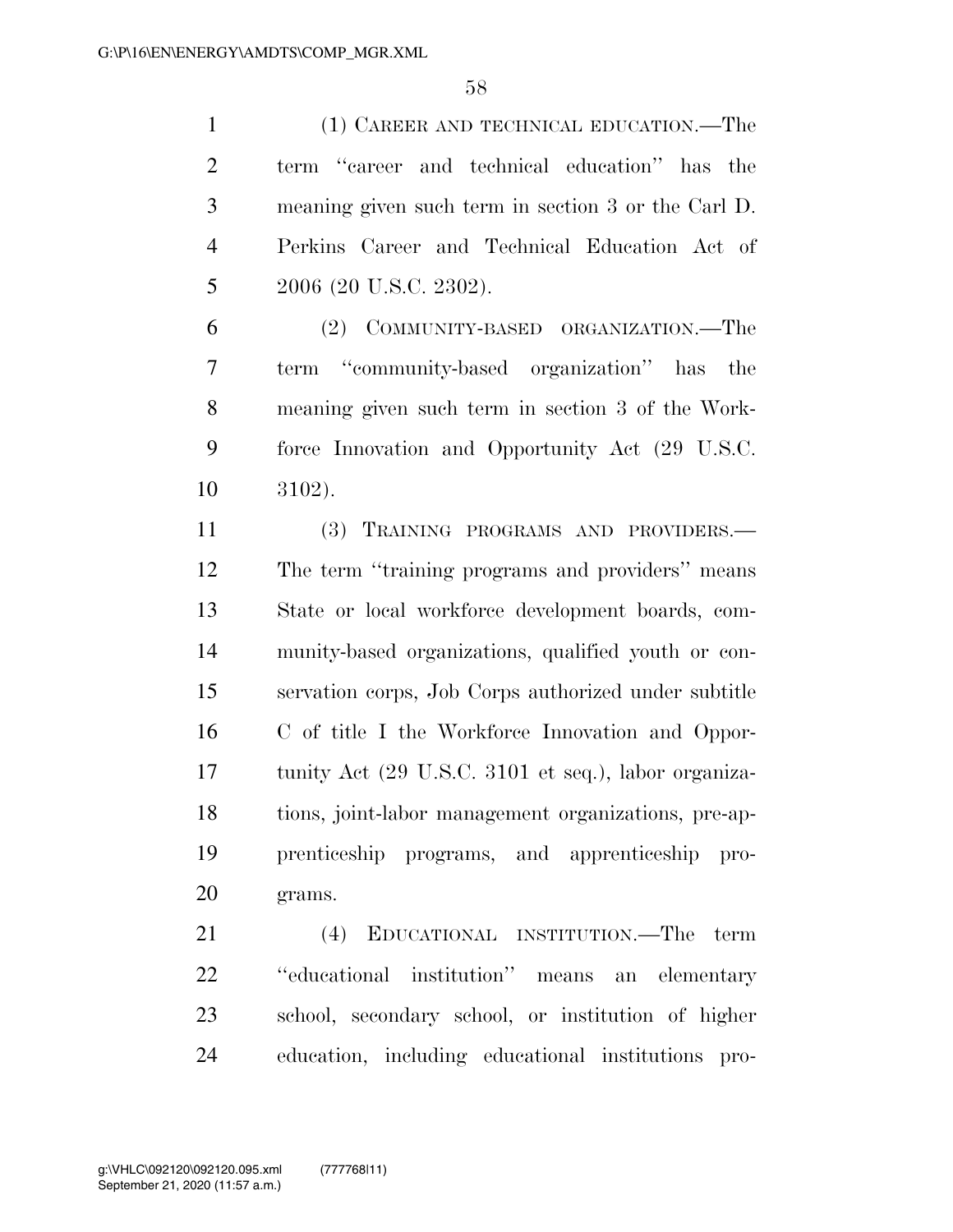(1) Career and technical education.—The term "career and technical education" has the meaning given such term in section 3 or the Carl D. Perkins Career and Technical Education Act of 2006 (20 U.S.C. 2302).

(2) Community-based organization.—The term "community-based organization" has the meaning given such term in section 3 of the Workforce Innovation and Opportunity Act (29 U.S.C. 3102).

(3) Training programs and providers.—The term "training programs and providers" means State or local workforce development boards, community-based organizations, qualified youth or conservation corps, Job Corps authorized under subtitle C of title I the Workforce Innovation and Opportunity Act (29 U.S.C. 3101 et seq.), labor organizations, joint-labor management organizations, pre-apprenticeship programs, and apprenticeship programs.

(4) Educational institution.—The term "educational institution" means an elementary school, secondary school, or institution of higher education, including educational institutions pro-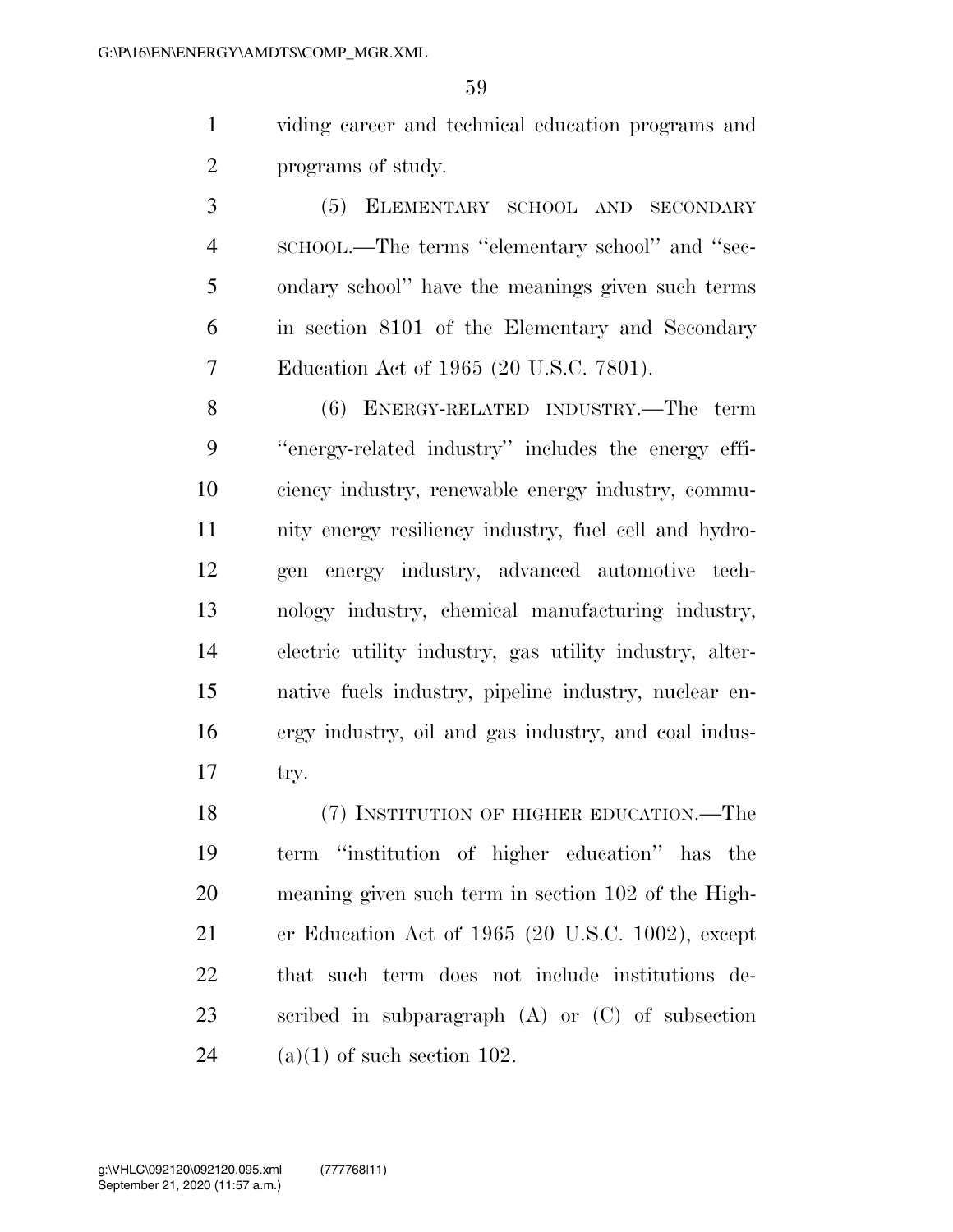viding career and technical education programs and programs of study.

(5) ELEMENTARY SCHOOL AND SECONDARY SCHOOL.—The terms ''elementary school'' and ''secondary school'' have the meanings given such terms in section 8101 of the Elementary and Secondary Education Act of 1965 (20 U.S.C. 7801).

(6) ENERGY-RELATED INDUSTRY.—The term ''energy-related industry'' includes the energy efficiency industry, renewable energy industry, community energy resiliency industry, fuel cell and hydrogen energy industry, advanced automotive technology industry, chemical manufacturing industry, electric utility industry, gas utility industry, alternative fuels industry, pipeline industry, nuclear energy industry, oil and gas industry, and coal industry.

(7) INSTITUTION OF HIGHER EDUCATION.—The term ''institution of higher education'' has the meaning given such term in section 102 of the Higher Education Act of 1965 (20 U.S.C. 1002), except that such term does not include institutions described in subparagraph (A) or (C) of subsection (a)(1) of such section 102.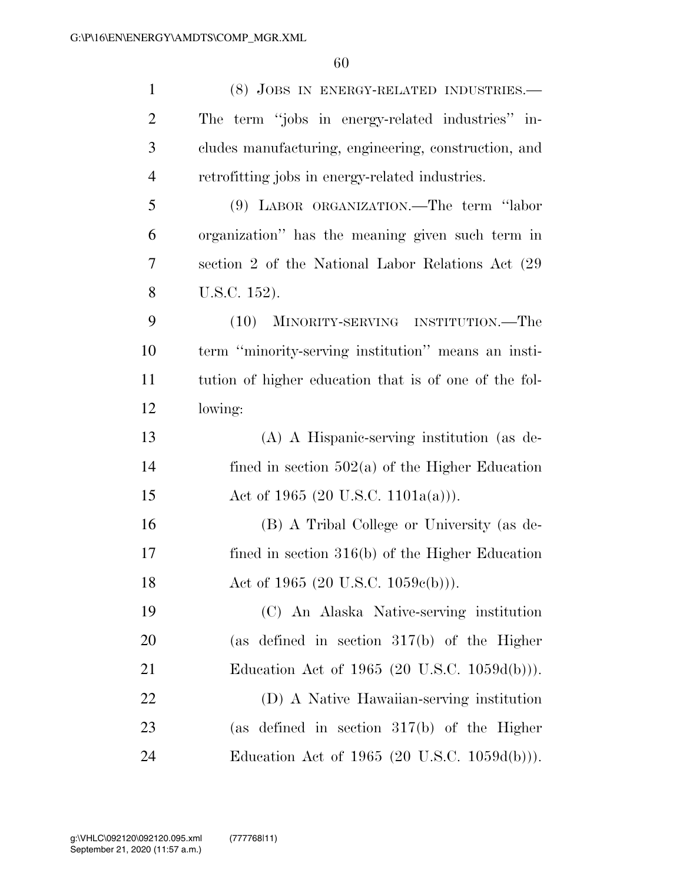(8) JOBS IN ENERGY-RELATED INDUSTRIES.—The term ''jobs in energy-related industries'' includes manufacturing, engineering, construction, and retrofitting jobs in energy-related industries.

(9) LABOR ORGANIZATION.—The term ''labor organization'' has the meaning given such term in section 2 of the National Labor Relations Act (29 U.S.C. 152).

(10) MINORITY-SERVING INSTITUTION.—The term ''minority-serving institution'' means an institution of higher education that is of one of the following:

(A) A Hispanic-serving institution (as defined in section 502(a) of the Higher Education Act of 1965 (20 U.S.C. 1101a(a))).

(B) A Tribal College or University (as defined in section 316(b) of the Higher Education Act of 1965 (20 U.S.C. 1059c(b))).

(C) An Alaska Native-serving institution (as defined in section 317(b) of the Higher Education Act of 1965 (20 U.S.C. 1059d(b))).

(D) A Native Hawaiian-serving institution (as defined in section 317(b) of the Higher Education Act of 1965 (20 U.S.C. 1059d(b))).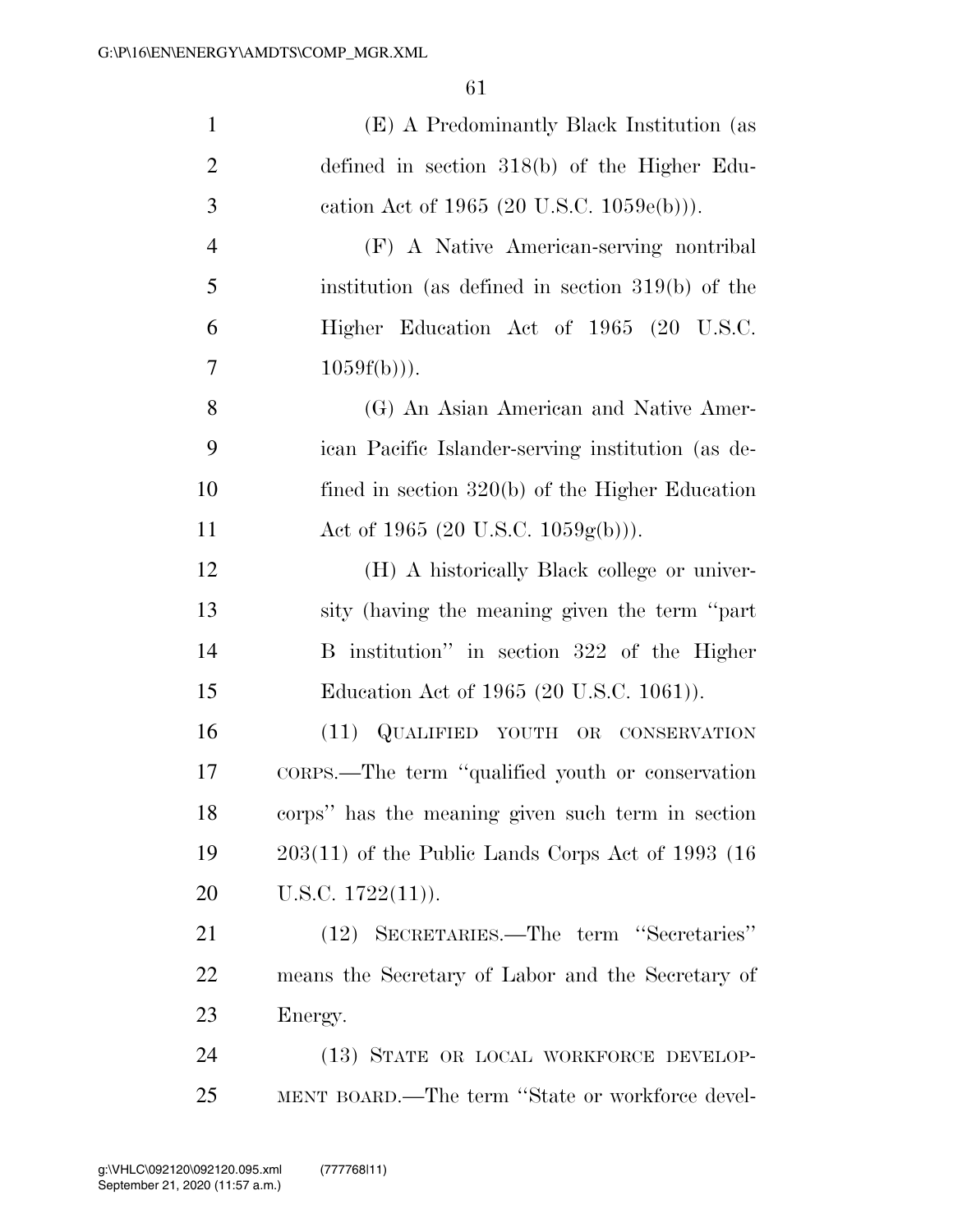(E) A Predominantly Black Institution (as defined in section 318(b) of the Higher Education Act of 1965 (20 U.S.C. 1059e(b))).

(F) A Native American-serving nontribal institution (as defined in section 319(b) of the Higher Education Act of 1965 (20 U.S.C. 1059f(b))).

(G) An Asian American and Native American Pacific Islander-serving institution (as defined in section 320(b) of the Higher Education Act of 1965 (20 U.S.C. 1059g(b))).

(H) A historically Black college or university (having the meaning given the term ''part B institution'' in section 322 of the Higher Education Act of 1965 (20 U.S.C. 1061)).

(11) QUALIFIED YOUTH OR CONSERVATION CORPS.—The term ''qualified youth or conservation corps'' has the meaning given such term in section 203(11) of the Public Lands Corps Act of 1993 (16 U.S.C. 1722(11)).

(12) SECRETARIES.—The term ''Secretaries'' means the Secretary of Labor and the Secretary of Energy.

(13) STATE OR LOCAL WORKFORCE DEVELOPMENT BOARD.—The term ''State or workforce devel-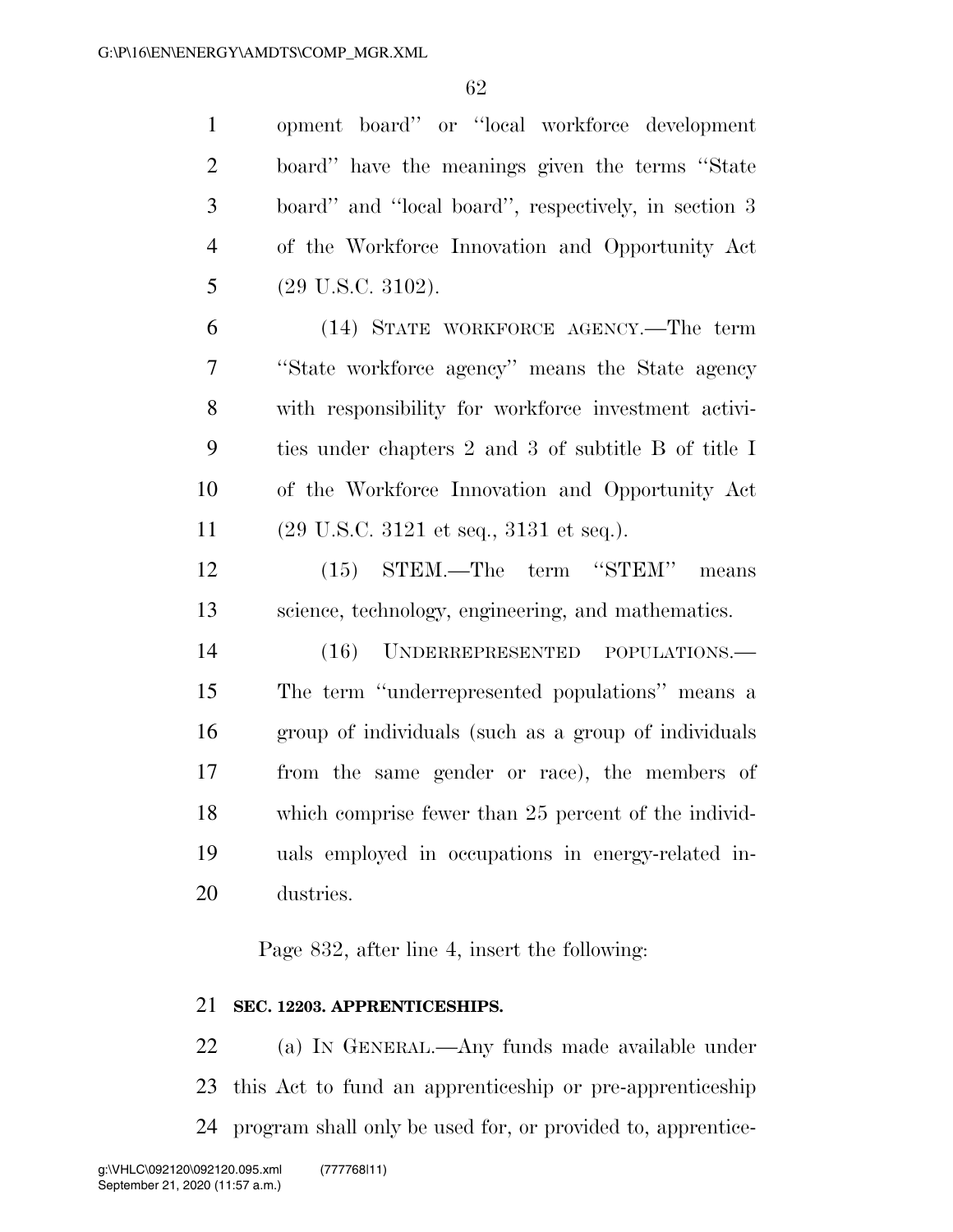opment board'' or ''local workforce development board'' have the meanings given the terms ''State board'' and ''local board'', respectively, in section 3 of the Workforce Innovation and Opportunity Act (29 U.S.C. 3102).

(14) STATE WORKFORCE AGENCY.—The term ''State workforce agency'' means the State agency with responsibility for workforce investment activities under chapters 2 and 3 of subtitle B of title I of the Workforce Innovation and Opportunity Act (29 U.S.C. 3121 et seq., 3131 et seq.).

(15) STEM.—The term ''STEM'' means science, technology, engineering, and mathematics.

(16) UNDERREPRESENTED POPULATIONS.—The term ''underrepresented populations'' means a group of individuals (such as a group of individuals from the same gender or race), the members of which comprise fewer than 25 percent of the individuals employed in occupations in energy-related industries.

Page 832, after line 4, insert the following:

**SEC. 12203. APPRENTICESHIPS.**

(a) IN GENERAL.—Any funds made available under this Act to fund an apprenticeship or pre-apprenticeship program shall only be used for, or provided to, apprentice-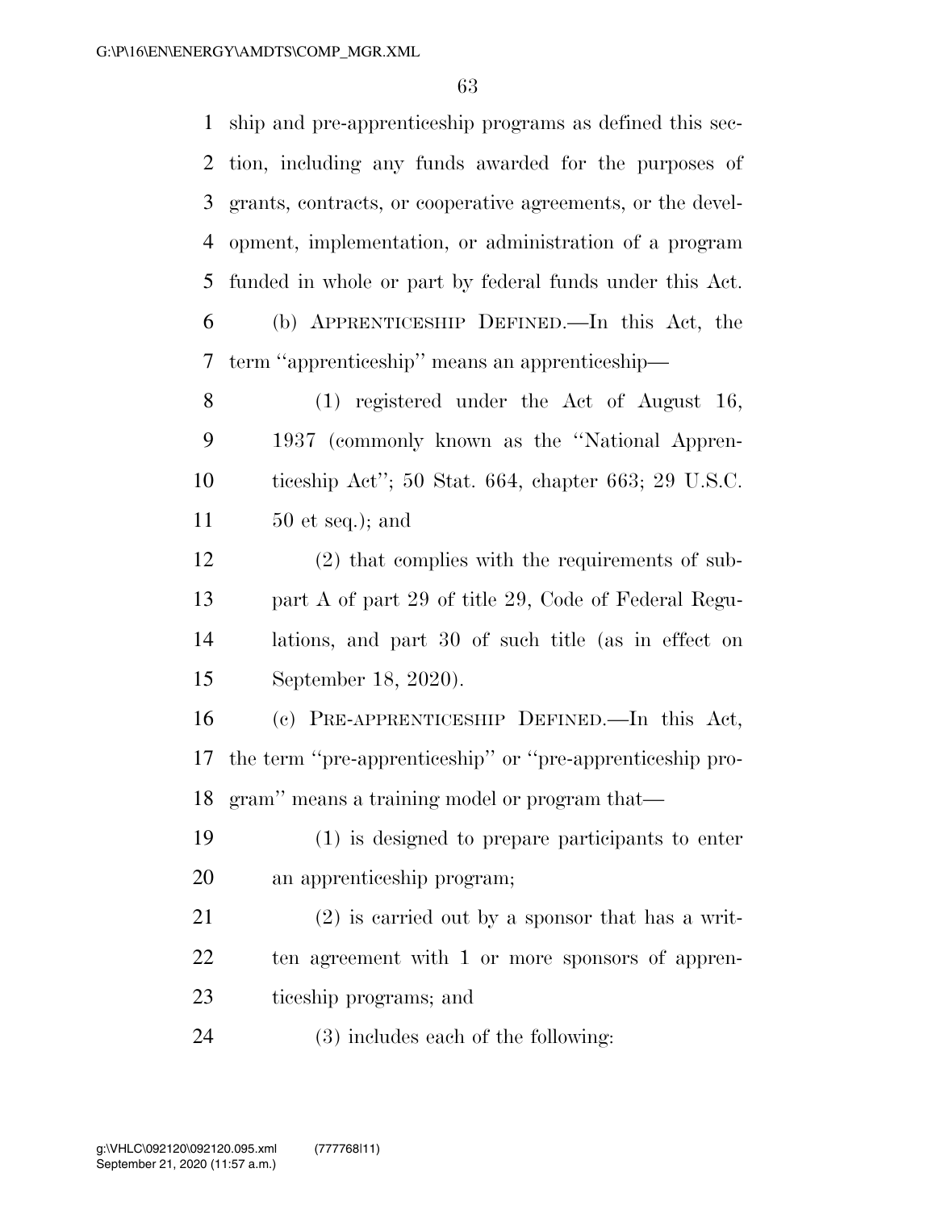ship and pre-apprenticeship programs as defined this section, including any funds awarded for the purposes of grants, contracts, or cooperative agreements, or the development, implementation, or administration of a program funded in whole or part by federal funds under this Act.

(b) APPRENTICESHIP DEFINED.—In this Act, the term "apprenticeship" means an apprenticeship—

(1) registered under the Act of August 16, 1937 (commonly known as the "National Apprenticeship Act"; 50 Stat. 664, chapter 663; 29 U.S.C. 50 et seq.); and

(2) that complies with the requirements of subpart A of part 29 of title 29, Code of Federal Regulations, and part 30 of such title (as in effect on September 18, 2020).

(c) PRE-APPRENTICESHIP DEFINED.—In this Act, the term "pre-apprenticeship" or "pre-apprenticeship program" means a training model or program that—

(1) is designed to prepare participants to enter an apprenticeship program;

(2) is carried out by a sponsor that has a written agreement with 1 or more sponsors of apprenticeship programs; and

(3) includes each of the following: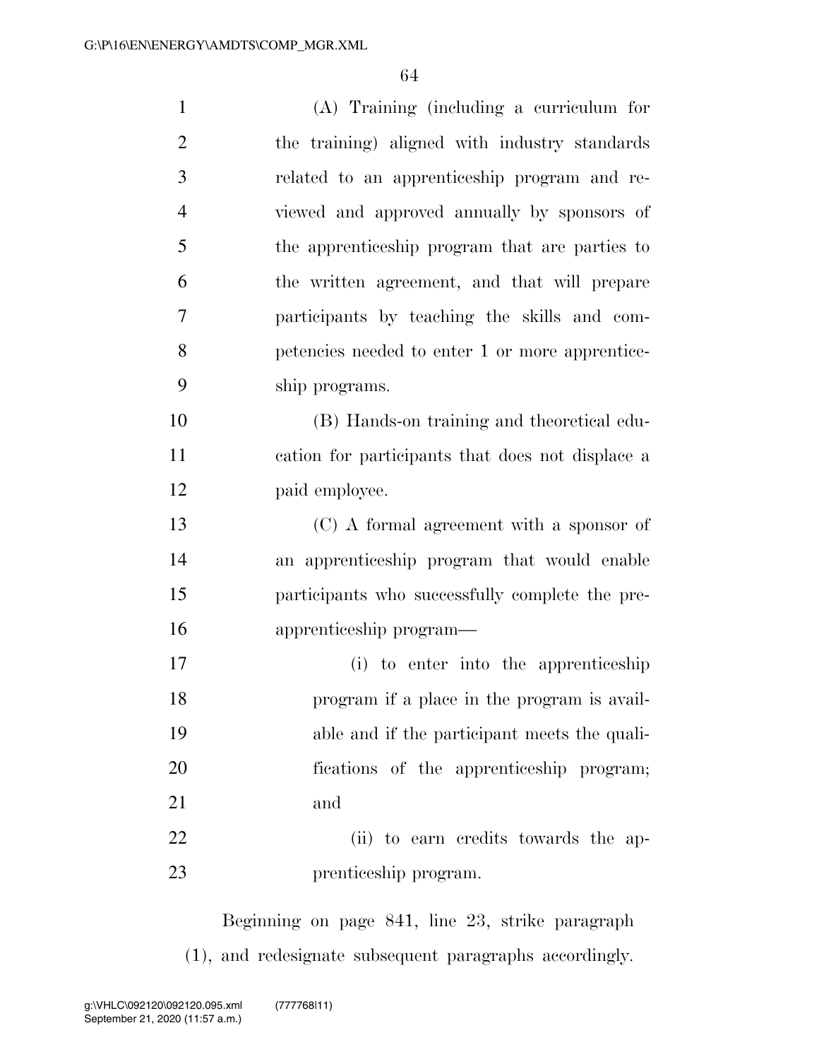(A) Training (including a curriculum for the training) aligned with industry standards related to an apprenticeship program and reviewed and approved annually by sponsors of the apprenticeship program that are parties to the written agreement, and that will prepare participants by teaching the skills and competencies needed to enter 1 or more apprenticeship programs.

(B) Hands-on training and theoretical education for participants that does not displace a paid employee.

(C) A formal agreement with a sponsor of an apprenticeship program that would enable participants who successfully complete the pre-apprenticeship program—

(i) to enter into the apprenticeship program if a place in the program is available and if the participant meets the qualifications of the apprenticeship program; and

(ii) to earn credits towards the apprenticeship program.

Beginning on page 841, line 23, strike paragraph (1), and redesignate subsequent paragraphs accordingly.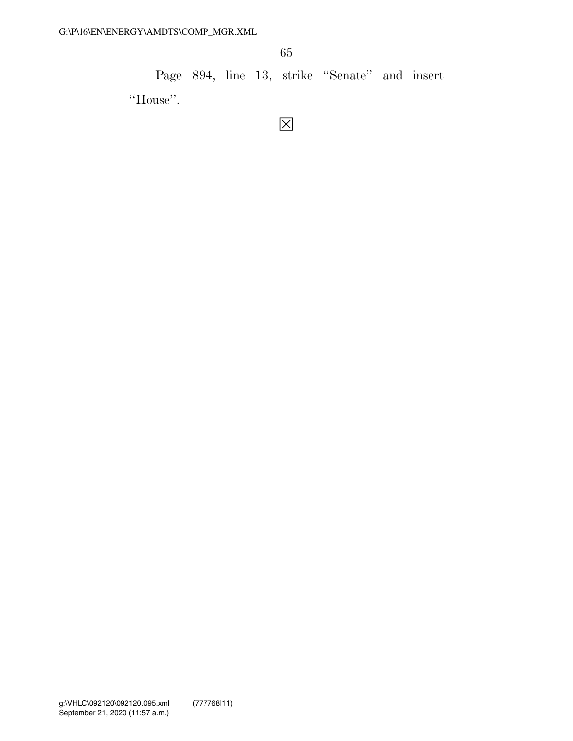Page 894, line 13, strike "Senate" and insert "House".

☒